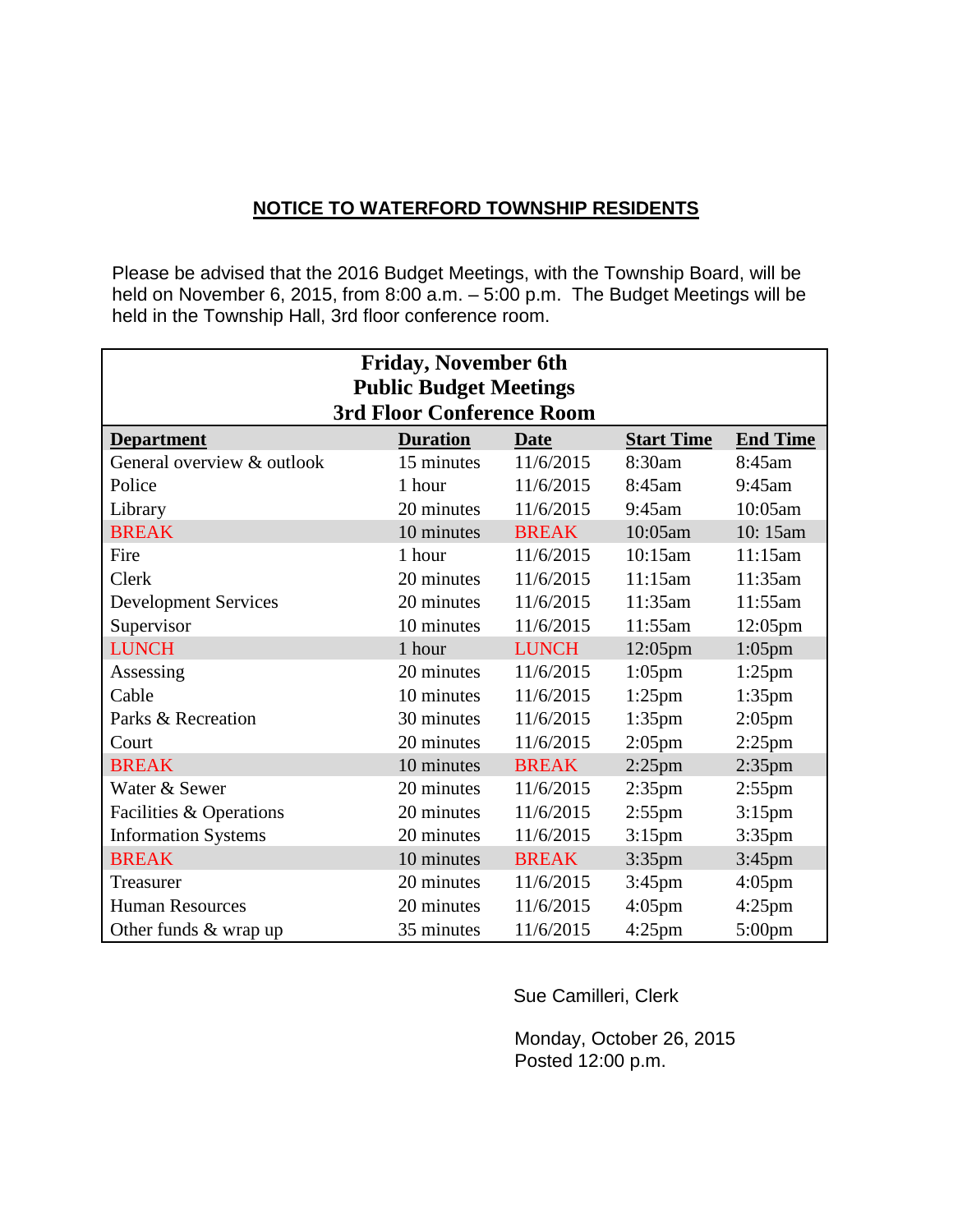# NOTICE TO WATERFORD TOWNSHIP RESIDENTS

Please be advised that the 2016 Budget Meetings, with the Township Board, will be held on November 6, 2015, from 8:00 a.m. – 5:00 p.m. The Budget Meetings will be held in the Township Hall, 3rd floor conference room.

**Friday, November 6th**
**Public Budget Meetings**
**3rd Floor Conference Room**

| Department | Duration | Date | Start Time | End Time |
|---|---|---|---|---|
| General overview & outlook | 15 minutes | 11/6/2015 | 8:30am | 8:45am |
| Police | 1 hour | 11/6/2015 | 8:45am | 9:45am |
| Library | 20 minutes | 11/6/2015 | 9:45am | 10:05am |
| BREAK | 10 minutes | BREAK | 10:05am | 10: 15am |
| Fire | 1 hour | 11/6/2015 | 10:15am | 11:15am |
| Clerk | 20 minutes | 11/6/2015 | 11:15am | 11:35am |
| Development Services | 20 minutes | 11/6/2015 | 11:35am | 11:55am |
| Supervisor | 10 minutes | 11/6/2015 | 11:55am | 12:05pm |
| LUNCH | 1 hour | LUNCH | 12:05pm | 1:05pm |
| Assessing | 20 minutes | 11/6/2015 | 1:05pm | 1:25pm |
| Cable | 10 minutes | 11/6/2015 | 1:25pm | 1:35pm |
| Parks & Recreation | 30 minutes | 11/6/2015 | 1:35pm | 2:05pm |
| Court | 20 minutes | 11/6/2015 | 2:05pm | 2:25pm |
| BREAK | 10 minutes | BREAK | 2:25pm | 2:35pm |
| Water & Sewer | 20 minutes | 11/6/2015 | 2:35pm | 2:55pm |
| Facilities & Operations | 20 minutes | 11/6/2015 | 2:55pm | 3:15pm |
| Information Systems | 20 minutes | 11/6/2015 | 3:15pm | 3:35pm |
| BREAK | 10 minutes | BREAK | 3:35pm | 3:45pm |
| Treasurer | 20 minutes | 11/6/2015 | 3:45pm | 4:05pm |
| Human Resources | 20 minutes | 11/6/2015 | 4:05pm | 4:25pm |
| Other funds & wrap up | 35 minutes | 11/6/2015 | 4:25pm | 5:00pm |

Sue Camilleri, Clerk

Monday, October 26, 2015
Posted 12:00 p.m.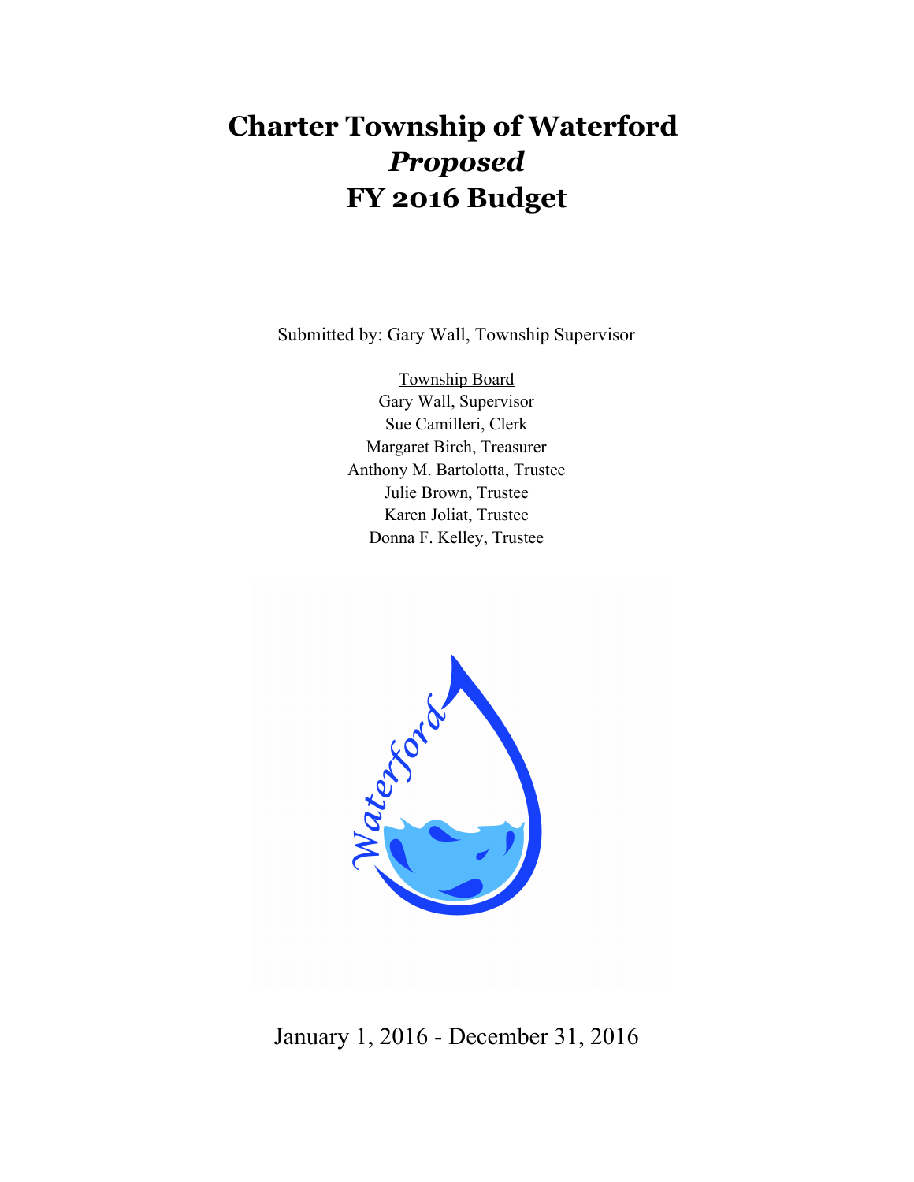# Charter Township of Waterford
# *Proposed*
# FY 2016 Budget

Submitted by: Gary Wall, Township Supervisor

Township Board
Gary Wall, Supervisor
Sue Camilleri, Clerk
Margaret Birch, Treasurer
Anthony M. Bartolotta, Trustee
Julie Brown, Trustee
Karen Joliat, Trustee
Donna F. Kelley, Trustee

January 1, 2016 - December 31, 2016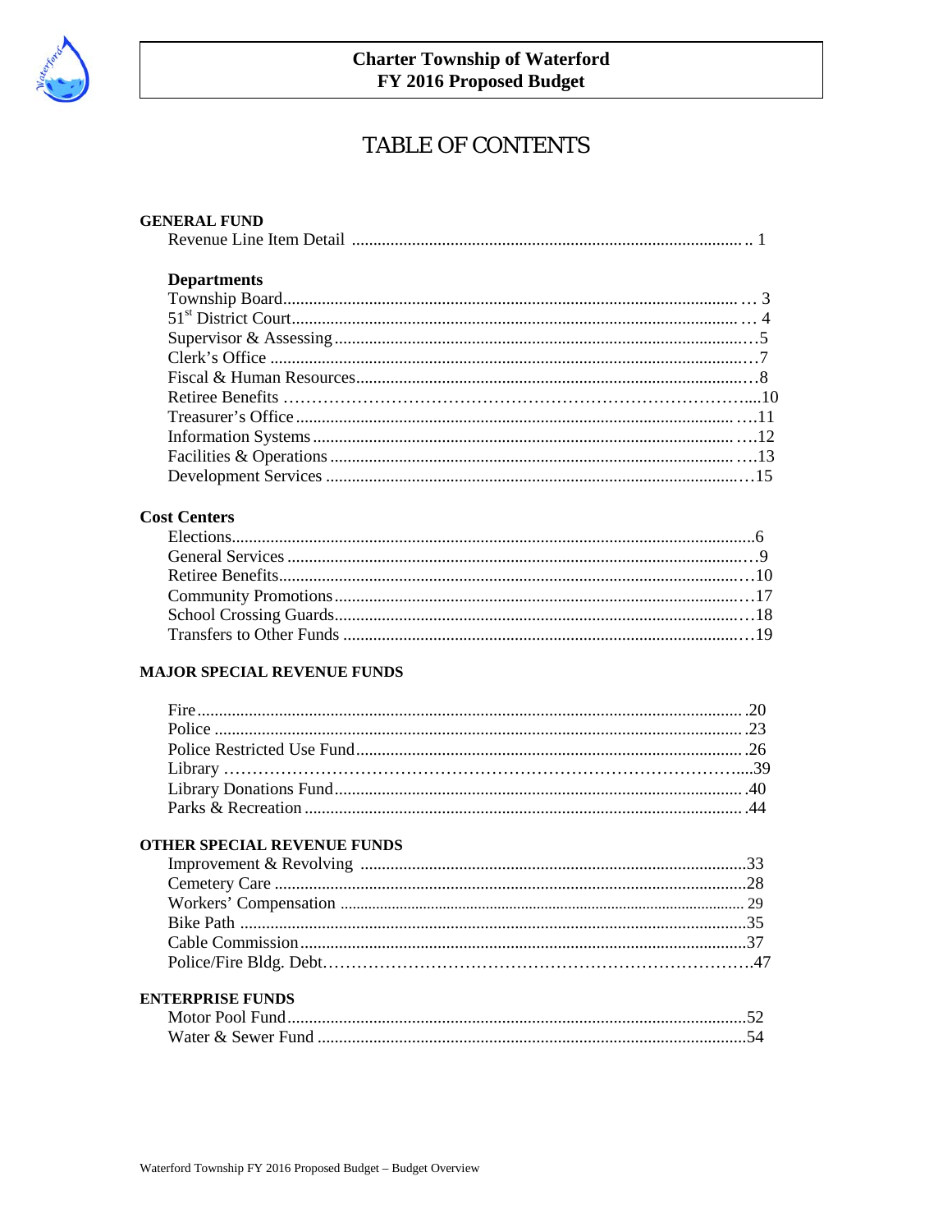**Charter Township of Waterford**
**FY 2016 Proposed Budget**

# TABLE OF CONTENTS

## GENERAL FUND

Revenue Line Item Detail .......... 1

### Departments

Township Board .......... 3
51st District Court .......... 4
Supervisor & Assessing .......... 5
Clerk's Office .......... 7
Fiscal & Human Resources .......... 8
Retiree Benefits .......... 10
Treasurer's Office .......... 11
Information Systems .......... 12
Facilities & Operations .......... 13
Development Services .......... 15

### Cost Centers

Elections .......... 6
General Services .......... 9
Retiree Benefits .......... 10
Community Promotions .......... 17
School Crossing Guards .......... 18
Transfers to Other Funds .......... 19

## MAJOR SPECIAL REVENUE FUNDS

Fire .......... 20
Police .......... 23
Police Restricted Use Fund .......... 26
Library .......... 39
Library Donations Fund .......... 40
Parks & Recreation .......... 44

## OTHER SPECIAL REVENUE FUNDS

Improvement & Revolving .......... 33
Cemetery Care .......... 28
Workers' Compensation .......... 29
Bike Path .......... 35
Cable Commission .......... 37
Police/Fire Bldg. Debt .......... 47

## ENTERPRISE FUNDS

Motor Pool Fund .......... 52
Water & Sewer Fund .......... 54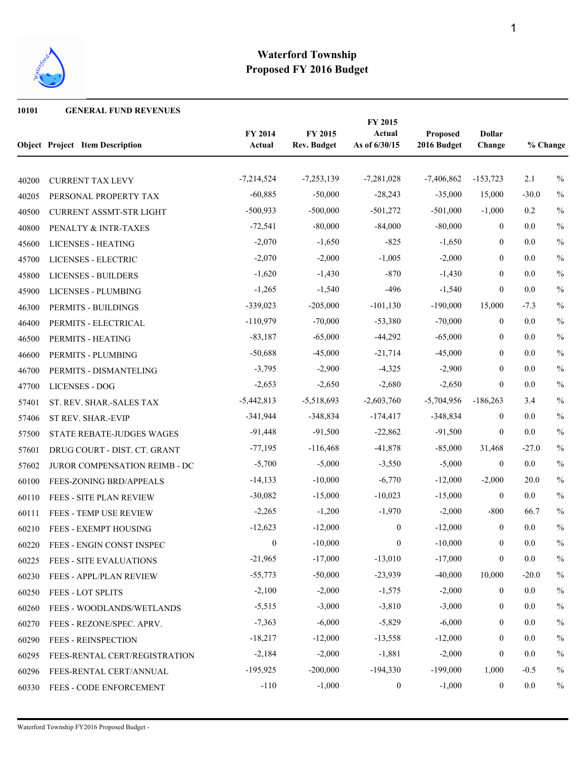# Waterford Township
## Proposed FY 2016 Budget

**10101 GENERAL FUND REVENUES**

| Object | Project | Item Description | FY 2014 Actual | FY 2015 Rev. Budget | FY 2015 Actual As of 6/30/15 | Proposed 2016 Budget | Dollar Change | % Change | |
|---|---|---|---|---|---|---|---|---|---|
| 40200 | | CURRENT TAX LEVY | -7,214,524 | -7,253,139 | -7,281,028 | -7,406,862 | -153,723 | 2.1 | % |
| 40205 | | PERSONAL PROPERTY TAX | -60,885 | -50,000 | -28,243 | -35,000 | 15,000 | -30.0 | % |
| 40500 | | CURRENT ASSMT-STR LIGHT | -500,933 | -500,000 | -501,272 | -501,000 | -1,000 | 0.2 | % |
| 40800 | | PENALTY & INTR-TAXES | -72,541 | -80,000 | -84,000 | -80,000 | 0 | 0.0 | % |
| 45600 | | LICENSES - HEATING | -2,070 | -1,650 | -825 | -1,650 | 0 | 0.0 | % |
| 45700 | | LICENSES - ELECTRIC | -2,070 | -2,000 | -1,005 | -2,000 | 0 | 0.0 | % |
| 45800 | | LICENSES - BUILDERS | -1,620 | -1,430 | -870 | -1,430 | 0 | 0.0 | % |
| 45900 | | LICENSES - PLUMBING | -1,265 | -1,540 | -496 | -1,540 | 0 | 0.0 | % |
| 46300 | | PERMITS - BUILDINGS | -339,023 | -205,000 | -101,130 | -190,000 | 15,000 | -7.3 | % |
| 46400 | | PERMITS - ELECTRICAL | -110,979 | -70,000 | -53,380 | -70,000 | 0 | 0.0 | % |
| 46500 | | PERMITS - HEATING | -83,187 | -65,000 | -44,292 | -65,000 | 0 | 0.0 | % |
| 46600 | | PERMITS - PLUMBING | -50,688 | -45,000 | -21,714 | -45,000 | 0 | 0.0 | % |
| 46700 | | PERMITS - DISMANTELING | -3,795 | -2,900 | -4,325 | -2,900 | 0 | 0.0 | % |
| 47700 | | LICENSES - DOG | -2,653 | -2,650 | -2,680 | -2,650 | 0 | 0.0 | % |
| 57401 | | ST. REV. SHAR.-SALES TAX | -5,442,813 | -5,518,693 | -2,603,760 | -5,704,956 | -186,263 | 3.4 | % |
| 57406 | | ST REV. SHAR.-EVIP | -341,944 | -348,834 | -174,417 | -348,834 | 0 | 0.0 | % |
| 57500 | | STATE REBATE-JUDGES WAGES | -91,448 | -91,500 | -22,862 | -91,500 | 0 | 0.0 | % |
| 57601 | | DRUG COURT - DIST. CT. GRANT | -77,195 | -116,468 | -41,878 | -85,000 | 31,468 | -27.0 | % |
| 57602 | | JUROR COMPENSATION REIMB - DC | -5,700 | -5,000 | -3,550 | -5,000 | 0 | 0.0 | % |
| 60100 | | FEES-ZONING BRD/APPEALS | -14,133 | -10,000 | -6,770 | -12,000 | -2,000 | 20.0 | % |
| 60110 | | FEES - SITE PLAN REVIEW | -30,082 | -15,000 | -10,023 | -15,000 | 0 | 0.0 | % |
| 60111 | | FEES - TEMP USE REVIEW | -2,265 | -1,200 | -1,970 | -2,000 | -800 | 66.7 | % |
| 60210 | | FEES - EXEMPT HOUSING | -12,623 | -12,000 | 0 | -12,000 | 0 | 0.0 | % |
| 60220 | | FEES - ENGIN CONST INSPEC | 0 | -10,000 | 0 | -10,000 | 0 | 0.0 | % |
| 60225 | | FEES - SITE EVALUATIONS | -21,965 | -17,000 | -13,010 | -17,000 | 0 | 0.0 | % |
| 60230 | | FEES - APPL/PLAN REVIEW | -55,773 | -50,000 | -23,939 | -40,000 | 10,000 | -20.0 | % |
| 60250 | | FEES - LOT SPLITS | -2,100 | -2,000 | -1,575 | -2,000 | 0 | 0.0 | % |
| 60260 | | FEES - WOODLANDS/WETLANDS | -5,515 | -3,000 | -3,810 | -3,000 | 0 | 0.0 | % |
| 60270 | | FEES - REZONE/SPEC. APRV. | -7,363 | -6,000 | -5,829 | -6,000 | 0 | 0.0 | % |
| 60290 | | FEES - REINSPECTION | -18,217 | -12,000 | -13,558 | -12,000 | 0 | 0.0 | % |
| 60295 | | FEES-RENTAL CERT/REGISTRATION | -2,184 | -2,000 | -1,881 | -2,000 | 0 | 0.0 | % |
| 60296 | | FEES-RENTAL CERT/ANNUAL | -195,925 | -200,000 | -194,330 | -199,000 | 1,000 | -0.5 | % |
| 60330 | | FEES - CODE ENFORCEMENT | -110 | -1,000 | 0 | -1,000 | 0 | 0.0 | % |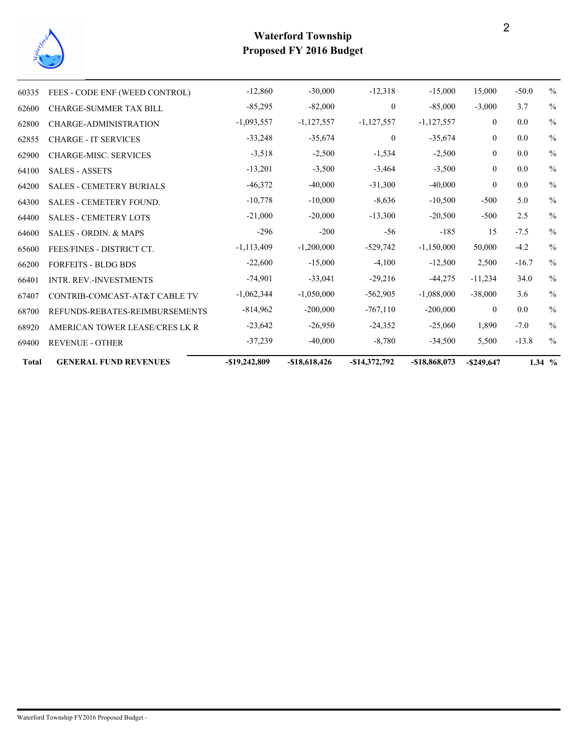# Waterford Township
## Proposed FY 2016 Budget

| | | | | | | | | |
|---|---|---|---|---|---|---|---|---|
| 60335 | FEES - CODE ENF (WEED CONTROL) | -12,860 | -30,000 | -12,318 | -15,000 | 15,000 | -50.0 | % |
| 62600 | CHARGE-SUMMER TAX BILL | -85,295 | -82,000 | 0 | -85,000 | -3,000 | 3.7 | % |
| 62800 | CHARGE-ADMINISTRATION | -1,093,557 | -1,127,557 | -1,127,557 | -1,127,557 | 0 | 0.0 | % |
| 62855 | CHARGE - IT SERVICES | -33,248 | -35,674 | 0 | -35,674 | 0 | 0.0 | % |
| 62900 | CHARGE-MISC. SERVICES | -3,518 | -2,500 | -1,534 | -2,500 | 0 | 0.0 | % |
| 64100 | SALES - ASSETS | -13,201 | -3,500 | -3,464 | -3,500 | 0 | 0.0 | % |
| 64200 | SALES - CEMETERY BURIALS | -46,372 | -40,000 | -31,300 | -40,000 | 0 | 0.0 | % |
| 64300 | SALES - CEMETERY FOUND. | -10,778 | -10,000 | -8,636 | -10,500 | -500 | 5.0 | % |
| 64400 | SALES - CEMETERY LOTS | -21,000 | -20,000 | -13,300 | -20,500 | -500 | 2.5 | % |
| 64600 | SALES - ORDIN. & MAPS | -296 | -200 | -56 | -185 | 15 | -7.5 | % |
| 65600 | FEES/FINES - DISTRICT CT. | -1,113,409 | -1,200,000 | -529,742 | -1,150,000 | 50,000 | -4.2 | % |
| 66200 | FORFEITS - BLDG BDS | -22,600 | -15,000 | -4,100 | -12,500 | 2,500 | -16.7 | % |
| 66401 | INTR. REV.-INVESTMENTS | -74,901 | -33,041 | -29,216 | -44,275 | -11,234 | 34.0 | % |
| 67407 | CONTRIB-COMCAST-AT&T CABLE TV | -1,062,344 | -1,050,000 | -562,905 | -1,088,000 | -38,000 | 3.6 | % |
| 68700 | REFUNDS-REBATES-REIMBURSEMENTS | -814,962 | -200,000 | -767,110 | -200,000 | 0 | 0.0 | % |
| 68920 | AMERICAN TOWER LEASE/CRES LK R | -23,642 | -26,950 | -24,352 | -25,060 | 1,890 | -7.0 | % |
| 69400 | REVENUE - OTHER | -37,239 | -40,000 | -8,780 | -34,500 | 5,500 | -13.8 | % |
| **Total** | **GENERAL FUND REVENUES** | **-$19,242,809** | **-$18,618,426** | **-$14,372,792** | **-$18,868,073** | **-$249,647** | **1.34** | **%** |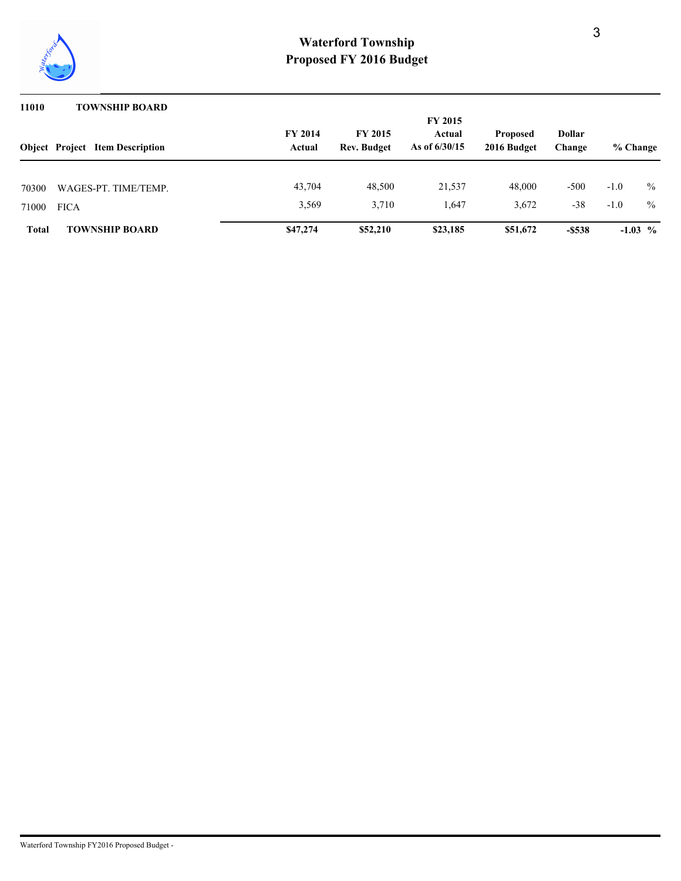# Waterford Township
## Proposed FY 2016 Budget

**11010 TOWNSHIP BOARD**

| Object | Project | Item Description | FY 2014 Actual | FY 2015 Rev. Budget | FY 2015 Actual As of 6/30/15 | Proposed 2016 Budget | Dollar Change | % Change |
|---|---|---|---|---|---|---|---|---|
| 70300 | | WAGES-PT. TIME/TEMP. | 43,704 | 48,500 | 21,537 | 48,000 | -500 | -1.0 % |
| 71000 | | FICA | 3,569 | 3,710 | 1,647 | 3,672 | -38 | -1.0 % |
| **Total** | | **TOWNSHIP BOARD** | **$47,274** | **$52,210** | **$23,185** | **$51,672** | **-$538** | **-1.03 %** |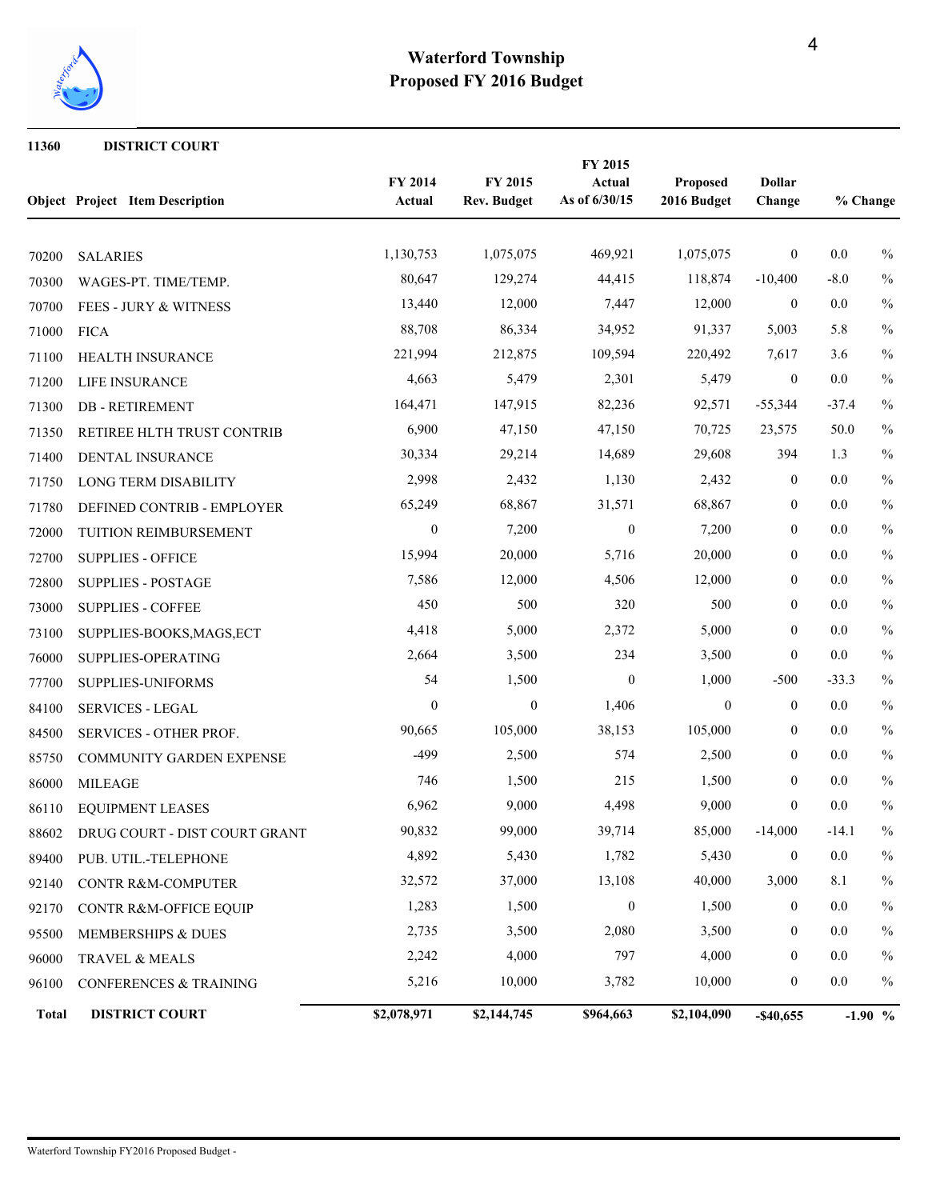# Waterford Township
## Proposed FY 2016 Budget

**11360 DISTRICT COURT**

| Object | Project | Item Description | FY 2014 Actual | FY 2015 Rev. Budget | FY 2015 Actual As of 6/30/15 | Proposed 2016 Budget | Dollar Change | % Change |
|---|---|---|---|---|---|---|---|---|
| 70200 | | SALARIES | 1,130,753 | 1,075,075 | 469,921 | 1,075,075 | 0 | 0.0 % |
| 70300 | | WAGES-PT. TIME/TEMP. | 80,647 | 129,274 | 44,415 | 118,874 | -10,400 | -8.0 % |
| 70700 | | FEES - JURY & WITNESS | 13,440 | 12,000 | 7,447 | 12,000 | 0 | 0.0 % |
| 71000 | | FICA | 88,708 | 86,334 | 34,952 | 91,337 | 5,003 | 5.8 % |
| 71100 | | HEALTH INSURANCE | 221,994 | 212,875 | 109,594 | 220,492 | 7,617 | 3.6 % |
| 71200 | | LIFE INSURANCE | 4,663 | 5,479 | 2,301 | 5,479 | 0 | 0.0 % |
| 71300 | | DB - RETIREMENT | 164,471 | 147,915 | 82,236 | 92,571 | -55,344 | -37.4 % |
| 71350 | | RETIREE HLTH TRUST CONTRIB | 6,900 | 47,150 | 47,150 | 70,725 | 23,575 | 50.0 % |
| 71400 | | DENTAL INSURANCE | 30,334 | 29,214 | 14,689 | 29,608 | 394 | 1.3 % |
| 71750 | | LONG TERM DISABILITY | 2,998 | 2,432 | 1,130 | 2,432 | 0 | 0.0 % |
| 71780 | | DEFINED CONTRIB - EMPLOYER | 65,249 | 68,867 | 31,571 | 68,867 | 0 | 0.0 % |
| 72000 | | TUITION REIMBURSEMENT | 0 | 7,200 | 0 | 7,200 | 0 | 0.0 % |
| 72700 | | SUPPLIES - OFFICE | 15,994 | 20,000 | 5,716 | 20,000 | 0 | 0.0 % |
| 72800 | | SUPPLIES - POSTAGE | 7,586 | 12,000 | 4,506 | 12,000 | 0 | 0.0 % |
| 73000 | | SUPPLIES - COFFEE | 450 | 500 | 320 | 500 | 0 | 0.0 % |
| 73100 | | SUPPLIES-BOOKS,MAGS,ECT | 4,418 | 5,000 | 2,372 | 5,000 | 0 | 0.0 % |
| 76000 | | SUPPLIES-OPERATING | 2,664 | 3,500 | 234 | 3,500 | 0 | 0.0 % |
| 77700 | | SUPPLIES-UNIFORMS | 54 | 1,500 | 0 | 1,000 | -500 | -33.3 % |
| 84100 | | SERVICES - LEGAL | 0 | 0 | 1,406 | 0 | 0 | 0.0 % |
| 84500 | | SERVICES - OTHER PROF. | 90,665 | 105,000 | 38,153 | 105,000 | 0 | 0.0 % |
| 85750 | | COMMUNITY GARDEN EXPENSE | -499 | 2,500 | 574 | 2,500 | 0 | 0.0 % |
| 86000 | | MILEAGE | 746 | 1,500 | 215 | 1,500 | 0 | 0.0 % |
| 86110 | | EQUIPMENT LEASES | 6,962 | 9,000 | 4,498 | 9,000 | 0 | 0.0 % |
| 88602 | | DRUG COURT - DIST COURT GRANT | 90,832 | 99,000 | 39,714 | 85,000 | -14,000 | -14.1 % |
| 89400 | | PUB. UTIL.-TELEPHONE | 4,892 | 5,430 | 1,782 | 5,430 | 0 | 0.0 % |
| 92140 | | CONTR R&M-COMPUTER | 32,572 | 37,000 | 13,108 | 40,000 | 3,000 | 8.1 % |
| 92170 | | CONTR R&M-OFFICE EQUIP | 1,283 | 1,500 | 0 | 1,500 | 0 | 0.0 % |
| 95500 | | MEMBERSHIPS & DUES | 2,735 | 3,500 | 2,080 | 3,500 | 0 | 0.0 % |
| 96000 | | TRAVEL & MEALS | 2,242 | 4,000 | 797 | 4,000 | 0 | 0.0 % |
| 96100 | | CONFERENCES & TRAINING | 5,216 | 10,000 | 3,782 | 10,000 | 0 | 0.0 % |
| **Total** | | **DISTRICT COURT** | **$2,078,971** | **$2,144,745** | **$964,663** | **$2,104,090** | **-$40,655** | **-1.90 %** |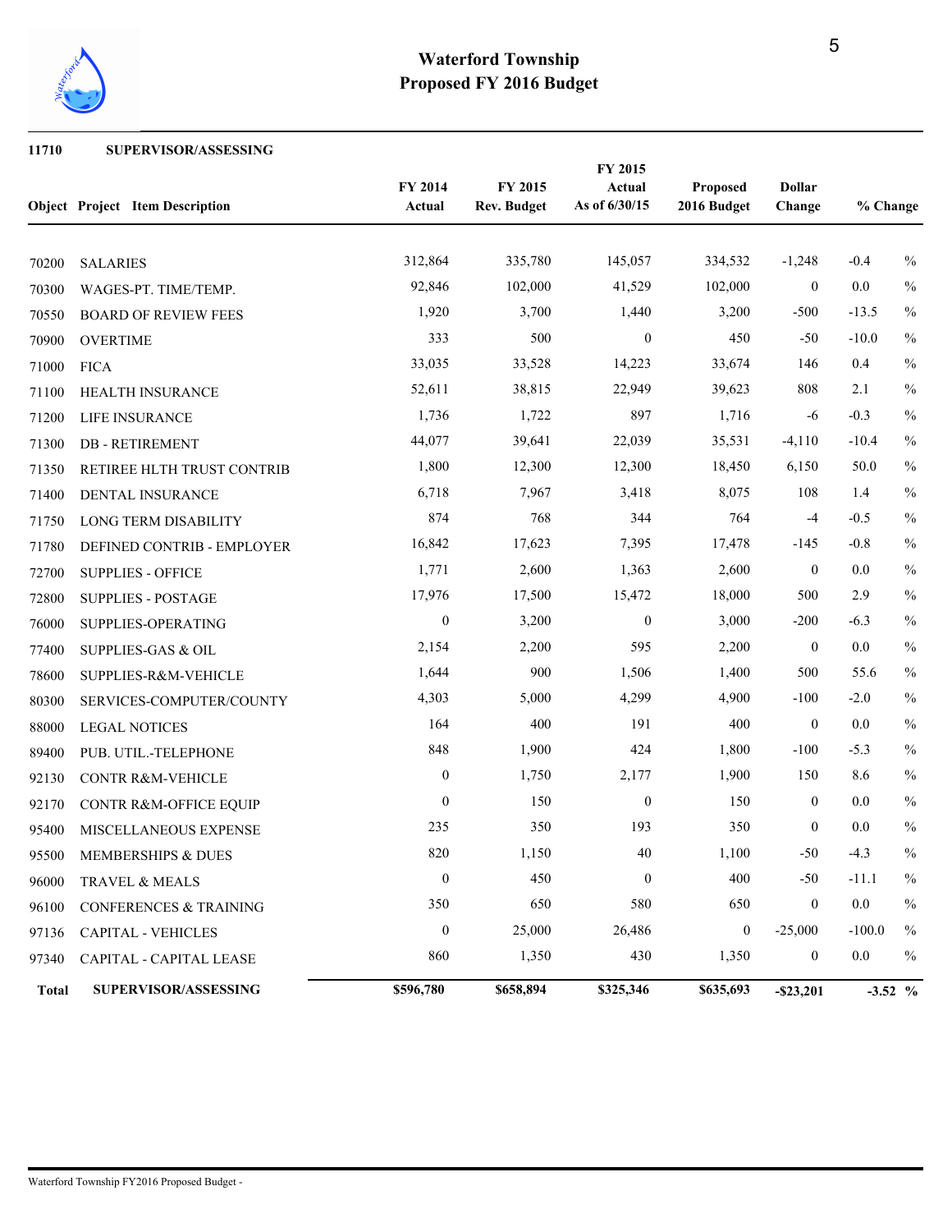# Waterford Township
## Proposed FY 2016 Budget

**11710 SUPERVISOR/ASSESSING**

| Object | Project Item Description | FY 2014 Actual | FY 2015 Rev. Budget | FY 2015 Actual As of 6/30/15 | Proposed 2016 Budget | Dollar Change | % Change |
|---|---|---|---|---|---|---|---|
| 70200 | SALARIES | 312,864 | 335,780 | 145,057 | 334,532 | -1,248 | -0.4 % |
| 70300 | WAGES-PT. TIME/TEMP. | 92,846 | 102,000 | 41,529 | 102,000 | 0 | 0.0 % |
| 70550 | BOARD OF REVIEW FEES | 1,920 | 3,700 | 1,440 | 3,200 | -500 | -13.5 % |
| 70900 | OVERTIME | 333 | 500 | 0 | 450 | -50 | -10.0 % |
| 71000 | FICA | 33,035 | 33,528 | 14,223 | 33,674 | 146 | 0.4 % |
| 71100 | HEALTH INSURANCE | 52,611 | 38,815 | 22,949 | 39,623 | 808 | 2.1 % |
| 71200 | LIFE INSURANCE | 1,736 | 1,722 | 897 | 1,716 | -6 | -0.3 % |
| 71300 | DB - RETIREMENT | 44,077 | 39,641 | 22,039 | 35,531 | -4,110 | -10.4 % |
| 71350 | RETIREE HLTH TRUST CONTRIB | 1,800 | 12,300 | 12,300 | 18,450 | 6,150 | 50.0 % |
| 71400 | DENTAL INSURANCE | 6,718 | 7,967 | 3,418 | 8,075 | 108 | 1.4 % |
| 71750 | LONG TERM DISABILITY | 874 | 768 | 344 | 764 | -4 | -0.5 % |
| 71780 | DEFINED CONTRIB - EMPLOYER | 16,842 | 17,623 | 7,395 | 17,478 | -145 | -0.8 % |
| 72700 | SUPPLIES - OFFICE | 1,771 | 2,600 | 1,363 | 2,600 | 0 | 0.0 % |
| 72800 | SUPPLIES - POSTAGE | 17,976 | 17,500 | 15,472 | 18,000 | 500 | 2.9 % |
| 76000 | SUPPLIES-OPERATING | 0 | 3,200 | 0 | 3,000 | -200 | -6.3 % |
| 77400 | SUPPLIES-GAS & OIL | 2,154 | 2,200 | 595 | 2,200 | 0 | 0.0 % |
| 78600 | SUPPLIES-R&M-VEHICLE | 1,644 | 900 | 1,506 | 1,400 | 500 | 55.6 % |
| 80300 | SERVICES-COMPUTER/COUNTY | 4,303 | 5,000 | 4,299 | 4,900 | -100 | -2.0 % |
| 88000 | LEGAL NOTICES | 164 | 400 | 191 | 400 | 0 | 0.0 % |
| 89400 | PUB. UTIL.-TELEPHONE | 848 | 1,900 | 424 | 1,800 | -100 | -5.3 % |
| 92130 | CONTR R&M-VEHICLE | 0 | 1,750 | 2,177 | 1,900 | 150 | 8.6 % |
| 92170 | CONTR R&M-OFFICE EQUIP | 0 | 150 | 0 | 150 | 0 | 0.0 % |
| 95400 | MISCELLANEOUS EXPENSE | 235 | 350 | 193 | 350 | 0 | 0.0 % |
| 95500 | MEMBERSHIPS & DUES | 820 | 1,150 | 40 | 1,100 | -50 | -4.3 % |
| 96000 | TRAVEL & MEALS | 0 | 450 | 0 | 400 | -50 | -11.1 % |
| 96100 | CONFERENCES & TRAINING | 350 | 650 | 580 | 650 | 0 | 0.0 % |
| 97136 | CAPITAL - VEHICLES | 0 | 25,000 | 26,486 | 0 | -25,000 | -100.0 % |
| 97340 | CAPITAL - CAPITAL LEASE | 860 | 1,350 | 430 | 1,350 | 0 | 0.0 % |
| **Total** | **SUPERVISOR/ASSESSING** | **$596,780** | **$658,894** | **$325,346** | **$635,693** | **-$23,201** | **-3.52 %** |

Waterford Township FY2016 Proposed Budget -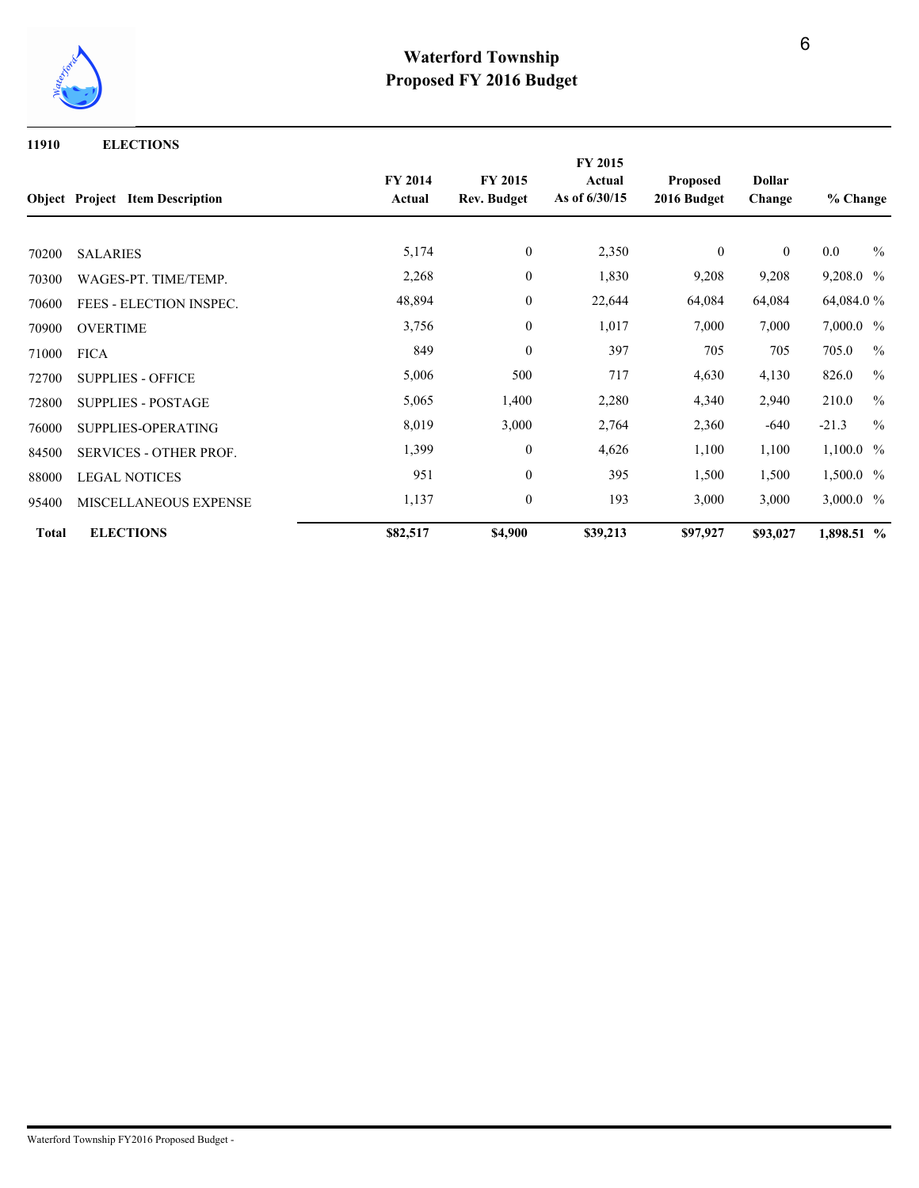# Waterford Township
## Proposed FY 2016 Budget

**11910 ELECTIONS**

| Object | Project | Item Description | FY 2014 Actual | FY 2015 Rev. Budget | FY 2015 Actual As of 6/30/15 | Proposed 2016 Budget | Dollar Change | % Change |
|---|---|---|---|---|---|---|---|---|
| 70200 | | SALARIES | 5,174 | 0 | 2,350 | 0 | 0 | 0.0 % |
| 70300 | | WAGES-PT. TIME/TEMP. | 2,268 | 0 | 1,830 | 9,208 | 9,208 | 9,208.0 % |
| 70600 | | FEES - ELECTION INSPEC. | 48,894 | 0 | 22,644 | 64,084 | 64,084 | 64,084.0 % |
| 70900 | | OVERTIME | 3,756 | 0 | 1,017 | 7,000 | 7,000 | 7,000.0 % |
| 71000 | | FICA | 849 | 0 | 397 | 705 | 705 | 705.0 % |
| 72700 | | SUPPLIES - OFFICE | 5,006 | 500 | 717 | 4,630 | 4,130 | 826.0 % |
| 72800 | | SUPPLIES - POSTAGE | 5,065 | 1,400 | 2,280 | 4,340 | 2,940 | 210.0 % |
| 76000 | | SUPPLIES-OPERATING | 8,019 | 3,000 | 2,764 | 2,360 | -640 | -21.3 % |
| 84500 | | SERVICES - OTHER PROF. | 1,399 | 0 | 4,626 | 1,100 | 1,100 | 1,100.0 % |
| 88000 | | LEGAL NOTICES | 951 | 0 | 395 | 1,500 | 1,500 | 1,500.0 % |
| 95400 | | MISCELLANEOUS EXPENSE | 1,137 | 0 | 193 | 3,000 | 3,000 | 3,000.0 % |
| **Total** | | **ELECTIONS** | **$82,517** | **$4,900** | **$39,213** | **$97,927** | **$93,027** | **1,898.51 %** |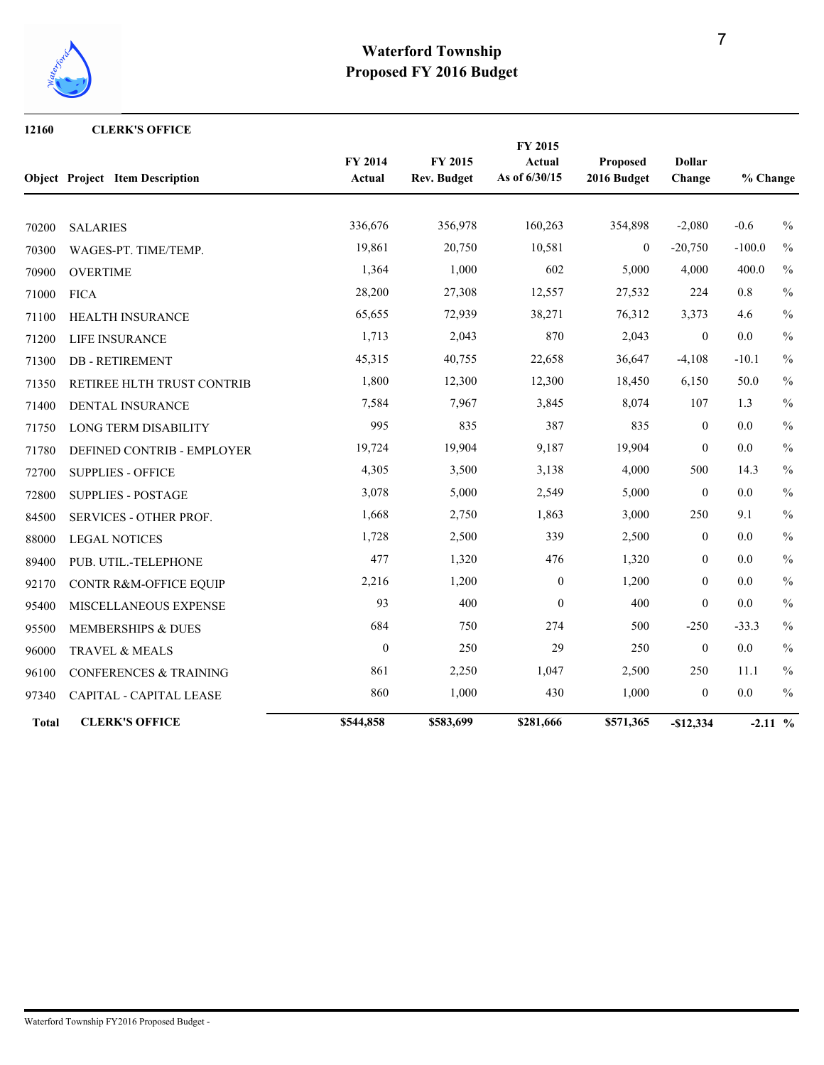# Waterford Township
## Proposed FY 2016 Budget

**12160 CLERK'S OFFICE**

| Object | Project | Item Description | FY 2014 Actual | FY 2015 Rev. Budget | FY 2015 Actual As of 6/30/15 | Proposed 2016 Budget | Dollar Change | % Change |
|---|---|---|---|---|---|---|---|---|
| 70200 | | SALARIES | 336,676 | 356,978 | 160,263 | 354,898 | -2,080 | -0.6 % |
| 70300 | | WAGES-PT. TIME/TEMP. | 19,861 | 20,750 | 10,581 | 0 | -20,750 | -100.0 % |
| 70900 | | OVERTIME | 1,364 | 1,000 | 602 | 5,000 | 4,000 | 400.0 % |
| 71000 | | FICA | 28,200 | 27,308 | 12,557 | 27,532 | 224 | 0.8 % |
| 71100 | | HEALTH INSURANCE | 65,655 | 72,939 | 38,271 | 76,312 | 3,373 | 4.6 % |
| 71200 | | LIFE INSURANCE | 1,713 | 2,043 | 870 | 2,043 | 0 | 0.0 % |
| 71300 | | DB - RETIREMENT | 45,315 | 40,755 | 22,658 | 36,647 | -4,108 | -10.1 % |
| 71350 | | RETIREE HLTH TRUST CONTRIB | 1,800 | 12,300 | 12,300 | 18,450 | 6,150 | 50.0 % |
| 71400 | | DENTAL INSURANCE | 7,584 | 7,967 | 3,845 | 8,074 | 107 | 1.3 % |
| 71750 | | LONG TERM DISABILITY | 995 | 835 | 387 | 835 | 0 | 0.0 % |
| 71780 | | DEFINED CONTRIB - EMPLOYER | 19,724 | 19,904 | 9,187 | 19,904 | 0 | 0.0 % |
| 72700 | | SUPPLIES - OFFICE | 4,305 | 3,500 | 3,138 | 4,000 | 500 | 14.3 % |
| 72800 | | SUPPLIES - POSTAGE | 3,078 | 5,000 | 2,549 | 5,000 | 0 | 0.0 % |
| 84500 | | SERVICES - OTHER PROF. | 1,668 | 2,750 | 1,863 | 3,000 | 250 | 9.1 % |
| 88000 | | LEGAL NOTICES | 1,728 | 2,500 | 339 | 2,500 | 0 | 0.0 % |
| 89400 | | PUB. UTIL.-TELEPHONE | 477 | 1,320 | 476 | 1,320 | 0 | 0.0 % |
| 92170 | | CONTR R&M-OFFICE EQUIP | 2,216 | 1,200 | 0 | 1,200 | 0 | 0.0 % |
| 95400 | | MISCELLANEOUS EXPENSE | 93 | 400 | 0 | 400 | 0 | 0.0 % |
| 95500 | | MEMBERSHIPS & DUES | 684 | 750 | 274 | 500 | -250 | -33.3 % |
| 96000 | | TRAVEL & MEALS | 0 | 250 | 29 | 250 | 0 | 0.0 % |
| 96100 | | CONFERENCES & TRAINING | 861 | 2,250 | 1,047 | 2,500 | 250 | 11.1 % |
| 97340 | | CAPITAL - CAPITAL LEASE | 860 | 1,000 | 430 | 1,000 | 0 | 0.0 % |
| **Total** | | **CLERK'S OFFICE** | **$544,858** | **$583,699** | **$281,666** | **$571,365** | **-$12,334** | **-2.11 %** |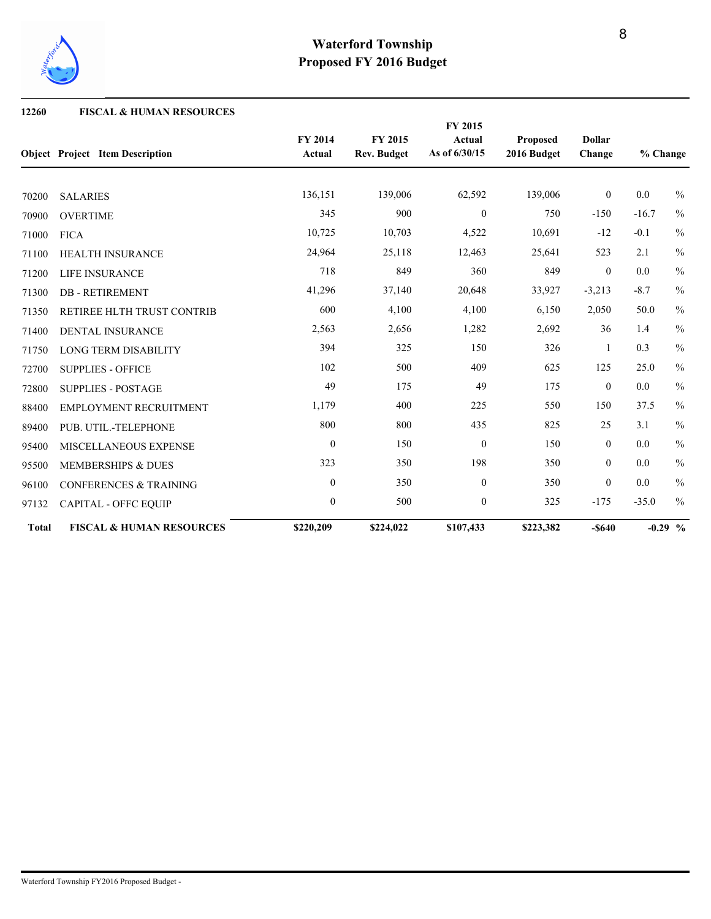# Waterford Township
## Proposed FY 2016 Budget

**12260 FISCAL & HUMAN RESOURCES**

| Object | Project Item Description | FY 2014 Actual | FY 2015 Rev. Budget | FY 2015 Actual As of 6/30/15 | Proposed 2016 Budget | Dollar Change | % Change |
|---|---|---|---|---|---|---|---|
| 70200 | SALARIES | 136,151 | 139,006 | 62,592 | 139,006 | 0 | 0.0 % |
| 70900 | OVERTIME | 345 | 900 | 0 | 750 | -150 | -16.7 % |
| 71000 | FICA | 10,725 | 10,703 | 4,522 | 10,691 | -12 | -0.1 % |
| 71100 | HEALTH INSURANCE | 24,964 | 25,118 | 12,463 | 25,641 | 523 | 2.1 % |
| 71200 | LIFE INSURANCE | 718 | 849 | 360 | 849 | 0 | 0.0 % |
| 71300 | DB - RETIREMENT | 41,296 | 37,140 | 20,648 | 33,927 | -3,213 | -8.7 % |
| 71350 | RETIREE HLTH TRUST CONTRIB | 600 | 4,100 | 4,100 | 6,150 | 2,050 | 50.0 % |
| 71400 | DENTAL INSURANCE | 2,563 | 2,656 | 1,282 | 2,692 | 36 | 1.4 % |
| 71750 | LONG TERM DISABILITY | 394 | 325 | 150 | 326 | 1 | 0.3 % |
| 72700 | SUPPLIES - OFFICE | 102 | 500 | 409 | 625 | 125 | 25.0 % |
| 72800 | SUPPLIES - POSTAGE | 49 | 175 | 49 | 175 | 0 | 0.0 % |
| 88400 | EMPLOYMENT RECRUITMENT | 1,179 | 400 | 225 | 550 | 150 | 37.5 % |
| 89400 | PUB. UTIL.-TELEPHONE | 800 | 800 | 435 | 825 | 25 | 3.1 % |
| 95400 | MISCELLANEOUS EXPENSE | 0 | 150 | 0 | 150 | 0 | 0.0 % |
| 95500 | MEMBERSHIPS & DUES | 323 | 350 | 198 | 350 | 0 | 0.0 % |
| 96100 | CONFERENCES & TRAINING | 0 | 350 | 0 | 350 | 0 | 0.0 % |
| 97132 | CAPITAL - OFFC EQUIP | 0 | 500 | 0 | 325 | -175 | -35.0 % |
| **Total** | **FISCAL & HUMAN RESOURCES** | **$220,209** | **$224,022** | **$107,433** | **$223,382** | **-$640** | **-0.29 %** |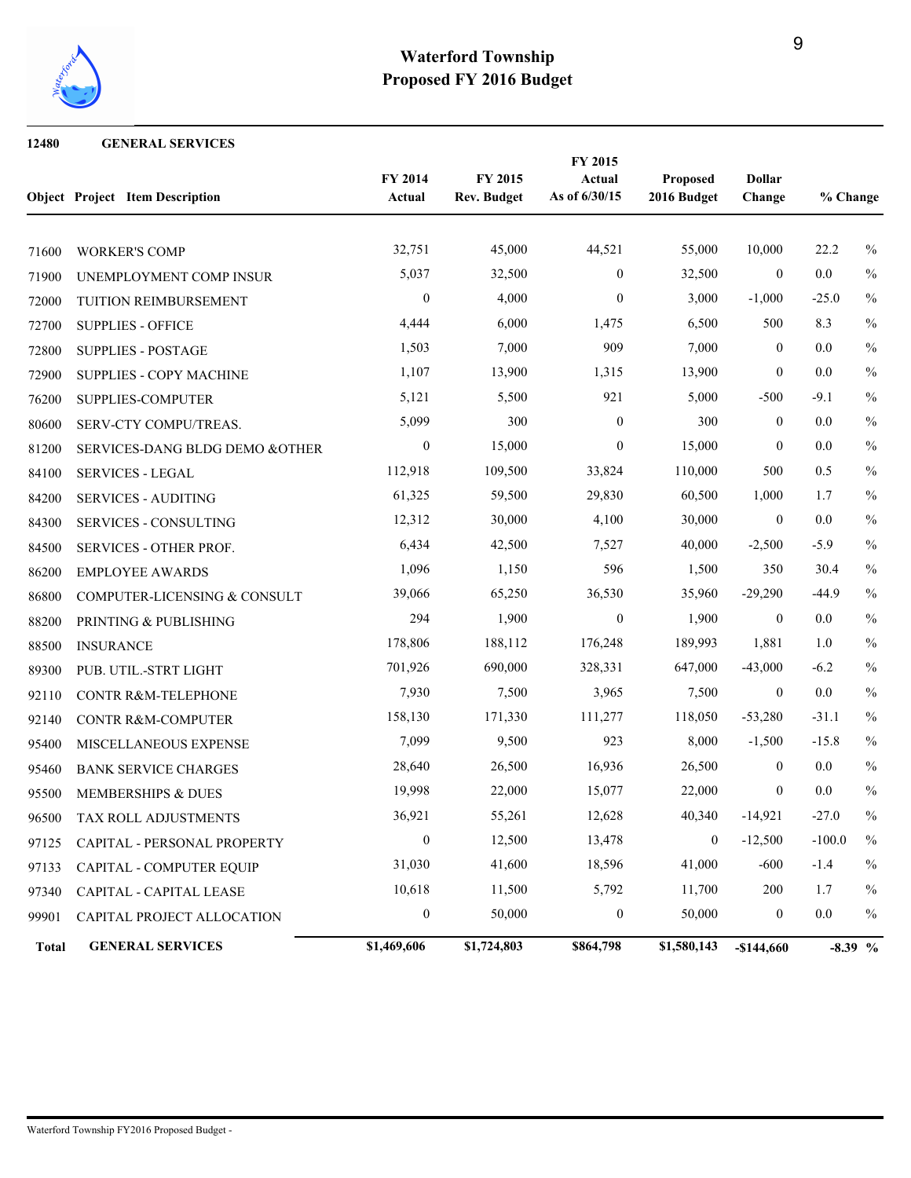# Waterford Township
## Proposed FY 2016 Budget

**12480 GENERAL SERVICES**

| Object | Project Item Description | FY 2014 Actual | FY 2015 Rev. Budget | FY 2015 Actual As of 6/30/15 | Proposed 2016 Budget | Dollar Change | % Change |
|---|---|---|---|---|---|---|---|
| 71600 | WORKER'S COMP | 32,751 | 45,000 | 44,521 | 55,000 | 10,000 | 22.2 % |
| 71900 | UNEMPLOYMENT COMP INSUR | 5,037 | 32,500 | 0 | 32,500 | 0 | 0.0 % |
| 72000 | TUITION REIMBURSEMENT | 0 | 4,000 | 0 | 3,000 | -1,000 | -25.0 % |
| 72700 | SUPPLIES - OFFICE | 4,444 | 6,000 | 1,475 | 6,500 | 500 | 8.3 % |
| 72800 | SUPPLIES - POSTAGE | 1,503 | 7,000 | 909 | 7,000 | 0 | 0.0 % |
| 72900 | SUPPLIES - COPY MACHINE | 1,107 | 13,900 | 1,315 | 13,900 | 0 | 0.0 % |
| 76200 | SUPPLIES-COMPUTER | 5,121 | 5,500 | 921 | 5,000 | -500 | -9.1 % |
| 80600 | SERV-CTY COMPU/TREAS. | 5,099 | 300 | 0 | 300 | 0 | 0.0 % |
| 81200 | SERVICES-DANG BLDG DEMO &OTHER | 0 | 15,000 | 0 | 15,000 | 0 | 0.0 % |
| 84100 | SERVICES - LEGAL | 112,918 | 109,500 | 33,824 | 110,000 | 500 | 0.5 % |
| 84200 | SERVICES - AUDITING | 61,325 | 59,500 | 29,830 | 60,500 | 1,000 | 1.7 % |
| 84300 | SERVICES - CONSULTING | 12,312 | 30,000 | 4,100 | 30,000 | 0 | 0.0 % |
| 84500 | SERVICES - OTHER PROF. | 6,434 | 42,500 | 7,527 | 40,000 | -2,500 | -5.9 % |
| 86200 | EMPLOYEE AWARDS | 1,096 | 1,150 | 596 | 1,500 | 350 | 30.4 % |
| 86800 | COMPUTER-LICENSING & CONSULT | 39,066 | 65,250 | 36,530 | 35,960 | -29,290 | -44.9 % |
| 88200 | PRINTING & PUBLISHING | 294 | 1,900 | 0 | 1,900 | 0 | 0.0 % |
| 88500 | INSURANCE | 178,806 | 188,112 | 176,248 | 189,993 | 1,881 | 1.0 % |
| 89300 | PUB. UTIL.-STRT LIGHT | 701,926 | 690,000 | 328,331 | 647,000 | -43,000 | -6.2 % |
| 92110 | CONTR R&M-TELEPHONE | 7,930 | 7,500 | 3,965 | 7,500 | 0 | 0.0 % |
| 92140 | CONTR R&M-COMPUTER | 158,130 | 171,330 | 111,277 | 118,050 | -53,280 | -31.1 % |
| 95400 | MISCELLANEOUS EXPENSE | 7,099 | 9,500 | 923 | 8,000 | -1,500 | -15.8 % |
| 95460 | BANK SERVICE CHARGES | 28,640 | 26,500 | 16,936 | 26,500 | 0 | 0.0 % |
| 95500 | MEMBERSHIPS & DUES | 19,998 | 22,000 | 15,077 | 22,000 | 0 | 0.0 % |
| 96500 | TAX ROLL ADJUSTMENTS | 36,921 | 55,261 | 12,628 | 40,340 | -14,921 | -27.0 % |
| 97125 | CAPITAL - PERSONAL PROPERTY | 0 | 12,500 | 13,478 | 0 | -12,500 | -100.0 % |
| 97133 | CAPITAL - COMPUTER EQUIP | 31,030 | 41,600 | 18,596 | 41,000 | -600 | -1.4 % |
| 97340 | CAPITAL - CAPITAL LEASE | 10,618 | 11,500 | 5,792 | 11,700 | 200 | 1.7 % |
| 99901 | CAPITAL PROJECT ALLOCATION | 0 | 50,000 | 0 | 50,000 | 0 | 0.0 % |
| **Total** | **GENERAL SERVICES** | **$1,469,606** | **$1,724,803** | **$864,798** | **$1,580,143** | **-$144,660** | **-8.39 %** |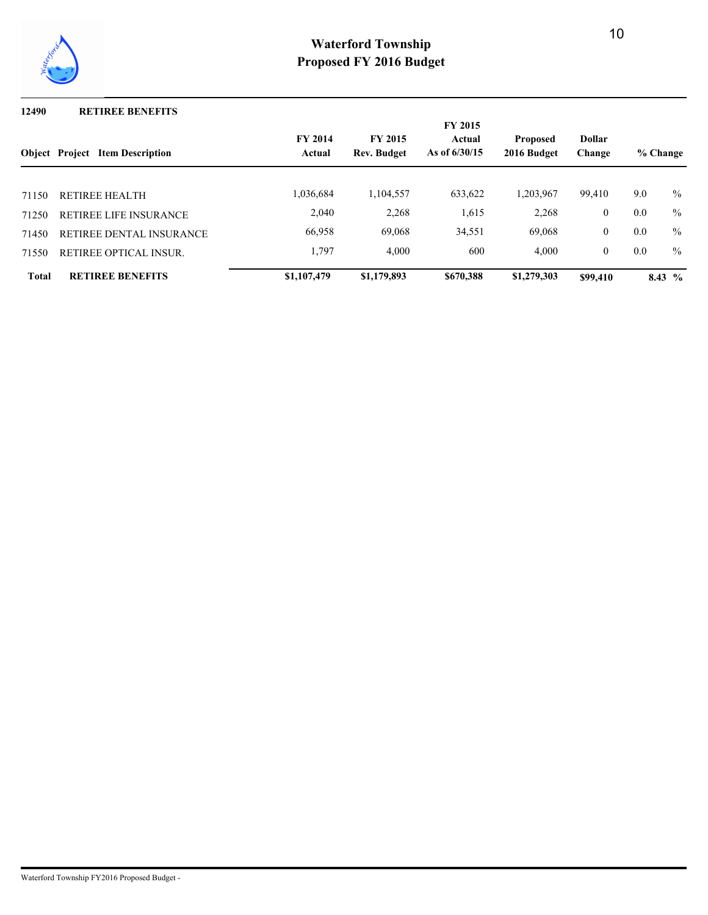# Waterford Township
## Proposed FY 2016 Budget

**12490 RETIREE BENEFITS**

| Object | Project Item Description | FY 2014 Actual | FY 2015 Rev. Budget | FY 2015 Actual As of 6/30/15 | Proposed 2016 Budget | Dollar Change | % Change |
|---|---|---|---|---|---|---|---|
| 71150 | RETIREE HEALTH | 1,036,684 | 1,104,557 | 633,622 | 1,203,967 | 99,410 | 9.0 % |
| 71250 | RETIREE LIFE INSURANCE | 2,040 | 2,268 | 1,615 | 2,268 | 0 | 0.0 % |
| 71450 | RETIREE DENTAL INSURANCE | 66,958 | 69,068 | 34,551 | 69,068 | 0 | 0.0 % |
| 71550 | RETIREE OPTICAL INSUR. | 1,797 | 4,000 | 600 | 4,000 | 0 | 0.0 % |
| **Total** | **RETIREE BENEFITS** | **$1,107,479** | **$1,179,893** | **$670,388** | **$1,279,303** | **$99,410** | **8.43 %** |

Waterford Township FY2016 Proposed Budget -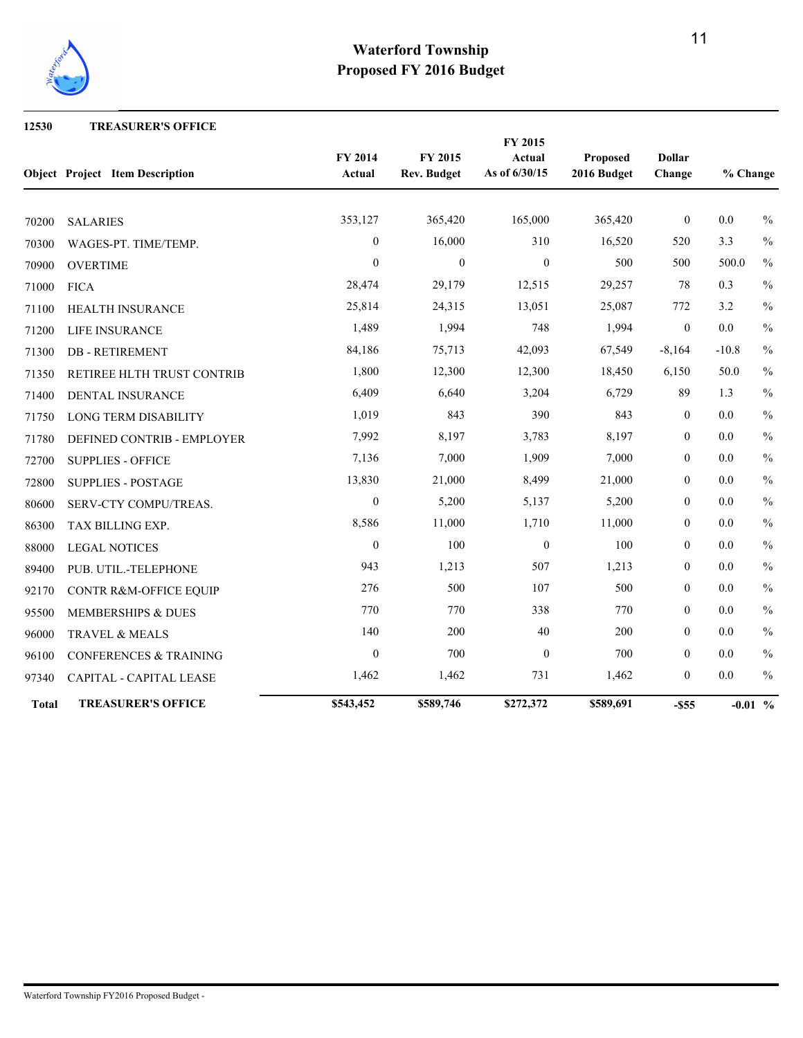# Waterford Township
## Proposed FY 2016 Budget

**12530 TREASURER'S OFFICE**

| Object | Project Item Description | FY 2014 Actual | FY 2015 Rev. Budget | FY 2015 Actual As of 6/30/15 | Proposed 2016 Budget | Dollar Change | % Change |
|---|---|---|---|---|---|---|---|
| 70200 | SALARIES | 353,127 | 365,420 | 165,000 | 365,420 | 0 | 0.0 % |
| 70300 | WAGES-PT. TIME/TEMP. | 0 | 16,000 | 310 | 16,520 | 520 | 3.3 % |
| 70900 | OVERTIME | 0 | 0 | 0 | 500 | 500 | 500.0 % |
| 71000 | FICA | 28,474 | 29,179 | 12,515 | 29,257 | 78 | 0.3 % |
| 71100 | HEALTH INSURANCE | 25,814 | 24,315 | 13,051 | 25,087 | 772 | 3.2 % |
| 71200 | LIFE INSURANCE | 1,489 | 1,994 | 748 | 1,994 | 0 | 0.0 % |
| 71300 | DB - RETIREMENT | 84,186 | 75,713 | 42,093 | 67,549 | -8,164 | -10.8 % |
| 71350 | RETIREE HLTH TRUST CONTRIB | 1,800 | 12,300 | 12,300 | 18,450 | 6,150 | 50.0 % |
| 71400 | DENTAL INSURANCE | 6,409 | 6,640 | 3,204 | 6,729 | 89 | 1.3 % |
| 71750 | LONG TERM DISABILITY | 1,019 | 843 | 390 | 843 | 0 | 0.0 % |
| 71780 | DEFINED CONTRIB - EMPLOYER | 7,992 | 8,197 | 3,783 | 8,197 | 0 | 0.0 % |
| 72700 | SUPPLIES - OFFICE | 7,136 | 7,000 | 1,909 | 7,000 | 0 | 0.0 % |
| 72800 | SUPPLIES - POSTAGE | 13,830 | 21,000 | 8,499 | 21,000 | 0 | 0.0 % |
| 80600 | SERV-CTY COMPU/TREAS. | 0 | 5,200 | 5,137 | 5,200 | 0 | 0.0 % |
| 86300 | TAX BILLING EXP. | 8,586 | 11,000 | 1,710 | 11,000 | 0 | 0.0 % |
| 88000 | LEGAL NOTICES | 0 | 100 | 0 | 100 | 0 | 0.0 % |
| 89400 | PUB. UTIL.-TELEPHONE | 943 | 1,213 | 507 | 1,213 | 0 | 0.0 % |
| 92170 | CONTR R&M-OFFICE EQUIP | 276 | 500 | 107 | 500 | 0 | 0.0 % |
| 95500 | MEMBERSHIPS & DUES | 770 | 770 | 338 | 770 | 0 | 0.0 % |
| 96000 | TRAVEL & MEALS | 140 | 200 | 40 | 200 | 0 | 0.0 % |
| 96100 | CONFERENCES & TRAINING | 0 | 700 | 0 | 700 | 0 | 0.0 % |
| 97340 | CAPITAL - CAPITAL LEASE | 1,462 | 1,462 | 731 | 1,462 | 0 | 0.0 % |
| **Total** | **TREASURER'S OFFICE** | **$543,452** | **$589,746** | **$272,372** | **$589,691** | **-$55** | **-0.01 %** |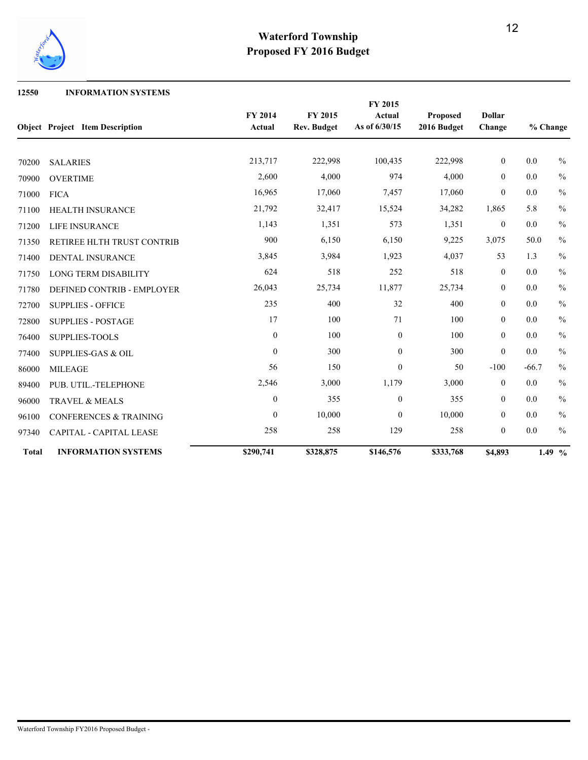# Waterford Township
## Proposed FY 2016 Budget

**12550 INFORMATION SYSTEMS**

| Object | Project | Item Description | FY 2014 Actual | FY 2015 Rev. Budget | FY 2015 Actual As of 6/30/15 | Proposed 2016 Budget | Dollar Change | % Change |
|---|---|---|---|---|---|---|---|---|
| 70200 | | SALARIES | 213,717 | 222,998 | 100,435 | 222,998 | 0 | 0.0 % |
| 70900 | | OVERTIME | 2,600 | 4,000 | 974 | 4,000 | 0 | 0.0 % |
| 71000 | | FICA | 16,965 | 17,060 | 7,457 | 17,060 | 0 | 0.0 % |
| 71100 | | HEALTH INSURANCE | 21,792 | 32,417 | 15,524 | 34,282 | 1,865 | 5.8 % |
| 71200 | | LIFE INSURANCE | 1,143 | 1,351 | 573 | 1,351 | 0 | 0.0 % |
| 71350 | | RETIREE HLTH TRUST CONTRIB | 900 | 6,150 | 6,150 | 9,225 | 3,075 | 50.0 % |
| 71400 | | DENTAL INSURANCE | 3,845 | 3,984 | 1,923 | 4,037 | 53 | 1.3 % |
| 71750 | | LONG TERM DISABILITY | 624 | 518 | 252 | 518 | 0 | 0.0 % |
| 71780 | | DEFINED CONTRIB - EMPLOYER | 26,043 | 25,734 | 11,877 | 25,734 | 0 | 0.0 % |
| 72700 | | SUPPLIES - OFFICE | 235 | 400 | 32 | 400 | 0 | 0.0 % |
| 72800 | | SUPPLIES - POSTAGE | 17 | 100 | 71 | 100 | 0 | 0.0 % |
| 76400 | | SUPPLIES-TOOLS | 0 | 100 | 0 | 100 | 0 | 0.0 % |
| 77400 | | SUPPLIES-GAS & OIL | 0 | 300 | 0 | 300 | 0 | 0.0 % |
| 86000 | | MILEAGE | 56 | 150 | 0 | 50 | -100 | -66.7 % |
| 89400 | | PUB. UTIL.-TELEPHONE | 2,546 | 3,000 | 1,179 | 3,000 | 0 | 0.0 % |
| 96000 | | TRAVEL & MEALS | 0 | 355 | 0 | 355 | 0 | 0.0 % |
| 96100 | | CONFERENCES & TRAINING | 0 | 10,000 | 0 | 10,000 | 0 | 0.0 % |
| 97340 | | CAPITAL - CAPITAL LEASE | 258 | 258 | 129 | 258 | 0 | 0.0 % |
| **Total** | | **INFORMATION SYSTEMS** | **$290,741** | **$328,875** | **$146,576** | **$333,768** | **$4,893** | **1.49 %** |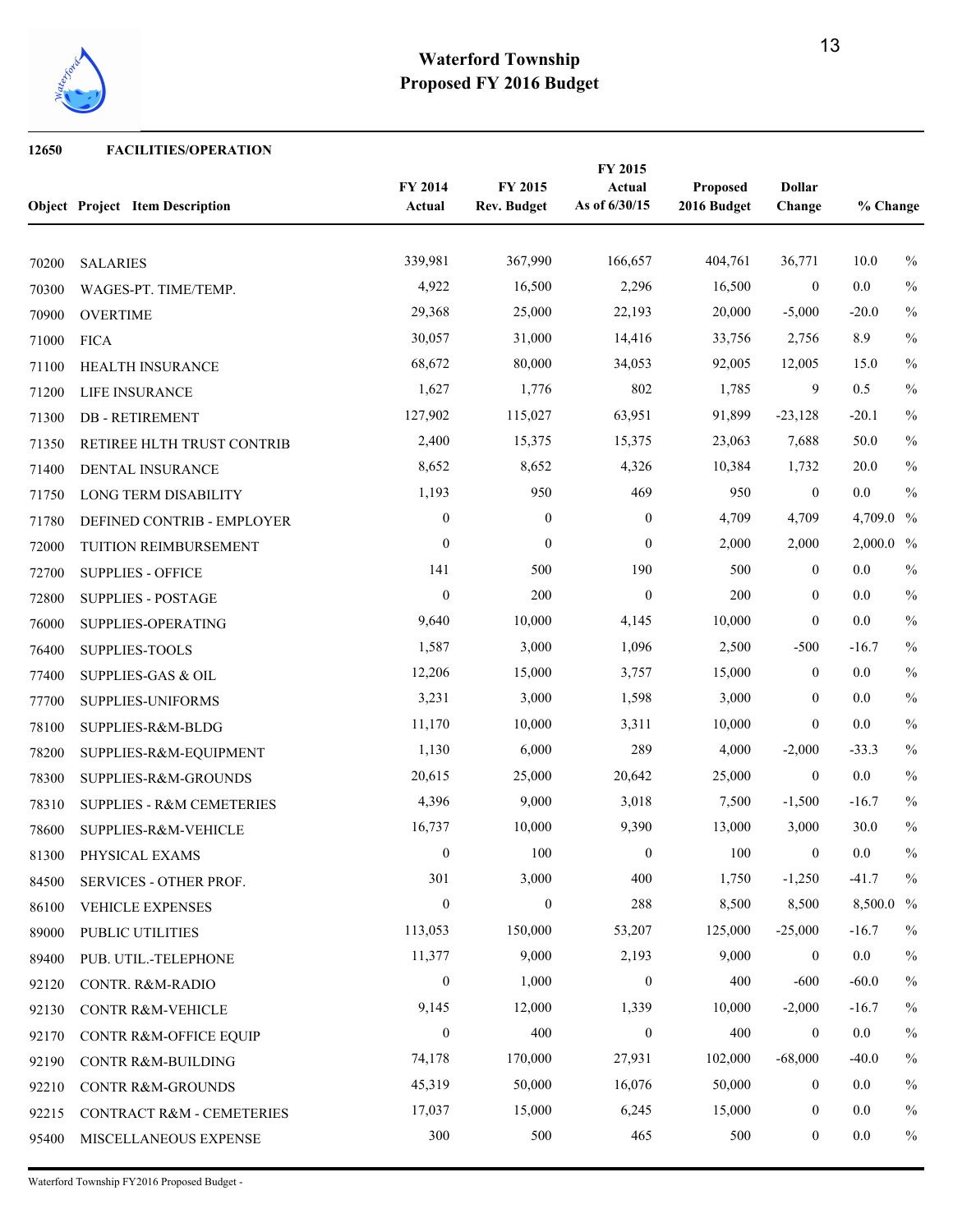# Waterford Township
# Proposed FY 2016 Budget

**12650 FACILITIES/OPERATION**

| Object | Project | Item Description | FY 2014 Actual | FY 2015 Rev. Budget | FY 2015 Actual As of 6/30/15 | Proposed 2016 Budget | Dollar Change | % Change |
|---|---|---|---|---|---|---|---|---|
| 70200 | | SALARIES | 339,981 | 367,990 | 166,657 | 404,761 | 36,771 | 10.0 % |
| 70300 | | WAGES-PT. TIME/TEMP. | 4,922 | 16,500 | 2,296 | 16,500 | 0 | 0.0 % |
| 70900 | | OVERTIME | 29,368 | 25,000 | 22,193 | 20,000 | -5,000 | -20.0 % |
| 71000 | | FICA | 30,057 | 31,000 | 14,416 | 33,756 | 2,756 | 8.9 % |
| 71100 | | HEALTH INSURANCE | 68,672 | 80,000 | 34,053 | 92,005 | 12,005 | 15.0 % |
| 71200 | | LIFE INSURANCE | 1,627 | 1,776 | 802 | 1,785 | 9 | 0.5 % |
| 71300 | | DB - RETIREMENT | 127,902 | 115,027 | 63,951 | 91,899 | -23,128 | -20.1 % |
| 71350 | | RETIREE HLTH TRUST CONTRIB | 2,400 | 15,375 | 15,375 | 23,063 | 7,688 | 50.0 % |
| 71400 | | DENTAL INSURANCE | 8,652 | 8,652 | 4,326 | 10,384 | 1,732 | 20.0 % |
| 71750 | | LONG TERM DISABILITY | 1,193 | 950 | 469 | 950 | 0 | 0.0 % |
| 71780 | | DEFINED CONTRIB - EMPLOYER | 0 | 0 | 0 | 4,709 | 4,709 | 4,709.0 % |
| 72000 | | TUITION REIMBURSEMENT | 0 | 0 | 0 | 2,000 | 2,000 | 2,000.0 % |
| 72700 | | SUPPLIES - OFFICE | 141 | 500 | 190 | 500 | 0 | 0.0 % |
| 72800 | | SUPPLIES - POSTAGE | 0 | 200 | 0 | 200 | 0 | 0.0 % |
| 76000 | | SUPPLIES-OPERATING | 9,640 | 10,000 | 4,145 | 10,000 | 0 | 0.0 % |
| 76400 | | SUPPLIES-TOOLS | 1,587 | 3,000 | 1,096 | 2,500 | -500 | -16.7 % |
| 77400 | | SUPPLIES-GAS & OIL | 12,206 | 15,000 | 3,757 | 15,000 | 0 | 0.0 % |
| 77700 | | SUPPLIES-UNIFORMS | 3,231 | 3,000 | 1,598 | 3,000 | 0 | 0.0 % |
| 78100 | | SUPPLIES-R&M-BLDG | 11,170 | 10,000 | 3,311 | 10,000 | 0 | 0.0 % |
| 78200 | | SUPPLIES-R&M-EQUIPMENT | 1,130 | 6,000 | 289 | 4,000 | -2,000 | -33.3 % |
| 78300 | | SUPPLIES-R&M-GROUNDS | 20,615 | 25,000 | 20,642 | 25,000 | 0 | 0.0 % |
| 78310 | | SUPPLIES - R&M CEMETERIES | 4,396 | 9,000 | 3,018 | 7,500 | -1,500 | -16.7 % |
| 78600 | | SUPPLIES-R&M-VEHICLE | 16,737 | 10,000 | 9,390 | 13,000 | 3,000 | 30.0 % |
| 81300 | | PHYSICAL EXAMS | 0 | 100 | 0 | 100 | 0 | 0.0 % |
| 84500 | | SERVICES - OTHER PROF. | 301 | 3,000 | 400 | 1,750 | -1,250 | -41.7 % |
| 86100 | | VEHICLE EXPENSES | 0 | 0 | 288 | 8,500 | 8,500 | 8,500.0 % |
| 89000 | | PUBLIC UTILITIES | 113,053 | 150,000 | 53,207 | 125,000 | -25,000 | -16.7 % |
| 89400 | | PUB. UTIL.-TELEPHONE | 11,377 | 9,000 | 2,193 | 9,000 | 0 | 0.0 % |
| 92120 | | CONTR. R&M-RADIO | 0 | 1,000 | 0 | 400 | -600 | -60.0 % |
| 92130 | | CONTR R&M-VEHICLE | 9,145 | 12,000 | 1,339 | 10,000 | -2,000 | -16.7 % |
| 92170 | | CONTR R&M-OFFICE EQUIP | 0 | 400 | 0 | 400 | 0 | 0.0 % |
| 92190 | | CONTR R&M-BUILDING | 74,178 | 170,000 | 27,931 | 102,000 | -68,000 | -40.0 % |
| 92210 | | CONTR R&M-GROUNDS | 45,319 | 50,000 | 16,076 | 50,000 | 0 | 0.0 % |
| 92215 | | CONTRACT R&M - CEMETERIES | 17,037 | 15,000 | 6,245 | 15,000 | 0 | 0.0 % |
| 95400 | | MISCELLANEOUS EXPENSE | 300 | 500 | 465 | 500 | 0 | 0.0 % |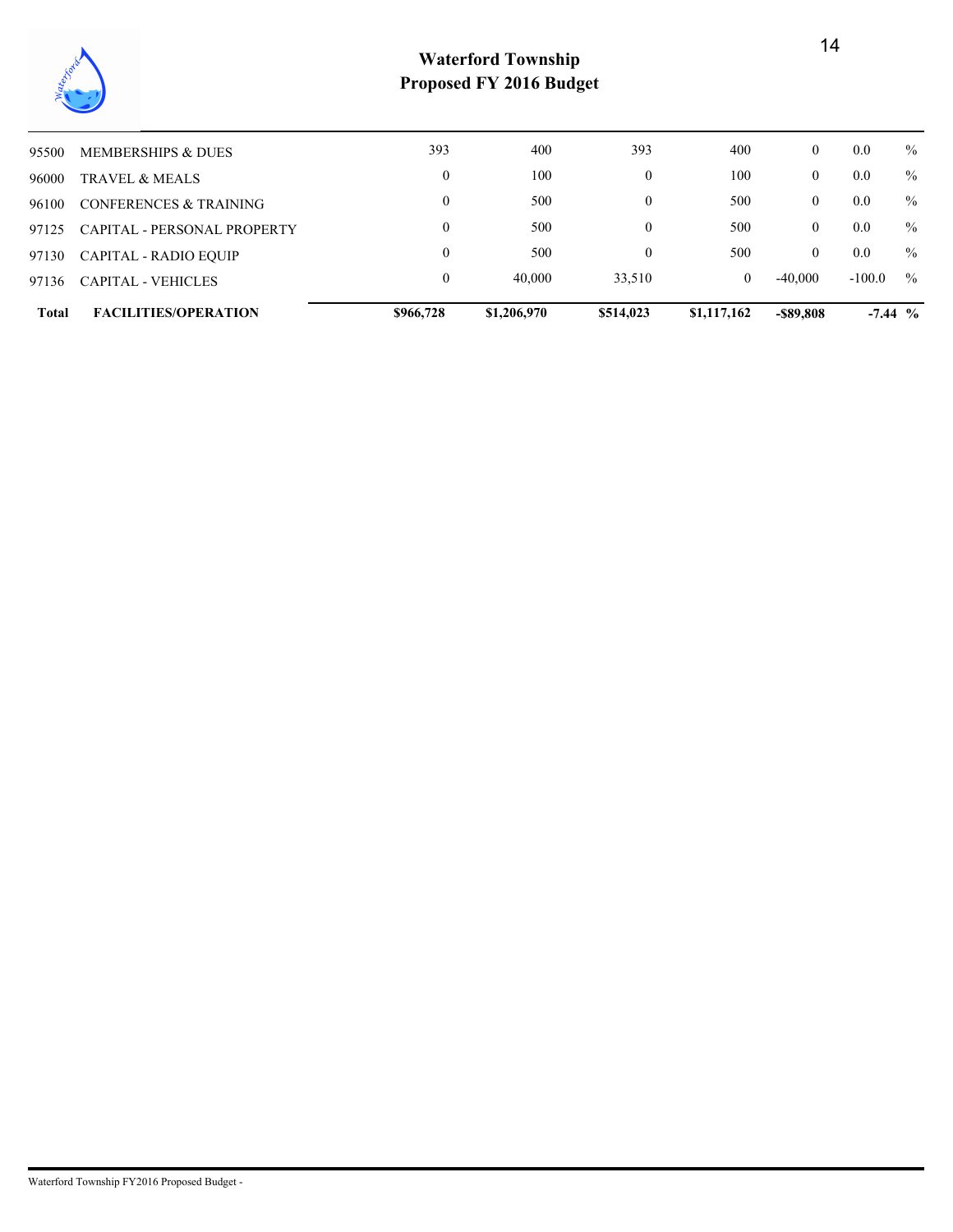# Waterford Township
## Proposed FY 2016 Budget

| | | | | | | | |
|---|---|---|---|---|---|---|---|
| 95500 | MEMBERSHIPS & DUES | 393 | 400 | 393 | 400 | 0 | 0.0 % |
| 96000 | TRAVEL & MEALS | 0 | 100 | 0 | 100 | 0 | 0.0 % |
| 96100 | CONFERENCES & TRAINING | 0 | 500 | 0 | 500 | 0 | 0.0 % |
| 97125 | CAPITAL - PERSONAL PROPERTY | 0 | 500 | 0 | 500 | 0 | 0.0 % |
| 97130 | CAPITAL - RADIO EQUIP | 0 | 500 | 0 | 500 | 0 | 0.0 % |
| 97136 | CAPITAL - VEHICLES | 0 | 40,000 | 33,510 | 0 | -40,000 | -100.0 % |
| **Total** | **FACILITIES/OPERATION** | **$966,728** | **$1,206,970** | **$514,023** | **$1,117,162** | **-$89,808** | **-7.44 %** |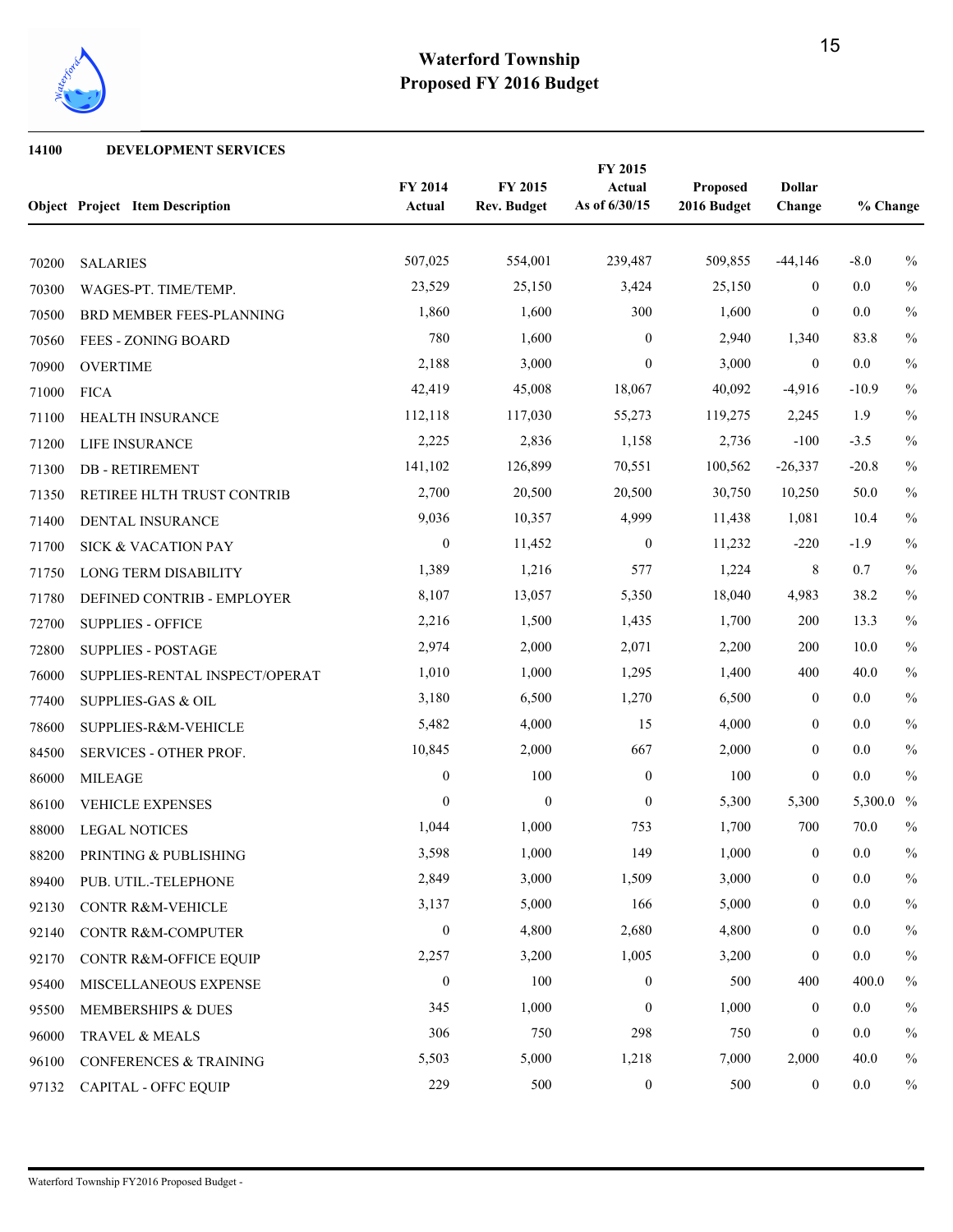# Waterford Township
## Proposed FY 2016 Budget

**14100 DEVELOPMENT SERVICES**

| Object | Project Item Description | FY 2014 Actual | FY 2015 Rev. Budget | FY 2015 Actual As of 6/30/15 | Proposed 2016 Budget | Dollar Change | % Change |
|---|---|---|---|---|---|---|---|
| 70200 | SALARIES | 507,025 | 554,001 | 239,487 | 509,855 | -44,146 | -8.0 % |
| 70300 | WAGES-PT. TIME/TEMP. | 23,529 | 25,150 | 3,424 | 25,150 | 0 | 0.0 % |
| 70500 | BRD MEMBER FEES-PLANNING | 1,860 | 1,600 | 300 | 1,600 | 0 | 0.0 % |
| 70560 | FEES - ZONING BOARD | 780 | 1,600 | 0 | 2,940 | 1,340 | 83.8 % |
| 70900 | OVERTIME | 2,188 | 3,000 | 0 | 3,000 | 0 | 0.0 % |
| 71000 | FICA | 42,419 | 45,008 | 18,067 | 40,092 | -4,916 | -10.9 % |
| 71100 | HEALTH INSURANCE | 112,118 | 117,030 | 55,273 | 119,275 | 2,245 | 1.9 % |
| 71200 | LIFE INSURANCE | 2,225 | 2,836 | 1,158 | 2,736 | -100 | -3.5 % |
| 71300 | DB - RETIREMENT | 141,102 | 126,899 | 70,551 | 100,562 | -26,337 | -20.8 % |
| 71350 | RETIREE HLTH TRUST CONTRIB | 2,700 | 20,500 | 20,500 | 30,750 | 10,250 | 50.0 % |
| 71400 | DENTAL INSURANCE | 9,036 | 10,357 | 4,999 | 11,438 | 1,081 | 10.4 % |
| 71700 | SICK & VACATION PAY | 0 | 11,452 | 0 | 11,232 | -220 | -1.9 % |
| 71750 | LONG TERM DISABILITY | 1,389 | 1,216 | 577 | 1,224 | 8 | 0.7 % |
| 71780 | DEFINED CONTRIB - EMPLOYER | 8,107 | 13,057 | 5,350 | 18,040 | 4,983 | 38.2 % |
| 72700 | SUPPLIES - OFFICE | 2,216 | 1,500 | 1,435 | 1,700 | 200 | 13.3 % |
| 72800 | SUPPLIES - POSTAGE | 2,974 | 2,000 | 2,071 | 2,200 | 200 | 10.0 % |
| 76000 | SUPPLIES-RENTAL INSPECT/OPERAT | 1,010 | 1,000 | 1,295 | 1,400 | 400 | 40.0 % |
| 77400 | SUPPLIES-GAS & OIL | 3,180 | 6,500 | 1,270 | 6,500 | 0 | 0.0 % |
| 78600 | SUPPLIES-R&M-VEHICLE | 5,482 | 4,000 | 15 | 4,000 | 0 | 0.0 % |
| 84500 | SERVICES - OTHER PROF. | 10,845 | 2,000 | 667 | 2,000 | 0 | 0.0 % |
| 86000 | MILEAGE | 0 | 100 | 0 | 100 | 0 | 0.0 % |
| 86100 | VEHICLE EXPENSES | 0 | 0 | 0 | 5,300 | 5,300 | 5,300.0 % |
| 88000 | LEGAL NOTICES | 1,044 | 1,000 | 753 | 1,700 | 700 | 70.0 % |
| 88200 | PRINTING & PUBLISHING | 3,598 | 1,000 | 149 | 1,000 | 0 | 0.0 % |
| 89400 | PUB. UTIL.-TELEPHONE | 2,849 | 3,000 | 1,509 | 3,000 | 0 | 0.0 % |
| 92130 | CONTR R&M-VEHICLE | 3,137 | 5,000 | 166 | 5,000 | 0 | 0.0 % |
| 92140 | CONTR R&M-COMPUTER | 0 | 4,800 | 2,680 | 4,800 | 0 | 0.0 % |
| 92170 | CONTR R&M-OFFICE EQUIP | 2,257 | 3,200 | 1,005 | 3,200 | 0 | 0.0 % |
| 95400 | MISCELLANEOUS EXPENSE | 0 | 100 | 0 | 500 | 400 | 400.0 % |
| 95500 | MEMBERSHIPS & DUES | 345 | 1,000 | 0 | 1,000 | 0 | 0.0 % |
| 96000 | TRAVEL & MEALS | 306 | 750 | 298 | 750 | 0 | 0.0 % |
| 96100 | CONFERENCES & TRAINING | 5,503 | 5,000 | 1,218 | 7,000 | 2,000 | 40.0 % |
| 97132 | CAPITAL - OFFC EQUIP | 229 | 500 | 0 | 500 | 0 | 0.0 % |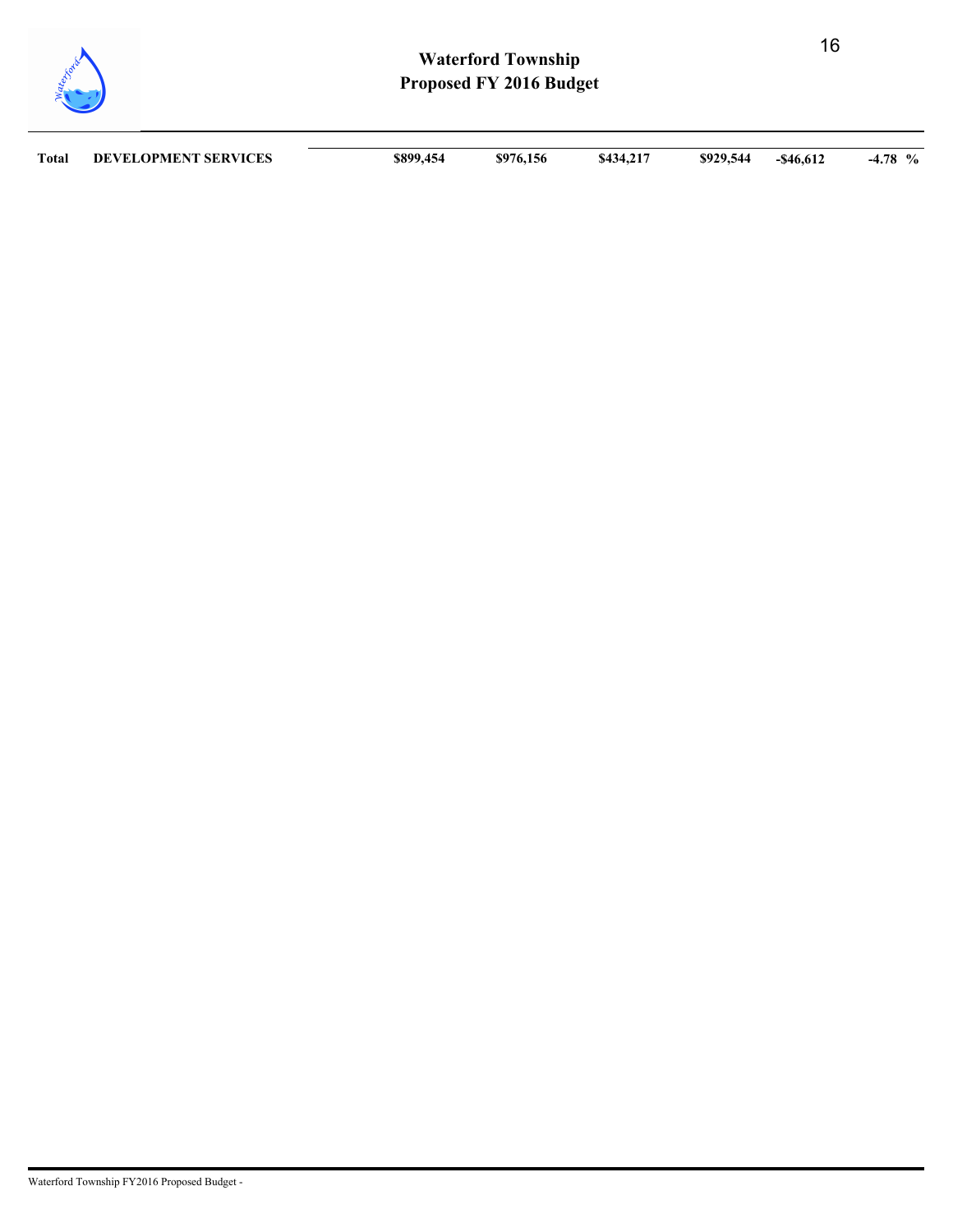| Total | DEVELOPMENT SERVICES | $899,454 | $976,156 | $434,217 | $929,544 | -$46,612 | -4.78 % |
|---|---|---|---|---|---|---|---|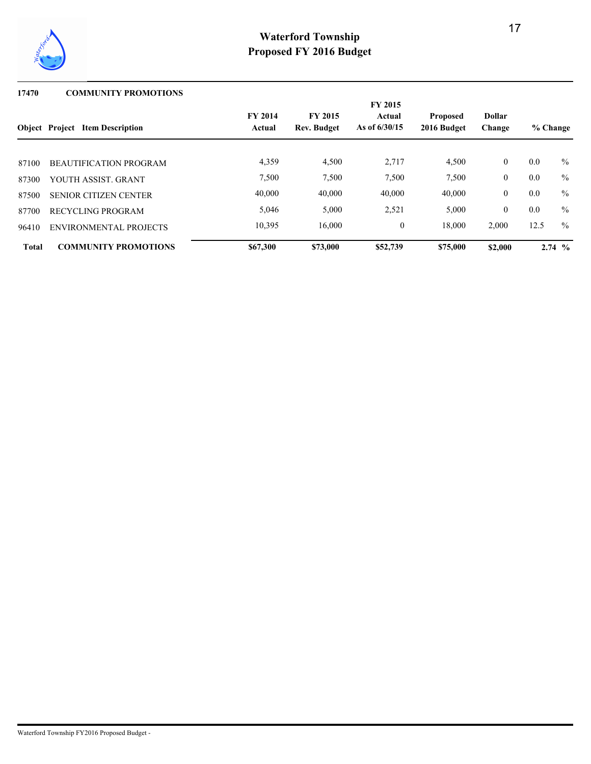# Waterford Township
## Proposed FY 2016 Budget

### 17470 COMMUNITY PROMOTIONS

| Object | Project | Item Description | FY 2014 Actual | FY 2015 Rev. Budget | FY 2015 Actual As of 6/30/15 | Proposed 2016 Budget | Dollar Change | % Change |
|---|---|---|---|---|---|---|---|---|
| 87100 | | BEAUTIFICATION PROGRAM | 4,359 | 4,500 | 2,717 | 4,500 | 0 | 0.0 % |
| 87300 | | YOUTH ASSIST. GRANT | 7,500 | 7,500 | 7,500 | 7,500 | 0 | 0.0 % |
| 87500 | | SENIOR CITIZEN CENTER | 40,000 | 40,000 | 40,000 | 40,000 | 0 | 0.0 % |
| 87700 | | RECYCLING PROGRAM | 5,046 | 5,000 | 2,521 | 5,000 | 0 | 0.0 % |
| 96410 | | ENVIRONMENTAL PROJECTS | 10,395 | 16,000 | 0 | 18,000 | 2,000 | 12.5 % |
| **Total** | | **COMMUNITY PROMOTIONS** | **$67,300** | **$73,000** | **$52,739** | **$75,000** | **$2,000** | **2.74 %** |

Waterford Township FY2016 Proposed Budget -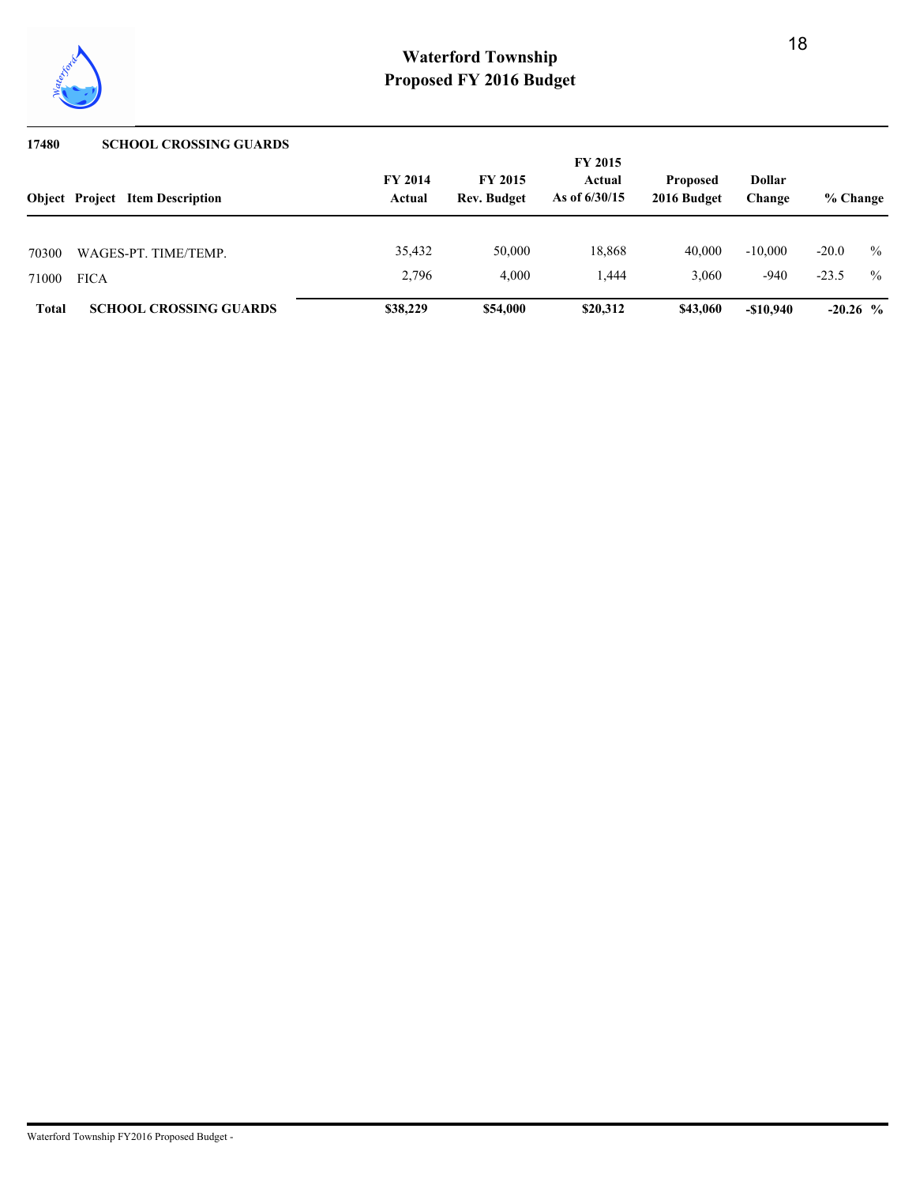# Waterford Township
## Proposed FY 2016 Budget

**17480 SCHOOL CROSSING GUARDS**

| Object | Project | Item Description | FY 2014 Actual | FY 2015 Rev. Budget | FY 2015 Actual As of 6/30/15 | Proposed 2016 Budget | Dollar Change | % Change |
|---|---|---|---|---|---|---|---|---|
| 70300 | | WAGES-PT. TIME/TEMP. | 35,432 | 50,000 | 18,868 | 40,000 | -10,000 | -20.0 % |
| 71000 | | FICA | 2,796 | 4,000 | 1,444 | 3,060 | -940 | -23.5 % |
| **Total** | | **SCHOOL CROSSING GUARDS** | **$38,229** | **$54,000** | **$20,312** | **$43,060** | **-$10,940** | **-20.26 %** |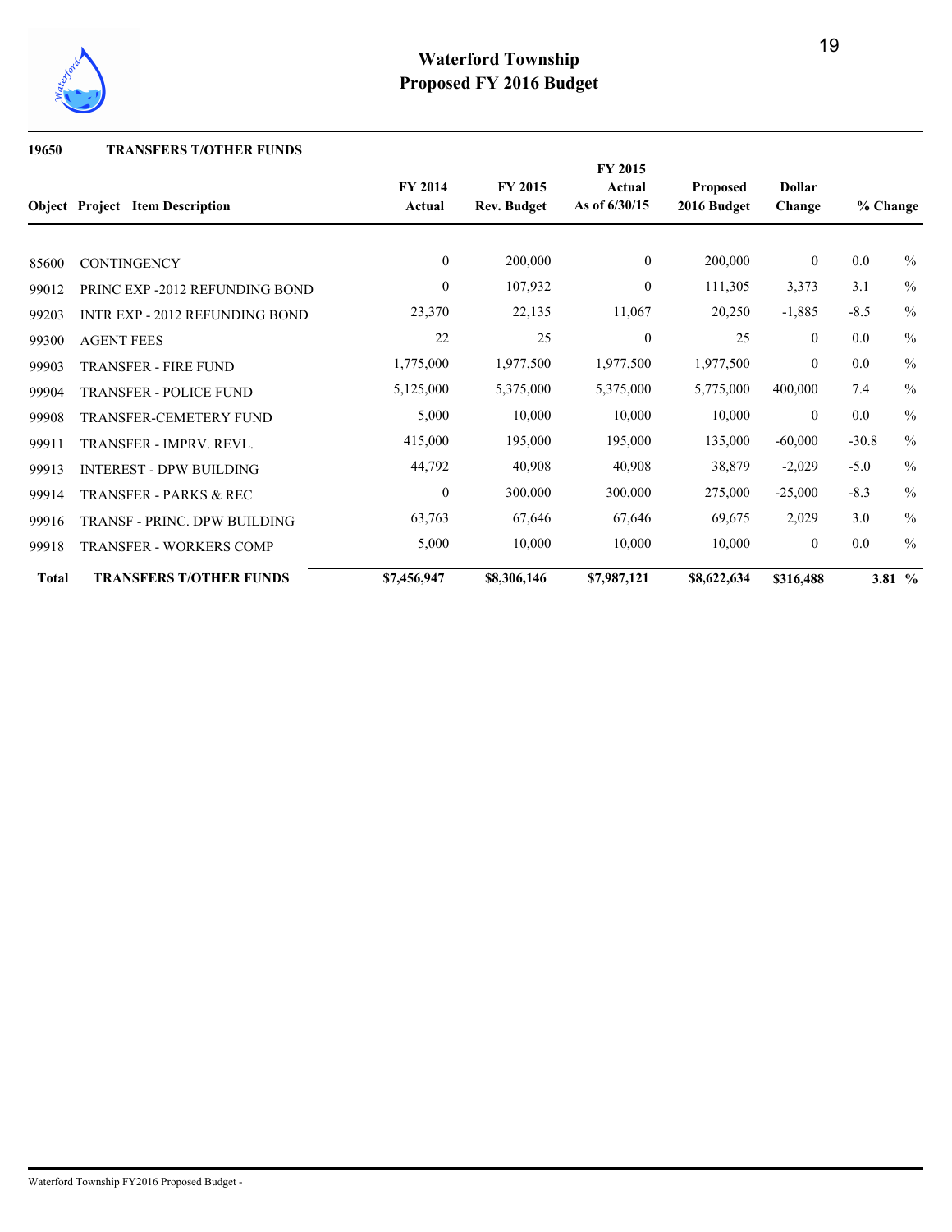# Waterford Township
## Proposed FY 2016 Budget

**19650 TRANSFERS T/OTHER FUNDS**

| Object | Project Item Description | FY 2014 Actual | FY 2015 Rev. Budget | FY 2015 Actual As of 6/30/15 | Proposed 2016 Budget | Dollar Change | % Change |
|---|---|---|---|---|---|---|---|
| 85600 | CONTINGENCY | 0 | 200,000 | 0 | 200,000 | 0 | 0.0 % |
| 99012 | PRINC EXP -2012 REFUNDING BOND | 0 | 107,932 | 0 | 111,305 | 3,373 | 3.1 % |
| 99203 | INTR EXP - 2012 REFUNDING BOND | 23,370 | 22,135 | 11,067 | 20,250 | -1,885 | -8.5 % |
| 99300 | AGENT FEES | 22 | 25 | 0 | 25 | 0 | 0.0 % |
| 99903 | TRANSFER - FIRE FUND | 1,775,000 | 1,977,500 | 1,977,500 | 1,977,500 | 0 | 0.0 % |
| 99904 | TRANSFER - POLICE FUND | 5,125,000 | 5,375,000 | 5,375,000 | 5,775,000 | 400,000 | 7.4 % |
| 99908 | TRANSFER-CEMETERY FUND | 5,000 | 10,000 | 10,000 | 10,000 | 0 | 0.0 % |
| 99911 | TRANSFER - IMPRV. REVL. | 415,000 | 195,000 | 195,000 | 135,000 | -60,000 | -30.8 % |
| 99913 | INTEREST - DPW BUILDING | 44,792 | 40,908 | 40,908 | 38,879 | -2,029 | -5.0 % |
| 99914 | TRANSFER - PARKS & REC | 0 | 300,000 | 300,000 | 275,000 | -25,000 | -8.3 % |
| 99916 | TRANSF - PRINC. DPW BUILDING | 63,763 | 67,646 | 67,646 | 69,675 | 2,029 | 3.0 % |
| 99918 | TRANSFER - WORKERS COMP | 5,000 | 10,000 | 10,000 | 10,000 | 0 | 0.0 % |
| **Total** | **TRANSFERS T/OTHER FUNDS** | **$7,456,947** | **$8,306,146** | **$7,987,121** | **$8,622,634** | **$316,488** | **3.81 %** |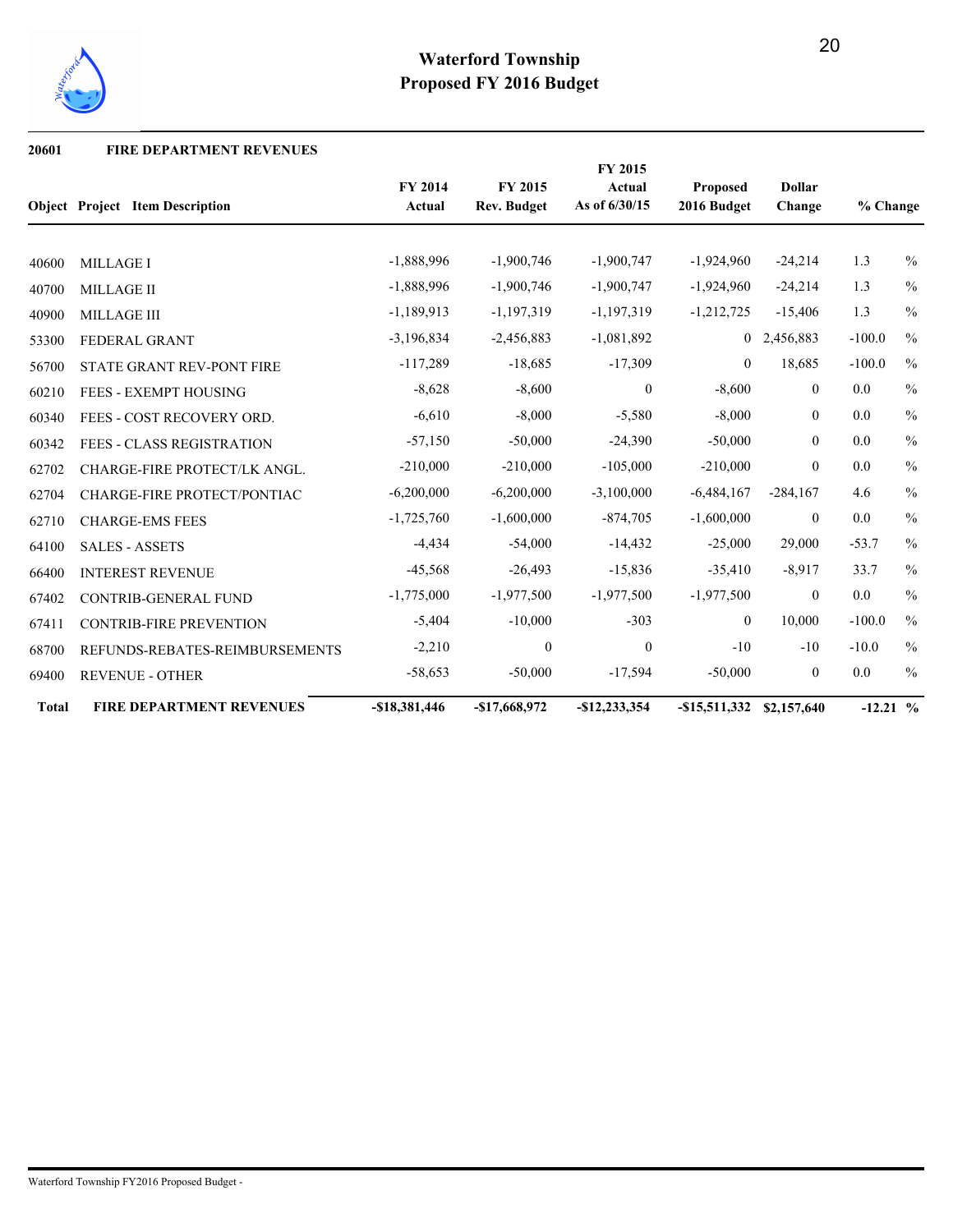# Waterford Township
## Proposed FY 2016 Budget

**20601 FIRE DEPARTMENT REVENUES**

| Object | Project | Item Description | FY 2014 Actual | FY 2015 Rev. Budget | FY 2015 Actual As of 6/30/15 | Proposed 2016 Budget | Dollar Change | % Change |
|---|---|---|---|---|---|---|---|---|
| 40600 | | MILLAGE I | -1,888,996 | -1,900,746 | -1,900,747 | -1,924,960 | -24,214 | 1.3 % |
| 40700 | | MILLAGE II | -1,888,996 | -1,900,746 | -1,900,747 | -1,924,960 | -24,214 | 1.3 % |
| 40900 | | MILLAGE III | -1,189,913 | -1,197,319 | -1,197,319 | -1,212,725 | -15,406 | 1.3 % |
| 53300 | | FEDERAL GRANT | -3,196,834 | -2,456,883 | -1,081,892 | 0 | 2,456,883 | -100.0 % |
| 56700 | | STATE GRANT REV-PONT FIRE | -117,289 | -18,685 | -17,309 | 0 | 18,685 | -100.0 % |
| 60210 | | FEES - EXEMPT HOUSING | -8,628 | -8,600 | 0 | -8,600 | 0 | 0.0 % |
| 60340 | | FEES - COST RECOVERY ORD. | -6,610 | -8,000 | -5,580 | -8,000 | 0 | 0.0 % |
| 60342 | | FEES - CLASS REGISTRATION | -57,150 | -50,000 | -24,390 | -50,000 | 0 | 0.0 % |
| 62702 | | CHARGE-FIRE PROTECT/LK ANGL. | -210,000 | -210,000 | -105,000 | -210,000 | 0 | 0.0 % |
| 62704 | | CHARGE-FIRE PROTECT/PONTIAC | -6,200,000 | -6,200,000 | -3,100,000 | -6,484,167 | -284,167 | 4.6 % |
| 62710 | | CHARGE-EMS FEES | -1,725,760 | -1,600,000 | -874,705 | -1,600,000 | 0 | 0.0 % |
| 64100 | | SALES - ASSETS | -4,434 | -54,000 | -14,432 | -25,000 | 29,000 | -53.7 % |
| 66400 | | INTEREST REVENUE | -45,568 | -26,493 | -15,836 | -35,410 | -8,917 | 33.7 % |
| 67402 | | CONTRIB-GENERAL FUND | -1,775,000 | -1,977,500 | -1,977,500 | -1,977,500 | 0 | 0.0 % |
| 67411 | | CONTRIB-FIRE PREVENTION | -5,404 | -10,000 | -303 | 0 | 10,000 | -100.0 % |
| 68700 | | REFUNDS-REBATES-REIMBURSEMENTS | -2,210 | 0 | 0 | -10 | -10 | -10.0 % |
| 69400 | | REVENUE - OTHER | -58,653 | -50,000 | -17,594 | -50,000 | 0 | 0.0 % |
| **Total** | | **FIRE DEPARTMENT REVENUES** | **-$18,381,446** | **-$17,668,972** | **-$12,233,354** | **-$15,511,332** | **$2,157,640** | **-12.21 %** |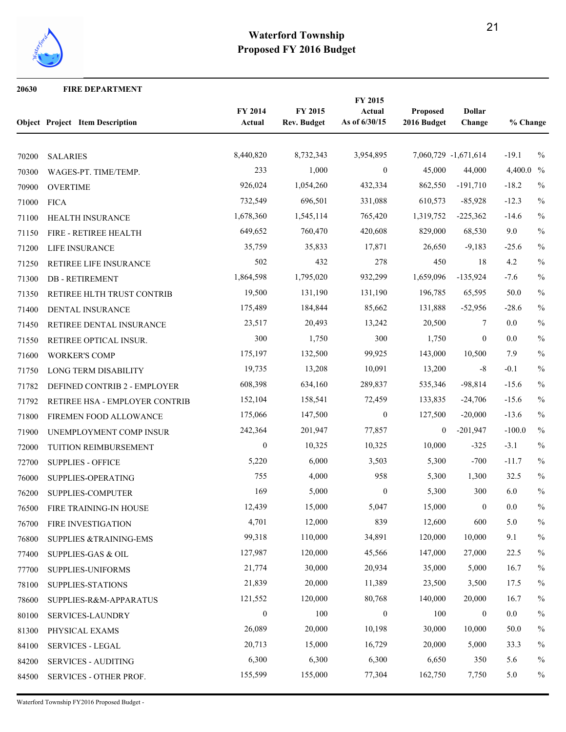# Waterford Township
## Proposed FY 2016 Budget

**20630 FIRE DEPARTMENT**

| Object | Project | Item Description | FY 2014 Actual | FY 2015 Rev. Budget | FY 2015 Actual As of 6/30/15 | Proposed 2016 Budget | Dollar Change | % Change |
|---|---|---|---|---|---|---|---|---|
| 70200 | | SALARIES | 8,440,820 | 8,732,343 | 3,954,895 | 7,060,729 | -1,671,614 | -19.1 % |
| 70300 | | WAGES-PT. TIME/TEMP. | 233 | 1,000 | 0 | 45,000 | 44,000 | 4,400.0 % |
| 70900 | | OVERTIME | 926,024 | 1,054,260 | 432,334 | 862,550 | -191,710 | -18.2 % |
| 71000 | | FICA | 732,549 | 696,501 | 331,088 | 610,573 | -85,928 | -12.3 % |
| 71100 | | HEALTH INSURANCE | 1,678,360 | 1,545,114 | 765,420 | 1,319,752 | -225,362 | -14.6 % |
| 71150 | | FIRE - RETIREE HEALTH | 649,652 | 760,470 | 420,608 | 829,000 | 68,530 | 9.0 % |
| 71200 | | LIFE INSURANCE | 35,759 | 35,833 | 17,871 | 26,650 | -9,183 | -25.6 % |
| 71250 | | RETIREE LIFE INSURANCE | 502 | 432 | 278 | 450 | 18 | 4.2 % |
| 71300 | | DB - RETIREMENT | 1,864,598 | 1,795,020 | 932,299 | 1,659,096 | -135,924 | -7.6 % |
| 71350 | | RETIREE HLTH TRUST CONTRIB | 19,500 | 131,190 | 131,190 | 196,785 | 65,595 | 50.0 % |
| 71400 | | DENTAL INSURANCE | 175,489 | 184,844 | 85,662 | 131,888 | -52,956 | -28.6 % |
| 71450 | | RETIREE DENTAL INSURANCE | 23,517 | 20,493 | 13,242 | 20,500 | 7 | 0.0 % |
| 71550 | | RETIREE OPTICAL INSUR. | 300 | 1,750 | 300 | 1,750 | 0 | 0.0 % |
| 71600 | | WORKER'S COMP | 175,197 | 132,500 | 99,925 | 143,000 | 10,500 | 7.9 % |
| 71750 | | LONG TERM DISABILITY | 19,735 | 13,208 | 10,091 | 13,200 | -8 | -0.1 % |
| 71782 | | DEFINED CONTRIB 2 - EMPLOYER | 608,398 | 634,160 | 289,837 | 535,346 | -98,814 | -15.6 % |
| 71792 | | RETIREE HSA - EMPLOYER CONTRIB | 152,104 | 158,541 | 72,459 | 133,835 | -24,706 | -15.6 % |
| 71800 | | FIREMEN FOOD ALLOWANCE | 175,066 | 147,500 | 0 | 127,500 | -20,000 | -13.6 % |
| 71900 | | UNEMPLOYMENT COMP INSUR | 242,364 | 201,947 | 77,857 | 0 | -201,947 | -100.0 % |
| 72000 | | TUITION REIMBURSEMENT | 0 | 10,325 | 10,325 | 10,000 | -325 | -3.1 % |
| 72700 | | SUPPLIES - OFFICE | 5,220 | 6,000 | 3,503 | 5,300 | -700 | -11.7 % |
| 76000 | | SUPPLIES-OPERATING | 755 | 4,000 | 958 | 5,300 | 1,300 | 32.5 % |
| 76200 | | SUPPLIES-COMPUTER | 169 | 5,000 | 0 | 5,300 | 300 | 6.0 % |
| 76500 | | FIRE TRAINING-IN HOUSE | 12,439 | 15,000 | 5,047 | 15,000 | 0 | 0.0 % |
| 76700 | | FIRE INVESTIGATION | 4,701 | 12,000 | 839 | 12,600 | 600 | 5.0 % |
| 76800 | | SUPPLIES &TRAINING-EMS | 99,318 | 110,000 | 34,891 | 120,000 | 10,000 | 9.1 % |
| 77400 | | SUPPLIES-GAS & OIL | 127,987 | 120,000 | 45,566 | 147,000 | 27,000 | 22.5 % |
| 77700 | | SUPPLIES-UNIFORMS | 21,774 | 30,000 | 20,934 | 35,000 | 5,000 | 16.7 % |
| 78100 | | SUPPLIES-STATIONS | 21,839 | 20,000 | 11,389 | 23,500 | 3,500 | 17.5 % |
| 78600 | | SUPPLIES-R&M-APPARATUS | 121,552 | 120,000 | 80,768 | 140,000 | 20,000 | 16.7 % |
| 80100 | | SERVICES-LAUNDRY | 0 | 100 | 0 | 100 | 0 | 0.0 % |
| 81300 | | PHYSICAL EXAMS | 26,089 | 20,000 | 10,198 | 30,000 | 10,000 | 50.0 % |
| 84100 | | SERVICES - LEGAL | 20,713 | 15,000 | 16,729 | 20,000 | 5,000 | 33.3 % |
| 84200 | | SERVICES - AUDITING | 6,300 | 6,300 | 6,300 | 6,650 | 350 | 5.6 % |
| 84500 | | SERVICES - OTHER PROF. | 155,599 | 155,000 | 77,304 | 162,750 | 7,750 | 5.0 % |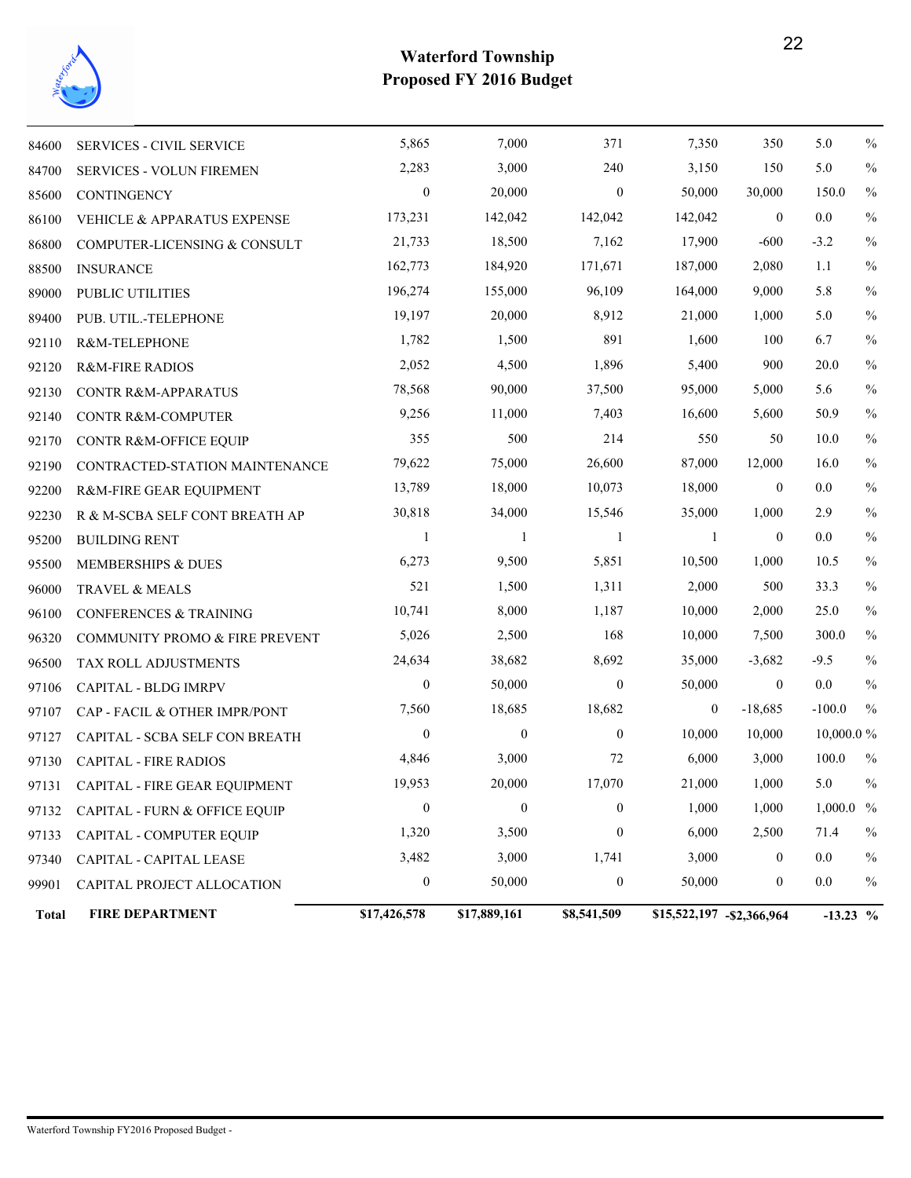# Waterford Township
## Proposed FY 2016 Budget

| | | | | | | | |
|---|---|---|---|---|---|---|---|
| 84600 | SERVICES - CIVIL SERVICE | 5,865 | 7,000 | 371 | 7,350 | 350 | 5.0 % |
| 84700 | SERVICES - VOLUN FIREMEN | 2,283 | 3,000 | 240 | 3,150 | 150 | 5.0 % |
| 85600 | CONTINGENCY | 0 | 20,000 | 0 | 50,000 | 30,000 | 150.0 % |
| 86100 | VEHICLE & APPARATUS EXPENSE | 173,231 | 142,042 | 142,042 | 142,042 | 0 | 0.0 % |
| 86800 | COMPUTER-LICENSING & CONSULT | 21,733 | 18,500 | 7,162 | 17,900 | -600 | -3.2 % |
| 88500 | INSURANCE | 162,773 | 184,920 | 171,671 | 187,000 | 2,080 | 1.1 % |
| 89000 | PUBLIC UTILITIES | 196,274 | 155,000 | 96,109 | 164,000 | 9,000 | 5.8 % |
| 89400 | PUB. UTIL.-TELEPHONE | 19,197 | 20,000 | 8,912 | 21,000 | 1,000 | 5.0 % |
| 92110 | R&M-TELEPHONE | 1,782 | 1,500 | 891 | 1,600 | 100 | 6.7 % |
| 92120 | R&M-FIRE RADIOS | 2,052 | 4,500 | 1,896 | 5,400 | 900 | 20.0 % |
| 92130 | CONTR R&M-APPARATUS | 78,568 | 90,000 | 37,500 | 95,000 | 5,000 | 5.6 % |
| 92140 | CONTR R&M-COMPUTER | 9,256 | 11,000 | 7,403 | 16,600 | 5,600 | 50.9 % |
| 92170 | CONTR R&M-OFFICE EQUIP | 355 | 500 | 214 | 550 | 50 | 10.0 % |
| 92190 | CONTRACTED-STATION MAINTENANCE | 79,622 | 75,000 | 26,600 | 87,000 | 12,000 | 16.0 % |
| 92200 | R&M-FIRE GEAR EQUIPMENT | 13,789 | 18,000 | 10,073 | 18,000 | 0 | 0.0 % |
| 92230 | R & M-SCBA SELF CONT BREATH AP | 30,818 | 34,000 | 15,546 | 35,000 | 1,000 | 2.9 % |
| 95200 | BUILDING RENT | 1 | 1 | 1 | 1 | 0 | 0.0 % |
| 95500 | MEMBERSHIPS & DUES | 6,273 | 9,500 | 5,851 | 10,500 | 1,000 | 10.5 % |
| 96000 | TRAVEL & MEALS | 521 | 1,500 | 1,311 | 2,000 | 500 | 33.3 % |
| 96100 | CONFERENCES & TRAINING | 10,741 | 8,000 | 1,187 | 10,000 | 2,000 | 25.0 % |
| 96320 | COMMUNITY PROMO & FIRE PREVENT | 5,026 | 2,500 | 168 | 10,000 | 7,500 | 300.0 % |
| 96500 | TAX ROLL ADJUSTMENTS | 24,634 | 38,682 | 8,692 | 35,000 | -3,682 | -9.5 % |
| 97106 | CAPITAL - BLDG IMRPV | 0 | 50,000 | 0 | 50,000 | 0 | 0.0 % |
| 97107 | CAP - FACIL & OTHER IMPR/PONT | 7,560 | 18,685 | 18,682 | 0 | -18,685 | -100.0 % |
| 97127 | CAPITAL - SCBA SELF CON BREATH | 0 | 0 | 0 | 10,000 | 10,000 | 10,000.0 % |
| 97130 | CAPITAL - FIRE RADIOS | 4,846 | 3,000 | 72 | 6,000 | 3,000 | 100.0 % |
| 97131 | CAPITAL - FIRE GEAR EQUIPMENT | 19,953 | 20,000 | 17,070 | 21,000 | 1,000 | 5.0 % |
| 97132 | CAPITAL - FURN & OFFICE EQUIP | 0 | 0 | 0 | 1,000 | 1,000 | 1,000.0 % |
| 97133 | CAPITAL - COMPUTER EQUIP | 1,320 | 3,500 | 0 | 6,000 | 2,500 | 71.4 % |
| 97340 | CAPITAL - CAPITAL LEASE | 3,482 | 3,000 | 1,741 | 3,000 | 0 | 0.0 % |
| 99901 | CAPITAL PROJECT ALLOCATION | 0 | 50,000 | 0 | 50,000 | 0 | 0.0 % |
| **Total** | **FIRE DEPARTMENT** | **$17,426,578** | **$17,889,161** | **$8,541,509** | **$15,522,197** | **-$2,366,964** | **-13.23 %** |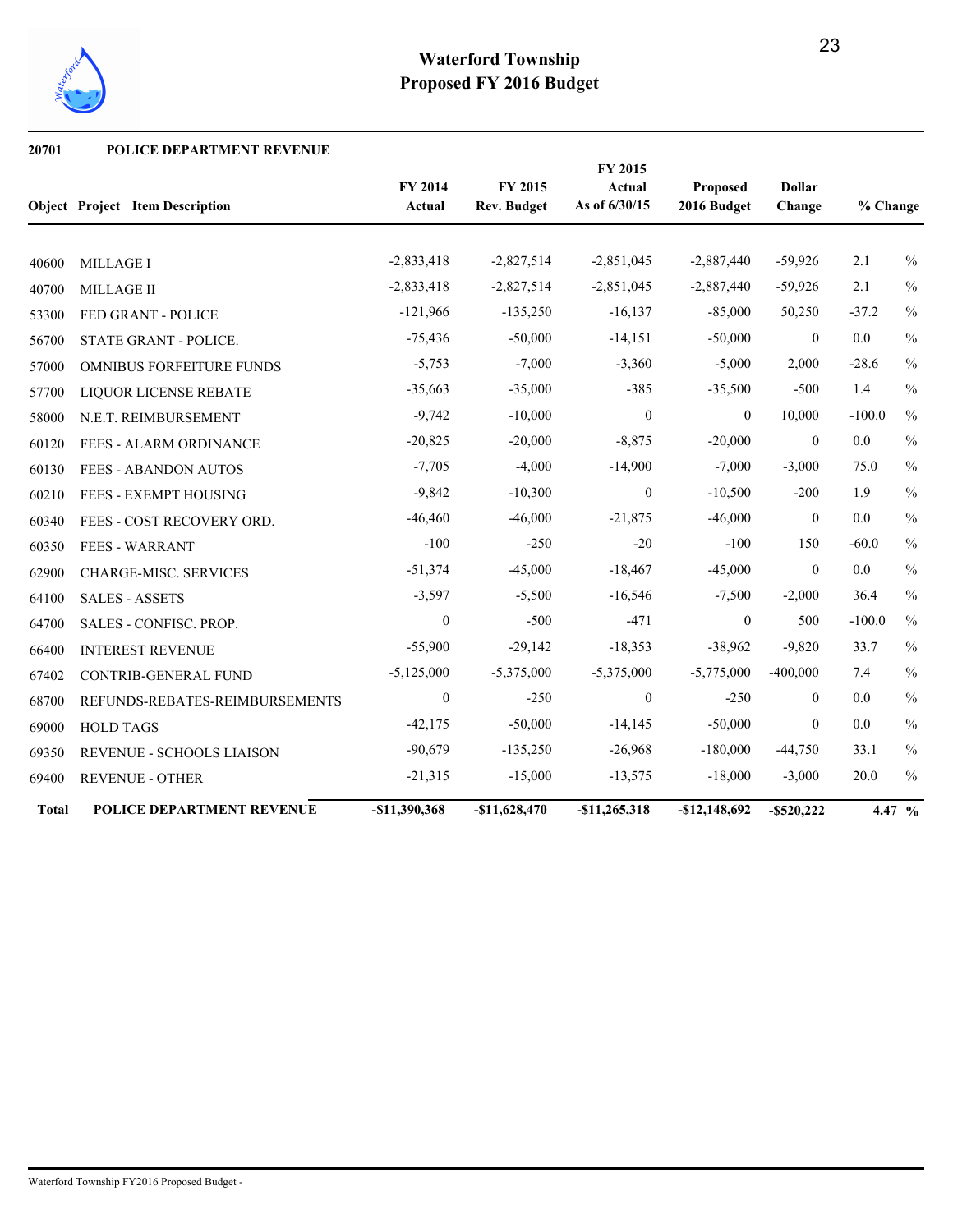# Waterford Township
## Proposed FY 2016 Budget

**20701 POLICE DEPARTMENT REVENUE**

| Object | Project Item Description | FY 2014 Actual | FY 2015 Rev. Budget | FY 2015 Actual As of 6/30/15 | Proposed 2016 Budget | Dollar Change | % Change |
|---|---|---|---|---|---|---|---|
| 40600 | MILLAGE I | -2,833,418 | -2,827,514 | -2,851,045 | -2,887,440 | -59,926 | 2.1 % |
| 40700 | MILLAGE II | -2,833,418 | -2,827,514 | -2,851,045 | -2,887,440 | -59,926 | 2.1 % |
| 53300 | FED GRANT - POLICE | -121,966 | -135,250 | -16,137 | -85,000 | 50,250 | -37.2 % |
| 56700 | STATE GRANT - POLICE. | -75,436 | -50,000 | -14,151 | -50,000 | 0 | 0.0 % |
| 57000 | OMNIBUS FORFEITURE FUNDS | -5,753 | -7,000 | -3,360 | -5,000 | 2,000 | -28.6 % |
| 57700 | LIQUOR LICENSE REBATE | -35,663 | -35,000 | -385 | -35,500 | -500 | 1.4 % |
| 58000 | N.E.T. REIMBURSEMENT | -9,742 | -10,000 | 0 | 0 | 10,000 | -100.0 % |
| 60120 | FEES - ALARM ORDINANCE | -20,825 | -20,000 | -8,875 | -20,000 | 0 | 0.0 % |
| 60130 | FEES - ABANDON AUTOS | -7,705 | -4,000 | -14,900 | -7,000 | -3,000 | 75.0 % |
| 60210 | FEES - EXEMPT HOUSING | -9,842 | -10,300 | 0 | -10,500 | -200 | 1.9 % |
| 60340 | FEES - COST RECOVERY ORD. | -46,460 | -46,000 | -21,875 | -46,000 | 0 | 0.0 % |
| 60350 | FEES - WARRANT | -100 | -250 | -20 | -100 | 150 | -60.0 % |
| 62900 | CHARGE-MISC. SERVICES | -51,374 | -45,000 | -18,467 | -45,000 | 0 | 0.0 % |
| 64100 | SALES - ASSETS | -3,597 | -5,500 | -16,546 | -7,500 | -2,000 | 36.4 % |
| 64700 | SALES - CONFISC. PROP. | 0 | -500 | -471 | 0 | 500 | -100.0 % |
| 66400 | INTEREST REVENUE | -55,900 | -29,142 | -18,353 | -38,962 | -9,820 | 33.7 % |
| 67402 | CONTRIB-GENERAL FUND | -5,125,000 | -5,375,000 | -5,375,000 | -5,775,000 | -400,000 | 7.4 % |
| 68700 | REFUNDS-REBATES-REIMBURSEMENTS | 0 | -250 | 0 | -250 | 0 | 0.0 % |
| 69000 | HOLD TAGS | -42,175 | -50,000 | -14,145 | -50,000 | 0 | 0.0 % |
| 69350 | REVENUE - SCHOOLS LIAISON | -90,679 | -135,250 | -26,968 | -180,000 | -44,750 | 33.1 % |
| 69400 | REVENUE - OTHER | -21,315 | -15,000 | -13,575 | -18,000 | -3,000 | 20.0 % |
| **Total** | **POLICE DEPARTMENT REVENUE** | **-$11,390,368** | **-$11,628,470** | **-$11,265,318** | **-$12,148,692** | **-$520,222** | **4.47 %** |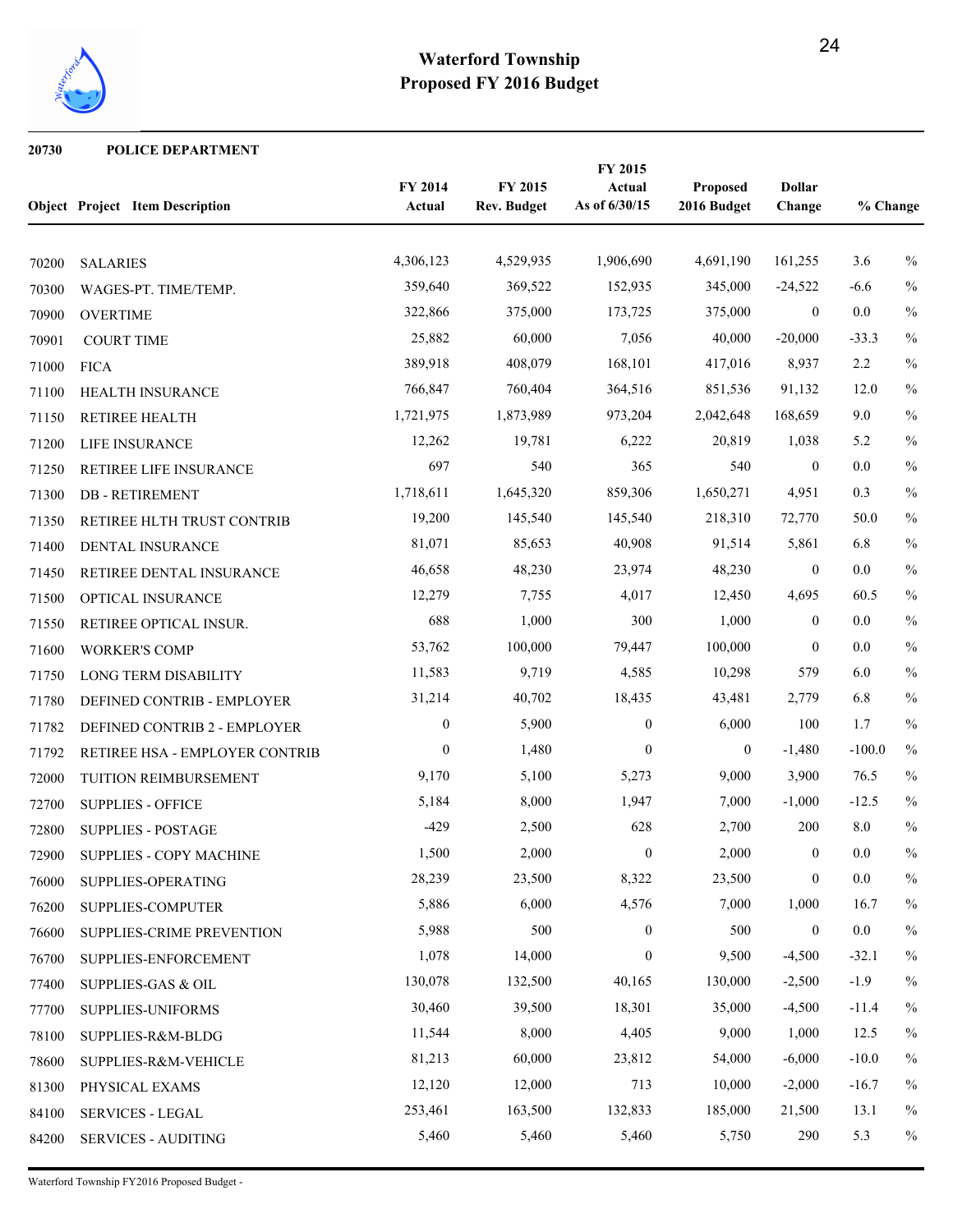# Waterford Township
## Proposed FY 2016 Budget

**20730 POLICE DEPARTMENT**

| Object | Project | Item Description | FY 2014 Actual | FY 2015 Rev. Budget | FY 2015 Actual As of 6/30/15 | Proposed 2016 Budget | Dollar Change | % Change | |
|---|---|---|---|---|---|---|---|---|---|
| 70200 | | SALARIES | 4,306,123 | 4,529,935 | 1,906,690 | 4,691,190 | 161,255 | 3.6 | % |
| 70300 | | WAGES-PT. TIME/TEMP. | 359,640 | 369,522 | 152,935 | 345,000 | -24,522 | -6.6 | % |
| 70900 | | OVERTIME | 322,866 | 375,000 | 173,725 | 375,000 | 0 | 0.0 | % |
| 70901 | | COURT TIME | 25,882 | 60,000 | 7,056 | 40,000 | -20,000 | -33.3 | % |
| 71000 | | FICA | 389,918 | 408,079 | 168,101 | 417,016 | 8,937 | 2.2 | % |
| 71100 | | HEALTH INSURANCE | 766,847 | 760,404 | 364,516 | 851,536 | 91,132 | 12.0 | % |
| 71150 | | RETIREE HEALTH | 1,721,975 | 1,873,989 | 973,204 | 2,042,648 | 168,659 | 9.0 | % |
| 71200 | | LIFE INSURANCE | 12,262 | 19,781 | 6,222 | 20,819 | 1,038 | 5.2 | % |
| 71250 | | RETIREE LIFE INSURANCE | 697 | 540 | 365 | 540 | 0 | 0.0 | % |
| 71300 | | DB - RETIREMENT | 1,718,611 | 1,645,320 | 859,306 | 1,650,271 | 4,951 | 0.3 | % |
| 71350 | | RETIREE HLTH TRUST CONTRIB | 19,200 | 145,540 | 145,540 | 218,310 | 72,770 | 50.0 | % |
| 71400 | | DENTAL INSURANCE | 81,071 | 85,653 | 40,908 | 91,514 | 5,861 | 6.8 | % |
| 71450 | | RETIREE DENTAL INSURANCE | 46,658 | 48,230 | 23,974 | 48,230 | 0 | 0.0 | % |
| 71500 | | OPTICAL INSURANCE | 12,279 | 7,755 | 4,017 | 12,450 | 4,695 | 60.5 | % |
| 71550 | | RETIREE OPTICAL INSUR. | 688 | 1,000 | 300 | 1,000 | 0 | 0.0 | % |
| 71600 | | WORKER'S COMP | 53,762 | 100,000 | 79,447 | 100,000 | 0 | 0.0 | % |
| 71750 | | LONG TERM DISABILITY | 11,583 | 9,719 | 4,585 | 10,298 | 579 | 6.0 | % |
| 71780 | | DEFINED CONTRIB - EMPLOYER | 31,214 | 40,702 | 18,435 | 43,481 | 2,779 | 6.8 | % |
| 71782 | | DEFINED CONTRIB 2 - EMPLOYER | 0 | 5,900 | 0 | 6,000 | 100 | 1.7 | % |
| 71792 | | RETIREE HSA - EMPLOYER CONTRIB | 0 | 1,480 | 0 | 0 | -1,480 | -100.0 | % |
| 72000 | | TUITION REIMBURSEMENT | 9,170 | 5,100 | 5,273 | 9,000 | 3,900 | 76.5 | % |
| 72700 | | SUPPLIES - OFFICE | 5,184 | 8,000 | 1,947 | 7,000 | -1,000 | -12.5 | % |
| 72800 | | SUPPLIES - POSTAGE | -429 | 2,500 | 628 | 2,700 | 200 | 8.0 | % |
| 72900 | | SUPPLIES - COPY MACHINE | 1,500 | 2,000 | 0 | 2,000 | 0 | 0.0 | % |
| 76000 | | SUPPLIES-OPERATING | 28,239 | 23,500 | 8,322 | 23,500 | 0 | 0.0 | % |
| 76200 | | SUPPLIES-COMPUTER | 5,886 | 6,000 | 4,576 | 7,000 | 1,000 | 16.7 | % |
| 76600 | | SUPPLIES-CRIME PREVENTION | 5,988 | 500 | 0 | 500 | 0 | 0.0 | % |
| 76700 | | SUPPLIES-ENFORCEMENT | 1,078 | 14,000 | 0 | 9,500 | -4,500 | -32.1 | % |
| 77400 | | SUPPLIES-GAS & OIL | 130,078 | 132,500 | 40,165 | 130,000 | -2,500 | -1.9 | % |
| 77700 | | SUPPLIES-UNIFORMS | 30,460 | 39,500 | 18,301 | 35,000 | -4,500 | -11.4 | % |
| 78100 | | SUPPLIES-R&M-BLDG | 11,544 | 8,000 | 4,405 | 9,000 | 1,000 | 12.5 | % |
| 78600 | | SUPPLIES-R&M-VEHICLE | 81,213 | 60,000 | 23,812 | 54,000 | -6,000 | -10.0 | % |
| 81300 | | PHYSICAL EXAMS | 12,120 | 12,000 | 713 | 10,000 | -2,000 | -16.7 | % |
| 84100 | | SERVICES - LEGAL | 253,461 | 163,500 | 132,833 | 185,000 | 21,500 | 13.1 | % |
| 84200 | | SERVICES - AUDITING | 5,460 | 5,460 | 5,460 | 5,750 | 290 | 5.3 | % |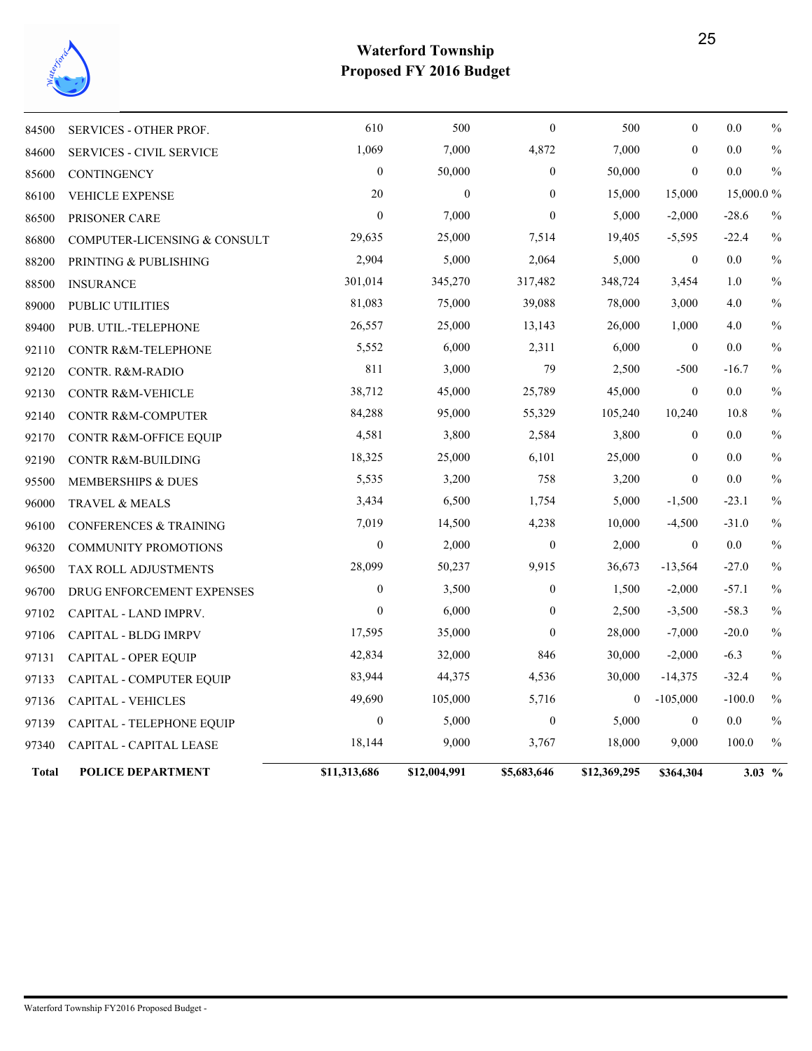# Waterford Township
## Proposed FY 2016 Budget

| | | | | | | | |
|---|---|---|---|---|---|---|---|
| 84500 | SERVICES - OTHER PROF. | 610 | 500 | 0 | 500 | 0 | 0.0 % |
| 84600 | SERVICES - CIVIL SERVICE | 1,069 | 7,000 | 4,872 | 7,000 | 0 | 0.0 % |
| 85600 | CONTINGENCY | 0 | 50,000 | 0 | 50,000 | 0 | 0.0 % |
| 86100 | VEHICLE EXPENSE | 20 | 0 | 0 | 15,000 | 15,000 | 15,000.0 % |
| 86500 | PRISONER CARE | 0 | 7,000 | 0 | 5,000 | -2,000 | -28.6 % |
| 86800 | COMPUTER-LICENSING & CONSULT | 29,635 | 25,000 | 7,514 | 19,405 | -5,595 | -22.4 % |
| 88200 | PRINTING & PUBLISHING | 2,904 | 5,000 | 2,064 | 5,000 | 0 | 0.0 % |
| 88500 | INSURANCE | 301,014 | 345,270 | 317,482 | 348,724 | 3,454 | 1.0 % |
| 89000 | PUBLIC UTILITIES | 81,083 | 75,000 | 39,088 | 78,000 | 3,000 | 4.0 % |
| 89400 | PUB. UTIL.-TELEPHONE | 26,557 | 25,000 | 13,143 | 26,000 | 1,000 | 4.0 % |
| 92110 | CONTR R&M-TELEPHONE | 5,552 | 6,000 | 2,311 | 6,000 | 0 | 0.0 % |
| 92120 | CONTR. R&M-RADIO | 811 | 3,000 | 79 | 2,500 | -500 | -16.7 % |
| 92130 | CONTR R&M-VEHICLE | 38,712 | 45,000 | 25,789 | 45,000 | 0 | 0.0 % |
| 92140 | CONTR R&M-COMPUTER | 84,288 | 95,000 | 55,329 | 105,240 | 10,240 | 10.8 % |
| 92170 | CONTR R&M-OFFICE EQUIP | 4,581 | 3,800 | 2,584 | 3,800 | 0 | 0.0 % |
| 92190 | CONTR R&M-BUILDING | 18,325 | 25,000 | 6,101 | 25,000 | 0 | 0.0 % |
| 95500 | MEMBERSHIPS & DUES | 5,535 | 3,200 | 758 | 3,200 | 0 | 0.0 % |
| 96000 | TRAVEL & MEALS | 3,434 | 6,500 | 1,754 | 5,000 | -1,500 | -23.1 % |
| 96100 | CONFERENCES & TRAINING | 7,019 | 14,500 | 4,238 | 10,000 | -4,500 | -31.0 % |
| 96320 | COMMUNITY PROMOTIONS | 0 | 2,000 | 0 | 2,000 | 0 | 0.0 % |
| 96500 | TAX ROLL ADJUSTMENTS | 28,099 | 50,237 | 9,915 | 36,673 | -13,564 | -27.0 % |
| 96700 | DRUG ENFORCEMENT EXPENSES | 0 | 3,500 | 0 | 1,500 | -2,000 | -57.1 % |
| 97102 | CAPITAL - LAND IMPRV. | 0 | 6,000 | 0 | 2,500 | -3,500 | -58.3 % |
| 97106 | CAPITAL - BLDG IMRPV | 17,595 | 35,000 | 0 | 28,000 | -7,000 | -20.0 % |
| 97131 | CAPITAL - OPER EQUIP | 42,834 | 32,000 | 846 | 30,000 | -2,000 | -6.3 % |
| 97133 | CAPITAL - COMPUTER EQUIP | 83,944 | 44,375 | 4,536 | 30,000 | -14,375 | -32.4 % |
| 97136 | CAPITAL - VEHICLES | 49,690 | 105,000 | 5,716 | 0 | -105,000 | -100.0 % |
| 97139 | CAPITAL - TELEPHONE EQUIP | 0 | 5,000 | 0 | 5,000 | 0 | 0.0 % |
| 97340 | CAPITAL - CAPITAL LEASE | 18,144 | 9,000 | 3,767 | 18,000 | 9,000 | 100.0 % |
| **Total** | **POLICE DEPARTMENT** | **$11,313,686** | **$12,004,991** | **$5,683,646** | **$12,369,295** | **$364,304** | **3.03 %** |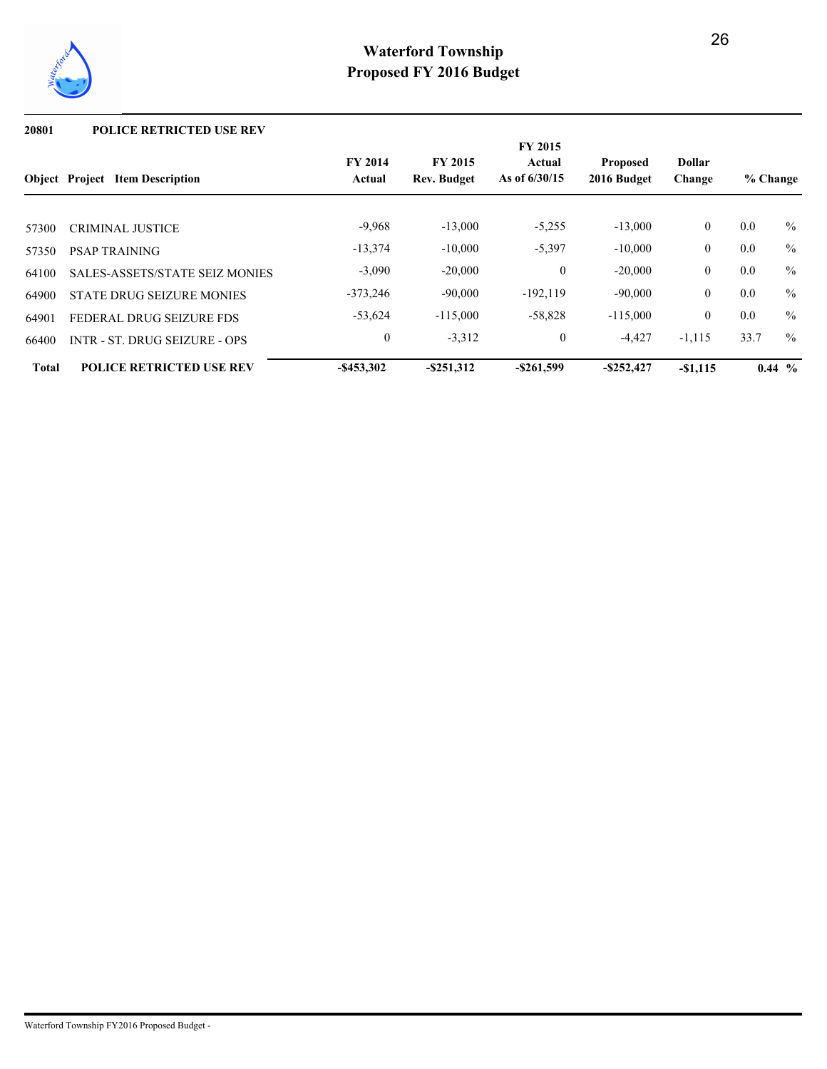# Waterford Township
## Proposed FY 2016 Budget

**20801 POLICE RETRICTED USE REV**

| Object | Project | Item Description | FY 2014 Actual | FY 2015 Rev. Budget | FY 2015 Actual As of 6/30/15 | Proposed 2016 Budget | Dollar Change | % Change |
|---|---|---|---|---|---|---|---|---|
| 57300 | | CRIMINAL JUSTICE | -9,968 | -13,000 | -5,255 | -13,000 | 0 | 0.0 % |
| 57350 | | PSAP TRAINING | -13,374 | -10,000 | -5,397 | -10,000 | 0 | 0.0 % |
| 64100 | | SALES-ASSETS/STATE SEIZ MONIES | -3,090 | -20,000 | 0 | -20,000 | 0 | 0.0 % |
| 64900 | | STATE DRUG SEIZURE MONIES | -373,246 | -90,000 | -192,119 | -90,000 | 0 | 0.0 % |
| 64901 | | FEDERAL DRUG SEIZURE FDS | -53,624 | -115,000 | -58,828 | -115,000 | 0 | 0.0 % |
| 66400 | | INTR - ST. DRUG SEIZURE - OPS | 0 | -3,312 | 0 | -4,427 | -1,115 | 33.7 % |
| **Total** | | **POLICE RETRICTED USE REV** | **-$453,302** | **-$251,312** | **-$261,599** | **-$252,427** | **-$1,115** | **0.44 %** |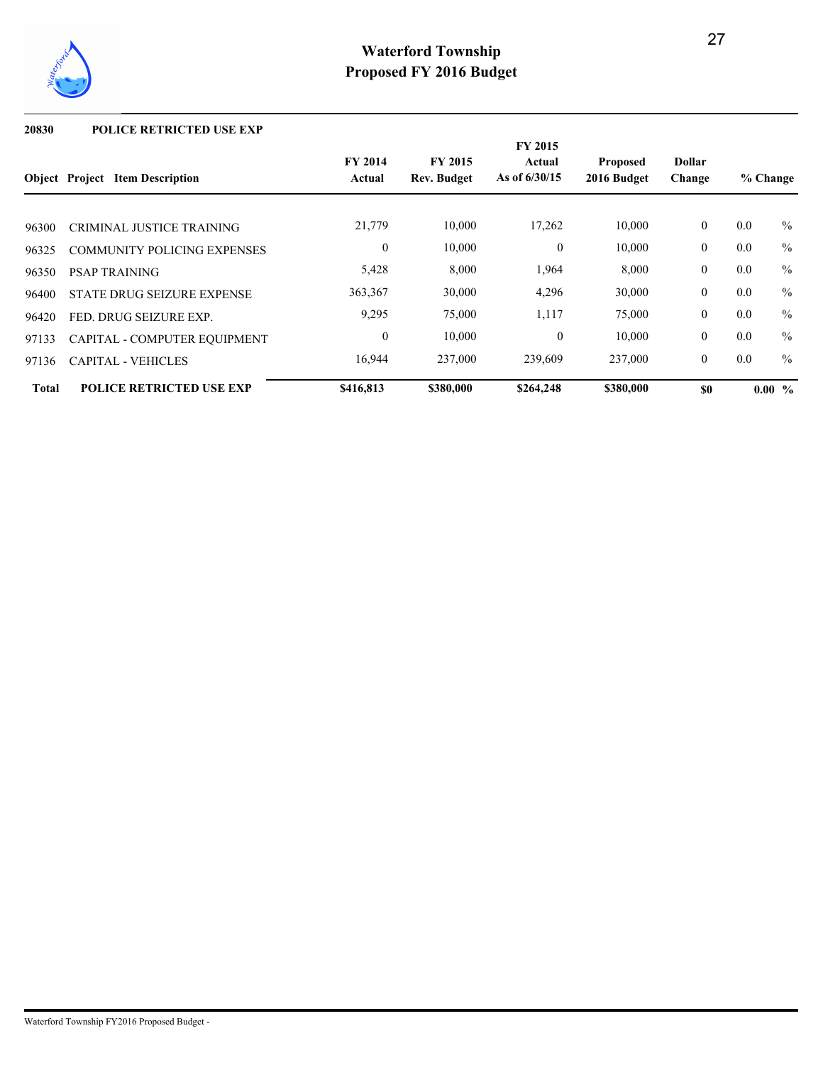# Waterford Township
## Proposed FY 2016 Budget

**20830 POLICE RETRICTED USE EXP**

| Object | Project Item Description | FY 2014 Actual | FY 2015 Rev. Budget | FY 2015 Actual As of 6/30/15 | Proposed 2016 Budget | Dollar Change | % Change |
|---|---|---|---|---|---|---|---|
| 96300 | CRIMINAL JUSTICE TRAINING | 21,779 | 10,000 | 17,262 | 10,000 | 0 | 0.0 % |
| 96325 | COMMUNITY POLICING EXPENSES | 0 | 10,000 | 0 | 10,000 | 0 | 0.0 % |
| 96350 | PSAP TRAINING | 5,428 | 8,000 | 1,964 | 8,000 | 0 | 0.0 % |
| 96400 | STATE DRUG SEIZURE EXPENSE | 363,367 | 30,000 | 4,296 | 30,000 | 0 | 0.0 % |
| 96420 | FED. DRUG SEIZURE EXP. | 9,295 | 75,000 | 1,117 | 75,000 | 0 | 0.0 % |
| 97133 | CAPITAL - COMPUTER EQUIPMENT | 0 | 10,000 | 0 | 10,000 | 0 | 0.0 % |
| 97136 | CAPITAL - VEHICLES | 16,944 | 237,000 | 239,609 | 237,000 | 0 | 0.0 % |
| **Total** | **POLICE RETRICTED USE EXP** | **$416,813** | **$380,000** | **$264,248** | **$380,000** | **$0** | **0.00 %** |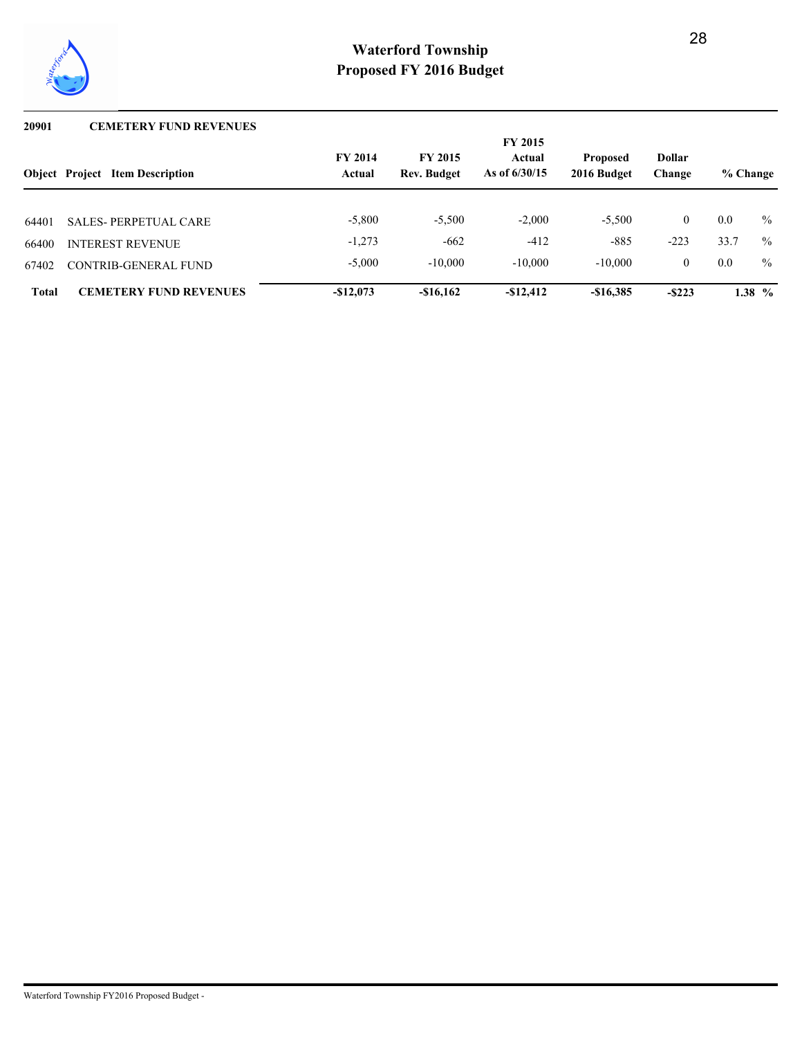# Waterford Township
## Proposed FY 2016 Budget

**20901 CEMETERY FUND REVENUES**

| Object | Project | Item Description | FY 2014 Actual | FY 2015 Rev. Budget | FY 2015 Actual As of 6/30/15 | Proposed 2016 Budget | Dollar Change | % Change |
|---|---|---|---|---|---|---|---|---|
| 64401 | | SALES- PERPETUAL CARE | -5,800 | -5,500 | -2,000 | -5,500 | 0 | 0.0 % |
| 66400 | | INTEREST REVENUE | -1,273 | -662 | -412 | -885 | -223 | 33.7 % |
| 67402 | | CONTRIB-GENERAL FUND | -5,000 | -10,000 | -10,000 | -10,000 | 0 | 0.0 % |
| **Total** | | **CEMETERY FUND REVENUES** | **-$12,073** | **-$16,162** | **-$12,412** | **-$16,385** | **-$223** | **1.38 %** |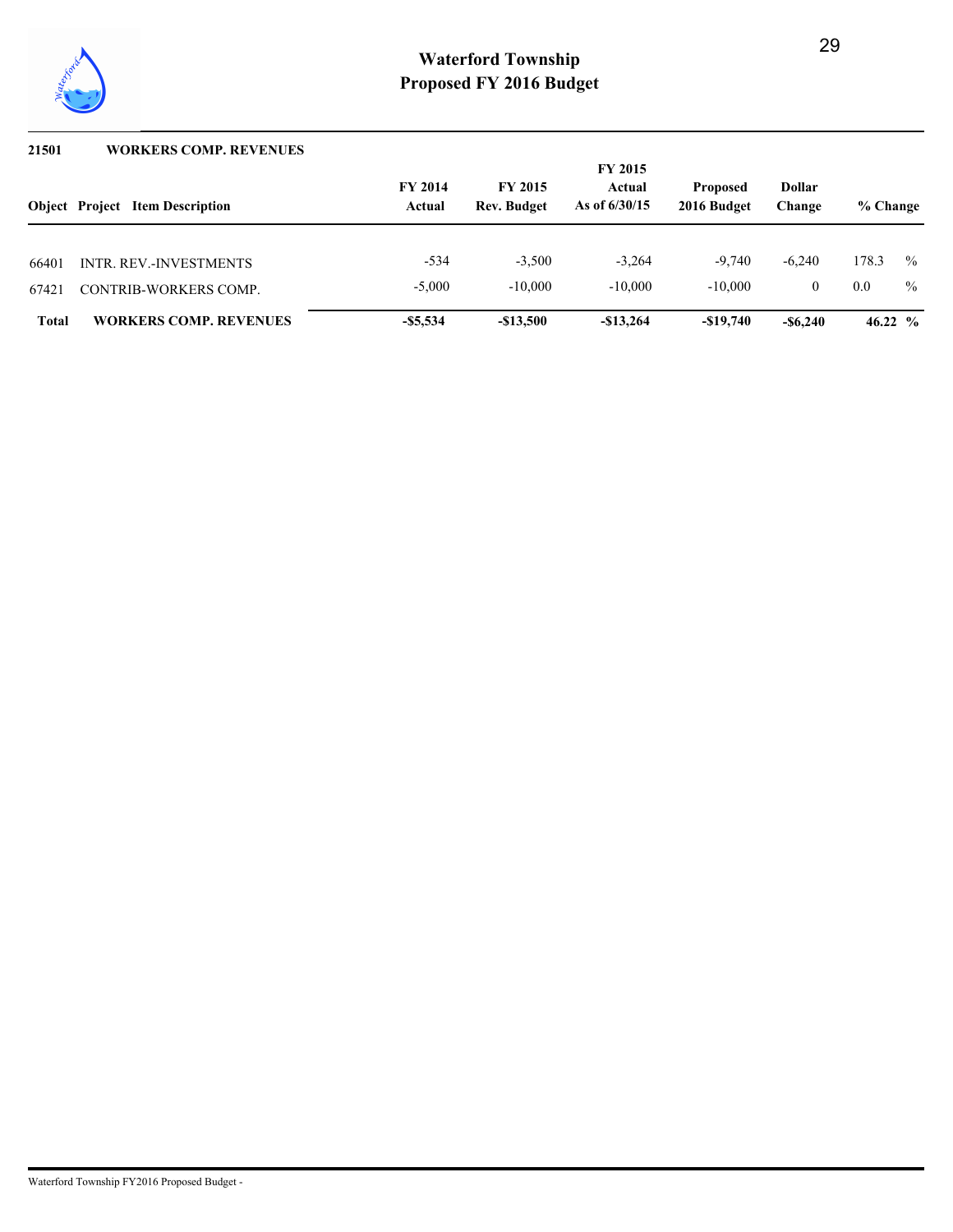## 21501 WORKERS COMP. REVENUES

| Object | Project | Item Description | FY 2014 Actual | FY 2015 Rev. Budget | FY 2015 Actual As of 6/30/15 | Proposed 2016 Budget | Dollar Change | % Change |
|---|---|---|---|---|---|---|---|---|
| 66401 | | INTR. REV.-INVESTMENTS | -534 | -3,500 | -3,264 | -9,740 | -6,240 | 178.3 % |
| 67421 | | CONTRIB-WORKERS COMP. | -5,000 | -10,000 | -10,000 | -10,000 | 0 | 0.0 % |
| **Total** | | **WORKERS COMP. REVENUES** | **-$5,534** | **-$13,500** | **-$13,264** | **-$19,740** | **-$6,240** | **46.22 %** |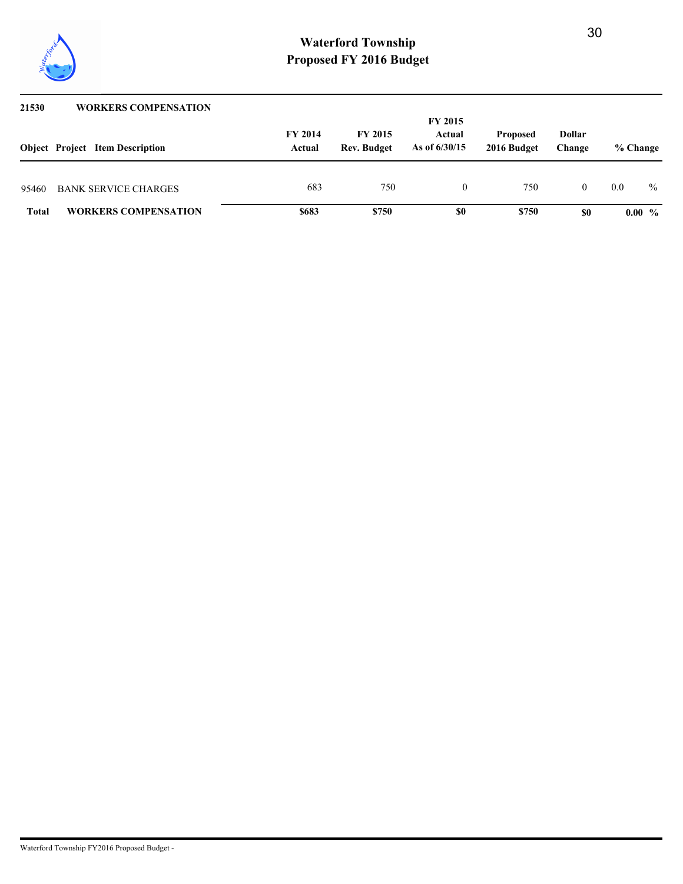# Waterford Township
## Proposed FY 2016 Budget

**21530 WORKERS COMPENSATION**

| Object | Project | Item Description | FY 2014 Actual | FY 2015 Rev. Budget | FY 2015 Actual As of 6/30/15 | Proposed 2016 Budget | Dollar Change | % Change |
|---|---|---|---|---|---|---|---|---|
| 95460 | | BANK SERVICE CHARGES | 683 | 750 | 0 | 750 | 0 | 0.0 % |
| **Total** | | **WORKERS COMPENSATION** | **$683** | **$750** | **$0** | **$750** | **$0** | **0.00 %** |

Waterford Township FY2016 Proposed Budget -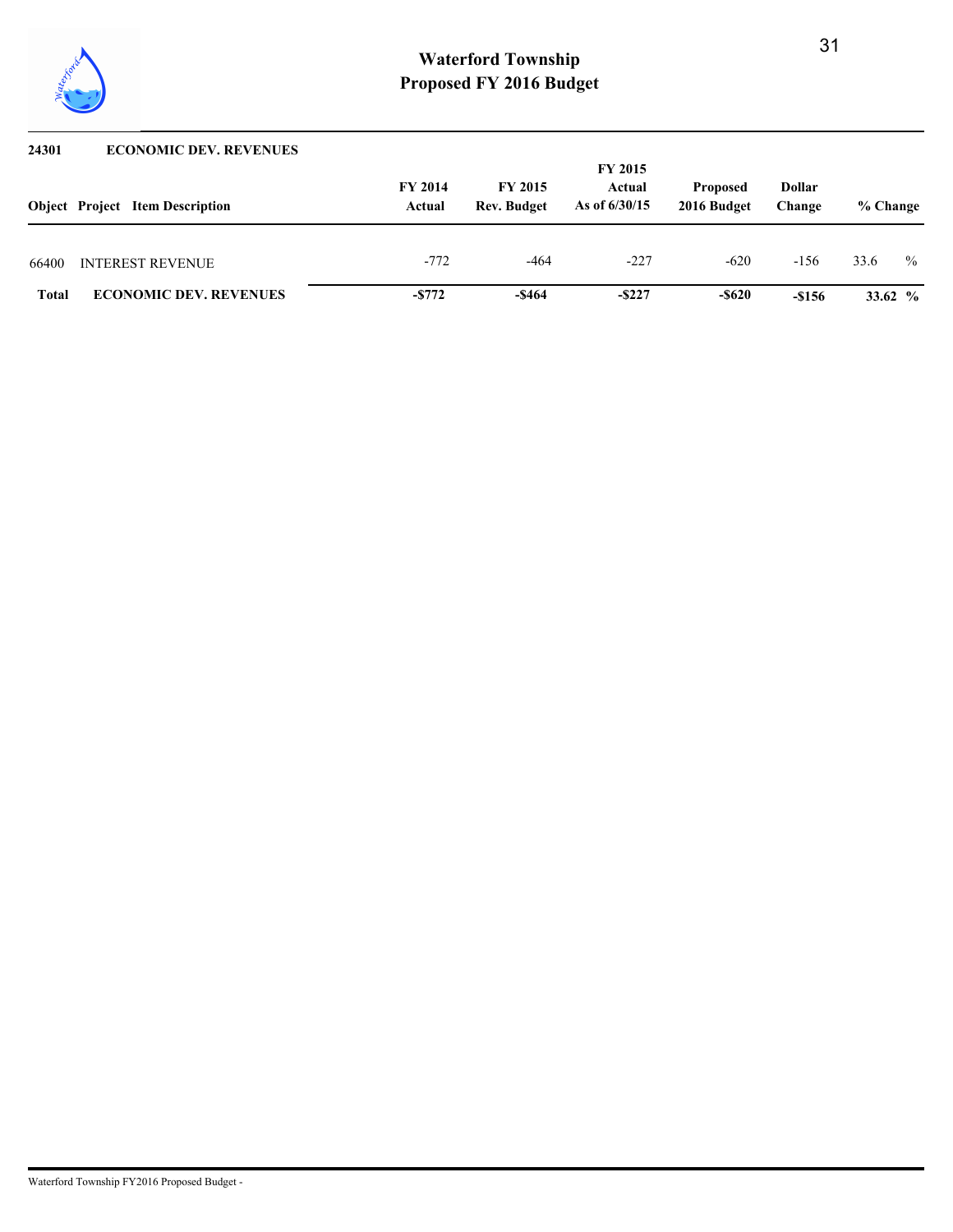# Waterford Township
## Proposed FY 2016 Budget

**24301 ECONOMIC DEV. REVENUES**

| Object | Project | Item Description | FY 2014 Actual | FY 2015 Rev. Budget | FY 2015 Actual As of 6/30/15 | Proposed 2016 Budget | Dollar Change | % Change |
|---|---|---|---|---|---|---|---|---|
| 66400 | | INTEREST REVENUE | -772 | -464 | -227 | -620 | -156 | 33.6 % |
| **Total** | | **ECONOMIC DEV. REVENUES** | **-$772** | **-$464** | **-$227** | **-$620** | **-$156** | **33.62 %** |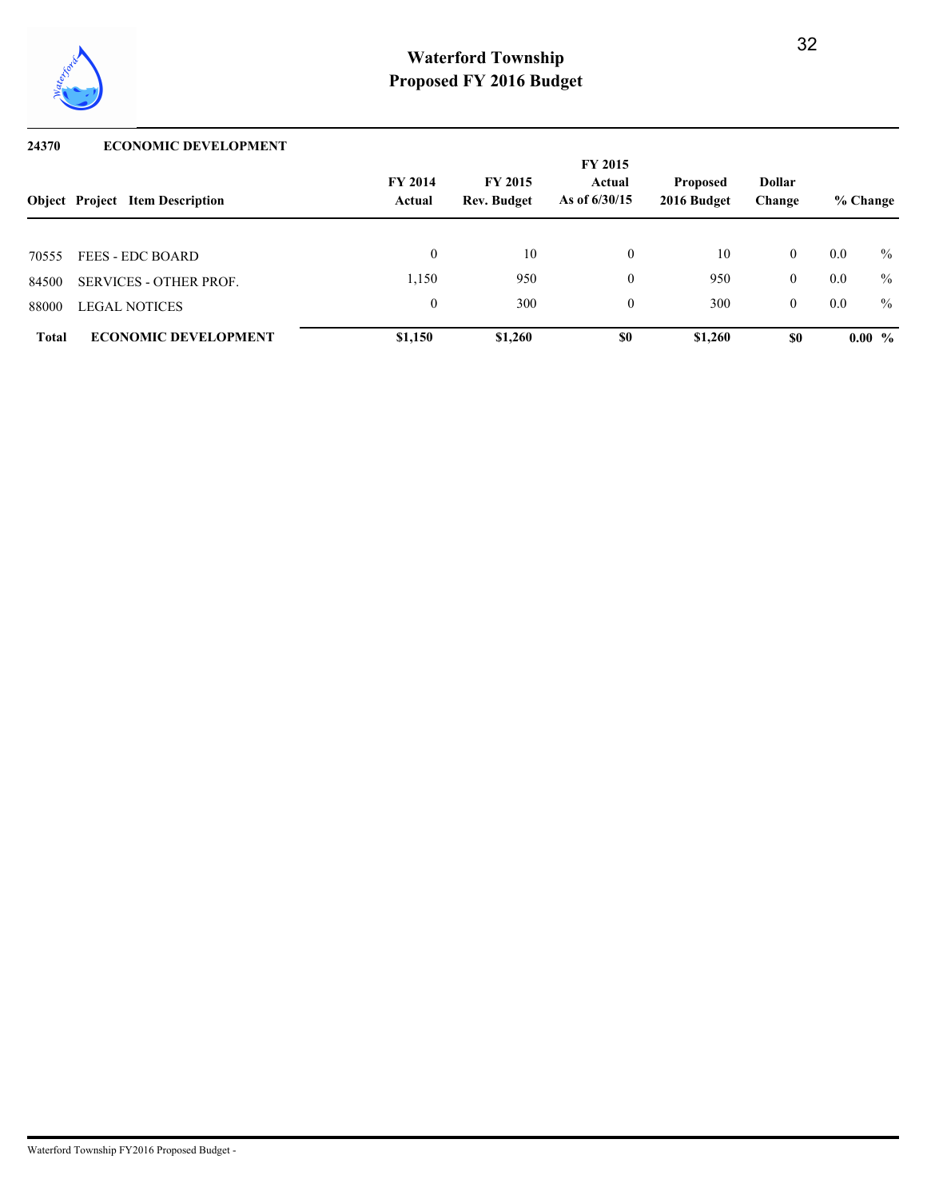# Waterford Township
## Proposed FY 2016 Budget

**24370 ECONOMIC DEVELOPMENT**

| Object | Project | Item Description | FY 2014 Actual | FY 2015 Rev. Budget | FY 2015 Actual As of 6/30/15 | Proposed 2016 Budget | Dollar Change | % Change |
|---|---|---|---|---|---|---|---|---|
| 70555 | | FEES - EDC BOARD | 0 | 10 | 0 | 10 | 0 | 0.0 % |
| 84500 | | SERVICES - OTHER PROF. | 1,150 | 950 | 0 | 950 | 0 | 0.0 % |
| 88000 | | LEGAL NOTICES | 0 | 300 | 0 | 300 | 0 | 0.0 % |
| **Total** | | **ECONOMIC DEVELOPMENT** | **$1,150** | **$1,260** | **$0** | **$1,260** | **$0** | **0.00 %** |

Waterford Township FY2016 Proposed Budget -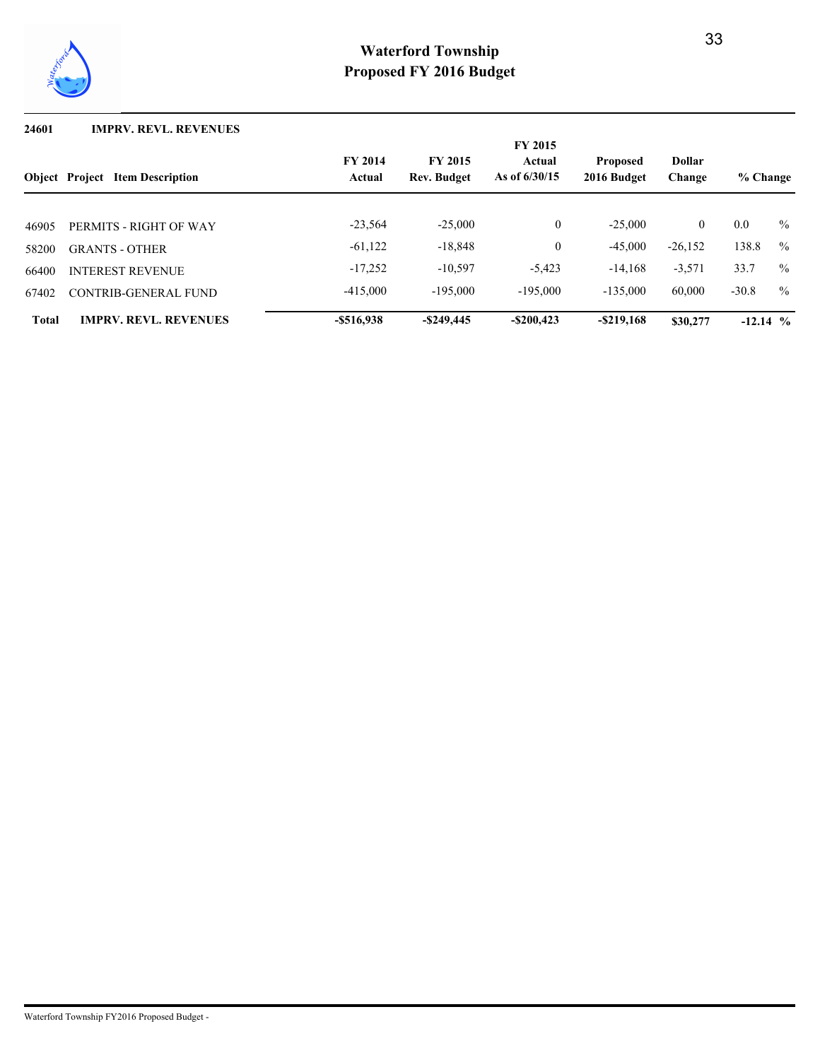# Waterford Township
# Proposed FY 2016 Budget

**24601 IMPRV. REVL. REVENUES**

| Object | Project | Item Description | FY 2014 Actual | FY 2015 Rev. Budget | FY 2015 Actual As of 6/30/15 | Proposed 2016 Budget | Dollar Change | % Change |
|---|---|---|---|---|---|---|---|---|
| 46905 | | PERMITS - RIGHT OF WAY | -23,564 | -25,000 | 0 | -25,000 | 0 | 0.0 % |
| 58200 | | GRANTS - OTHER | -61,122 | -18,848 | 0 | -45,000 | -26,152 | 138.8 % |
| 66400 | | INTEREST REVENUE | -17,252 | -10,597 | -5,423 | -14,168 | -3,571 | 33.7 % |
| 67402 | | CONTRIB-GENERAL FUND | -415,000 | -195,000 | -195,000 | -135,000 | 60,000 | -30.8 % |
| **Total** | | **IMPRV. REVL. REVENUES** | **-$516,938** | **-$249,445** | **-$200,423** | **-$219,168** | **$30,277** | **-12.14 %** |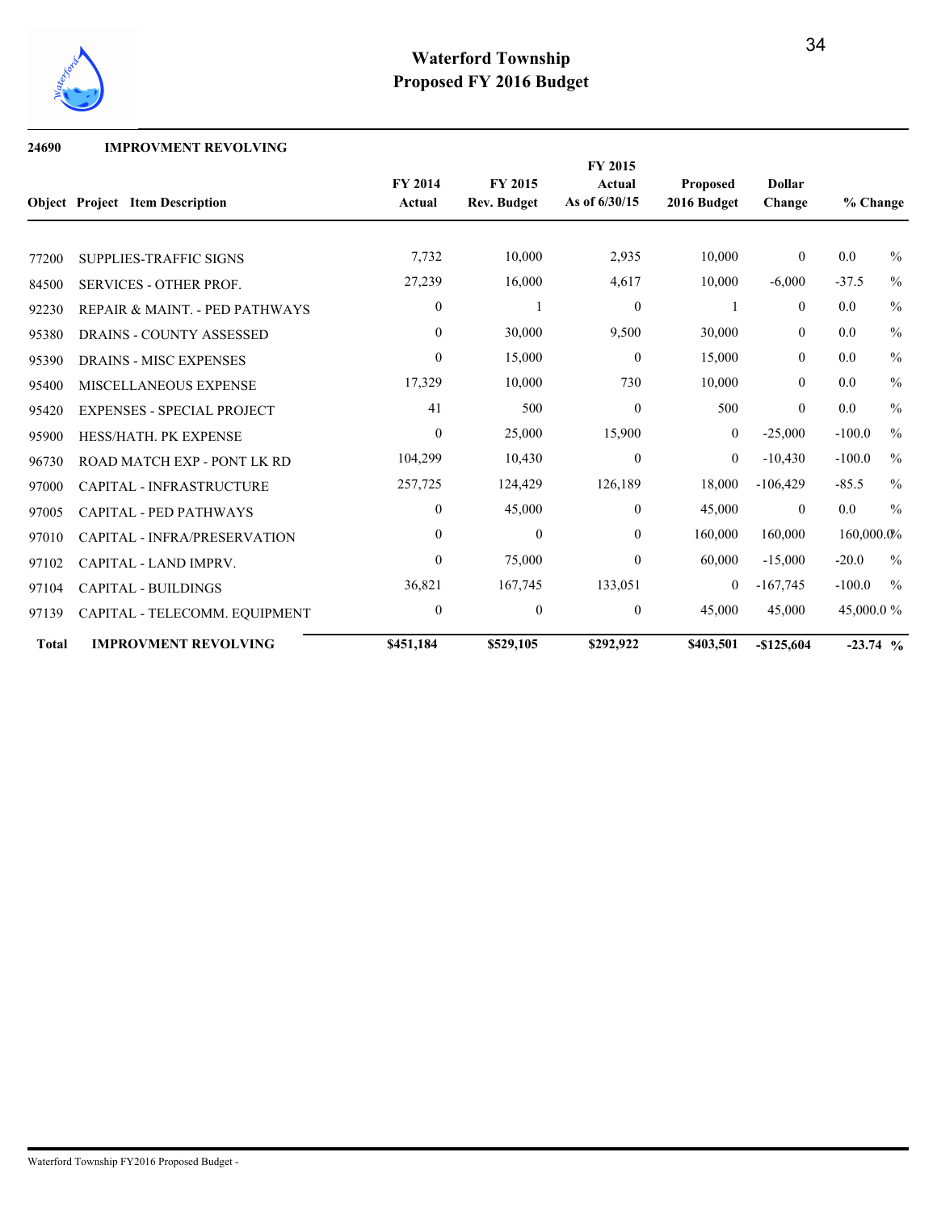# Waterford Township
## Proposed FY 2016 Budget

**24690 IMPROVMENT REVOLVING**

| Object | Project Item Description | FY 2014 Actual | FY 2015 Rev. Budget | FY 2015 Actual As of 6/30/15 | Proposed 2016 Budget | Dollar Change | % Change |
|---|---|---|---|---|---|---|---|
| 77200 | SUPPLIES-TRAFFIC SIGNS | 7,732 | 10,000 | 2,935 | 10,000 | 0 | 0.0 % |
| 84500 | SERVICES - OTHER PROF. | 27,239 | 16,000 | 4,617 | 10,000 | -6,000 | -37.5 % |
| 92230 | REPAIR & MAINT. - PED PATHWAYS | 0 | 1 | 0 | 1 | 0 | 0.0 % |
| 95380 | DRAINS - COUNTY ASSESSED | 0 | 30,000 | 9,500 | 30,000 | 0 | 0.0 % |
| 95390 | DRAINS - MISC EXPENSES | 0 | 15,000 | 0 | 15,000 | 0 | 0.0 % |
| 95400 | MISCELLANEOUS EXPENSE | 17,329 | 10,000 | 730 | 10,000 | 0 | 0.0 % |
| 95420 | EXPENSES - SPECIAL PROJECT | 41 | 500 | 0 | 500 | 0 | 0.0 % |
| 95900 | HESS/HATH. PK EXPENSE | 0 | 25,000 | 15,900 | 0 | -25,000 | -100.0 % |
| 96730 | ROAD MATCH EXP - PONT LK RD | 104,299 | 10,430 | 0 | 0 | -10,430 | -100.0 % |
| 97000 | CAPITAL - INFRASTRUCTURE | 257,725 | 124,429 | 126,189 | 18,000 | -106,429 | -85.5 % |
| 97005 | CAPITAL - PED PATHWAYS | 0 | 45,000 | 0 | 45,000 | 0 | 0.0 % |
| 97010 | CAPITAL - INFRA/PRESERVATION | 0 | 0 | 0 | 160,000 | 160,000 | 160,000.0 % |
| 97102 | CAPITAL - LAND IMPRV. | 0 | 75,000 | 0 | 60,000 | -15,000 | -20.0 % |
| 97104 | CAPITAL - BUILDINGS | 36,821 | 167,745 | 133,051 | 0 | -167,745 | -100.0 % |
| 97139 | CAPITAL - TELECOMM. EQUIPMENT | 0 | 0 | 0 | 45,000 | 45,000 | 45,000.0 % |
| **Total** | **IMPROVMENT REVOLVING** | **$451,184** | **$529,105** | **$292,922** | **$403,501** | **-$125,604** | **-23.74 %** |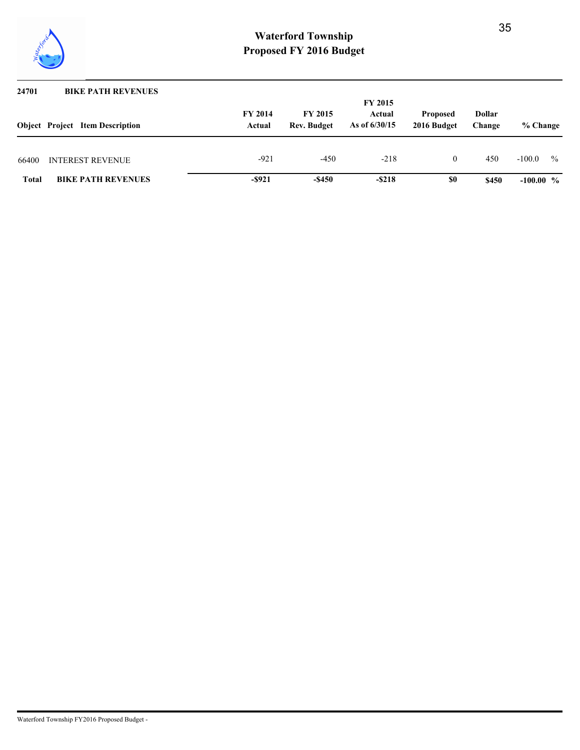# Waterford Township
## Proposed FY 2016 Budget

**24701 BIKE PATH REVENUES**

| Object | Project | Item Description | FY 2014 Actual | FY 2015 Rev. Budget | FY 2015 Actual As of 6/30/15 | Proposed 2016 Budget | Dollar Change | % Change |
|---|---|---|---|---|---|---|---|---|
| 66400 | | INTEREST REVENUE | -921 | -450 | -218 | 0 | 450 | -100.0 % |
| **Total** | | **BIKE PATH REVENUES** | **-$921** | **-$450** | **-$218** | **$0** | **$450** | **-100.00 %** |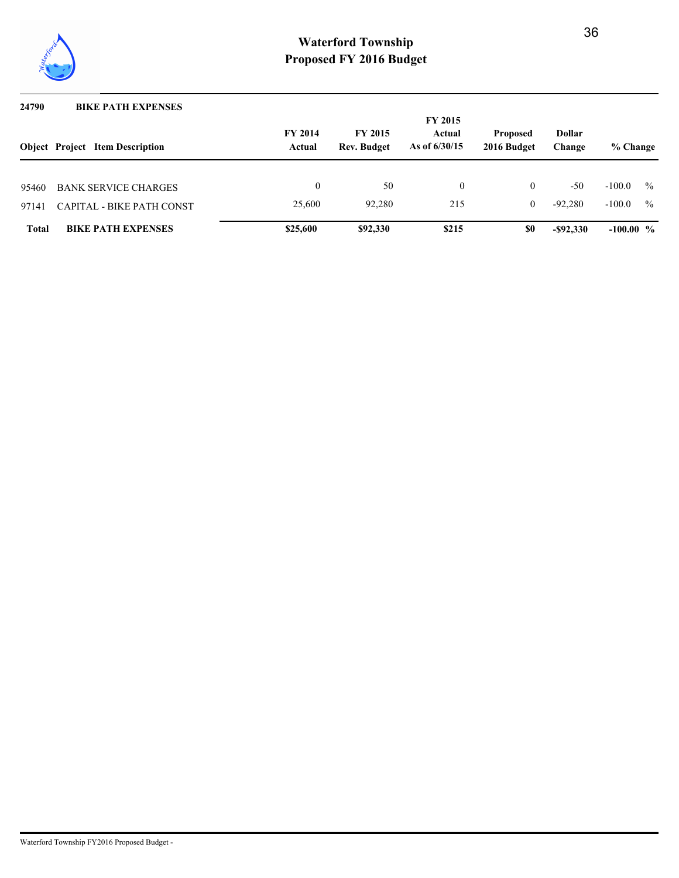# Waterford Township
## Proposed FY 2016 Budget

**24790 BIKE PATH EXPENSES**

| Object | Project | Item Description | FY 2014 Actual | FY 2015 Rev. Budget | FY 2015 Actual As of 6/30/15 | Proposed 2016 Budget | Dollar Change | % Change |
|---|---|---|---|---|---|---|---|---|
| 95460 | | BANK SERVICE CHARGES | 0 | 50 | 0 | 0 | -50 | -100.0 % |
| 97141 | | CAPITAL - BIKE PATH CONST | 25,600 | 92,280 | 215 | 0 | -92,280 | -100.0 % |
| **Total** | | **BIKE PATH EXPENSES** | **$25,600** | **$92,330** | **$215** | **$0** | **-$92,330** | **-100.00 %** |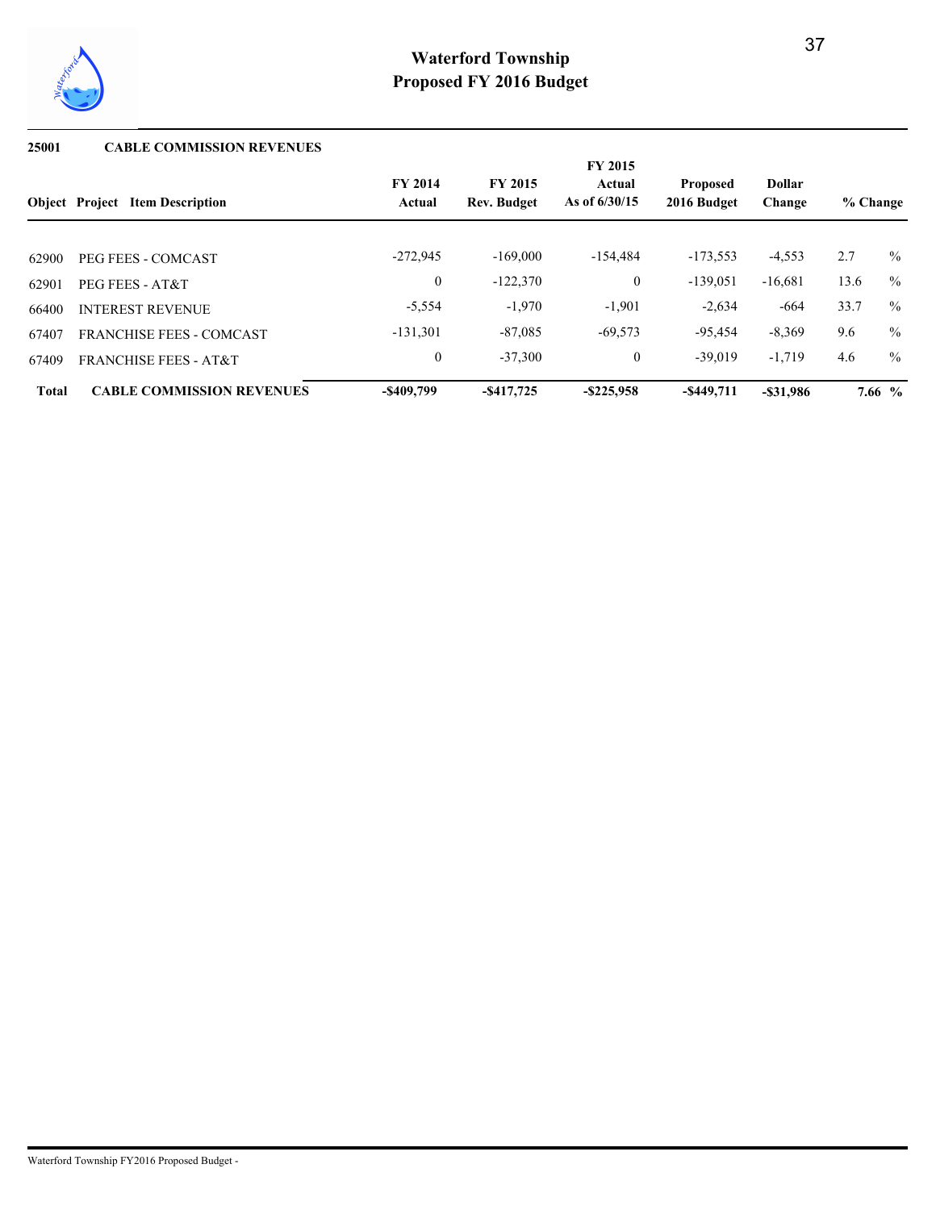# Waterford Township
## Proposed FY 2016 Budget

**25001 CABLE COMMISSION REVENUES**

| Object | Project | Item Description | FY 2014 Actual | FY 2015 Rev. Budget | FY 2015 Actual As of 6/30/15 | Proposed 2016 Budget | Dollar Change | % Change |
|---|---|---|---|---|---|---|---|---|
| 62900 | | PEG FEES - COMCAST | -272,945 | -169,000 | -154,484 | -173,553 | -4,553 | 2.7 % |
| 62901 | | PEG FEES - AT&T | 0 | -122,370 | 0 | -139,051 | -16,681 | 13.6 % |
| 66400 | | INTEREST REVENUE | -5,554 | -1,970 | -1,901 | -2,634 | -664 | 33.7 % |
| 67407 | | FRANCHISE FEES - COMCAST | -131,301 | -87,085 | -69,573 | -95,454 | -8,369 | 9.6 % |
| 67409 | | FRANCHISE FEES - AT&T | 0 | -37,300 | 0 | -39,019 | -1,719 | 4.6 % |
| **Total** | | **CABLE COMMISSION REVENUES** | **-$409,799** | **-$417,725** | **-$225,958** | **-$449,711** | **-$31,986** | **7.66 %** |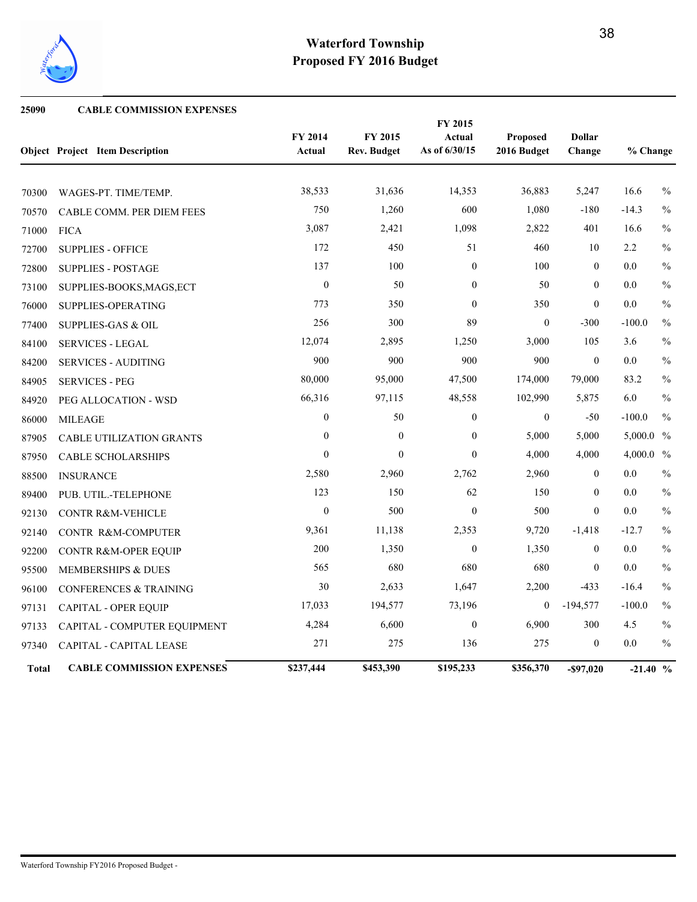# Waterford Township
## Proposed FY 2016 Budget

**25090 CABLE COMMISSION EXPENSES**

| Object | Project | Item Description | FY 2014 Actual | FY 2015 Rev. Budget | FY 2015 Actual As of 6/30/15 | Proposed 2016 Budget | Dollar Change | % Change |
|---|---|---|---|---|---|---|---|---|
| 70300 | | WAGES-PT. TIME/TEMP. | 38,533 | 31,636 | 14,353 | 36,883 | 5,247 | 16.6 % |
| 70570 | | CABLE COMM. PER DIEM FEES | 750 | 1,260 | 600 | 1,080 | -180 | -14.3 % |
| 71000 | | FICA | 3,087 | 2,421 | 1,098 | 2,822 | 401 | 16.6 % |
| 72700 | | SUPPLIES - OFFICE | 172 | 450 | 51 | 460 | 10 | 2.2 % |
| 72800 | | SUPPLIES - POSTAGE | 137 | 100 | 0 | 100 | 0 | 0.0 % |
| 73100 | | SUPPLIES-BOOKS,MAGS,ECT | 0 | 50 | 0 | 50 | 0 | 0.0 % |
| 76000 | | SUPPLIES-OPERATING | 773 | 350 | 0 | 350 | 0 | 0.0 % |
| 77400 | | SUPPLIES-GAS & OIL | 256 | 300 | 89 | 0 | -300 | -100.0 % |
| 84100 | | SERVICES - LEGAL | 12,074 | 2,895 | 1,250 | 3,000 | 105 | 3.6 % |
| 84200 | | SERVICES - AUDITING | 900 | 900 | 900 | 900 | 0 | 0.0 % |
| 84905 | | SERVICES - PEG | 80,000 | 95,000 | 47,500 | 174,000 | 79,000 | 83.2 % |
| 84920 | | PEG ALLOCATION - WSD | 66,316 | 97,115 | 48,558 | 102,990 | 5,875 | 6.0 % |
| 86000 | | MILEAGE | 0 | 50 | 0 | 0 | -50 | -100.0 % |
| 87905 | | CABLE UTILIZATION GRANTS | 0 | 0 | 0 | 5,000 | 5,000 | 5,000.0 % |
| 87950 | | CABLE SCHOLARSHIPS | 0 | 0 | 0 | 4,000 | 4,000 | 4,000.0 % |
| 88500 | | INSURANCE | 2,580 | 2,960 | 2,762 | 2,960 | 0 | 0.0 % |
| 89400 | | PUB. UTIL.-TELEPHONE | 123 | 150 | 62 | 150 | 0 | 0.0 % |
| 92130 | | CONTR R&M-VEHICLE | 0 | 500 | 0 | 500 | 0 | 0.0 % |
| 92140 | | CONTR R&M-COMPUTER | 9,361 | 11,138 | 2,353 | 9,720 | -1,418 | -12.7 % |
| 92200 | | CONTR R&M-OPER EQUIP | 200 | 1,350 | 0 | 1,350 | 0 | 0.0 % |
| 95500 | | MEMBERSHIPS & DUES | 565 | 680 | 680 | 680 | 0 | 0.0 % |
| 96100 | | CONFERENCES & TRAINING | 30 | 2,633 | 1,647 | 2,200 | -433 | -16.4 % |
| 97131 | | CAPITAL - OPER EQUIP | 17,033 | 194,577 | 73,196 | 0 | -194,577 | -100.0 % |
| 97133 | | CAPITAL - COMPUTER EQUIPMENT | 4,284 | 6,600 | 0 | 6,900 | 300 | 4.5 % |
| 97340 | | CAPITAL - CAPITAL LEASE | 271 | 275 | 136 | 275 | 0 | 0.0 % |
| **Total** | | **CABLE COMMISSION EXPENSES** | **$237,444** | **$453,390** | **$195,233** | **$356,370** | **-$97,020** | **-21.40 %** |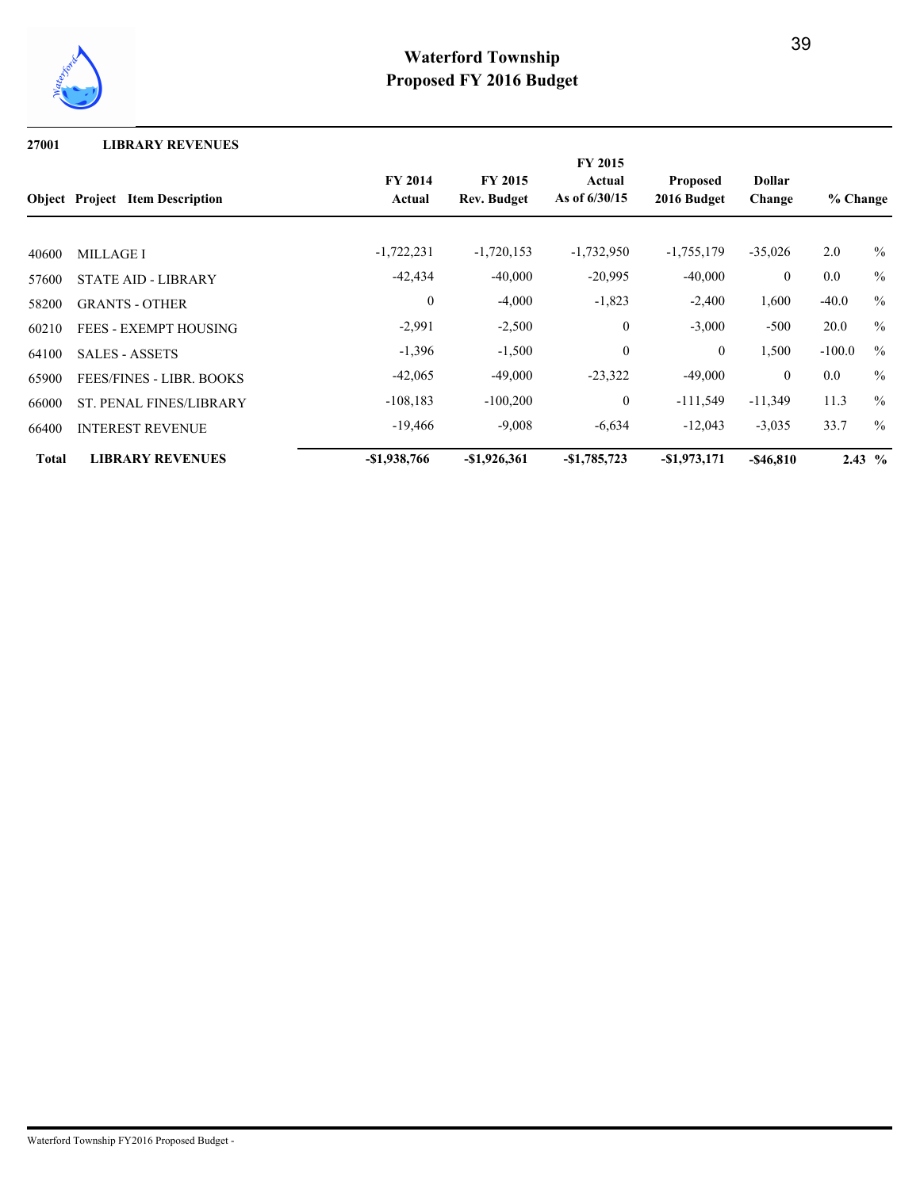# Waterford Township
## Proposed FY 2016 Budget

**27001 LIBRARY REVENUES**

| Object | Project | Item Description | FY 2014 Actual | FY 2015 Rev. Budget | FY 2015 Actual As of 6/30/15 | Proposed 2016 Budget | Dollar Change | % Change |
|---|---|---|---|---|---|---|---|---|
| 40600 | | MILLAGE I | -1,722,231 | -1,720,153 | -1,732,950 | -1,755,179 | -35,026 | 2.0 % |
| 57600 | | STATE AID - LIBRARY | -42,434 | -40,000 | -20,995 | -40,000 | 0 | 0.0 % |
| 58200 | | GRANTS - OTHER | 0 | -4,000 | -1,823 | -2,400 | 1,600 | -40.0 % |
| 60210 | | FEES - EXEMPT HOUSING | -2,991 | -2,500 | 0 | -3,000 | -500 | 20.0 % |
| 64100 | | SALES - ASSETS | -1,396 | -1,500 | 0 | 0 | 1,500 | -100.0 % |
| 65900 | | FEES/FINES - LIBR. BOOKS | -42,065 | -49,000 | -23,322 | -49,000 | 0 | 0.0 % |
| 66000 | | ST. PENAL FINES/LIBRARY | -108,183 | -100,200 | 0 | -111,549 | -11,349 | 11.3 % |
| 66400 | | INTEREST REVENUE | -19,466 | -9,008 | -6,634 | -12,043 | -3,035 | 33.7 % |
| **Total** | | **LIBRARY REVENUES** | **-$1,938,766** | **-$1,926,361** | **-$1,785,723** | **-$1,973,171** | **-$46,810** | **2.43 %** |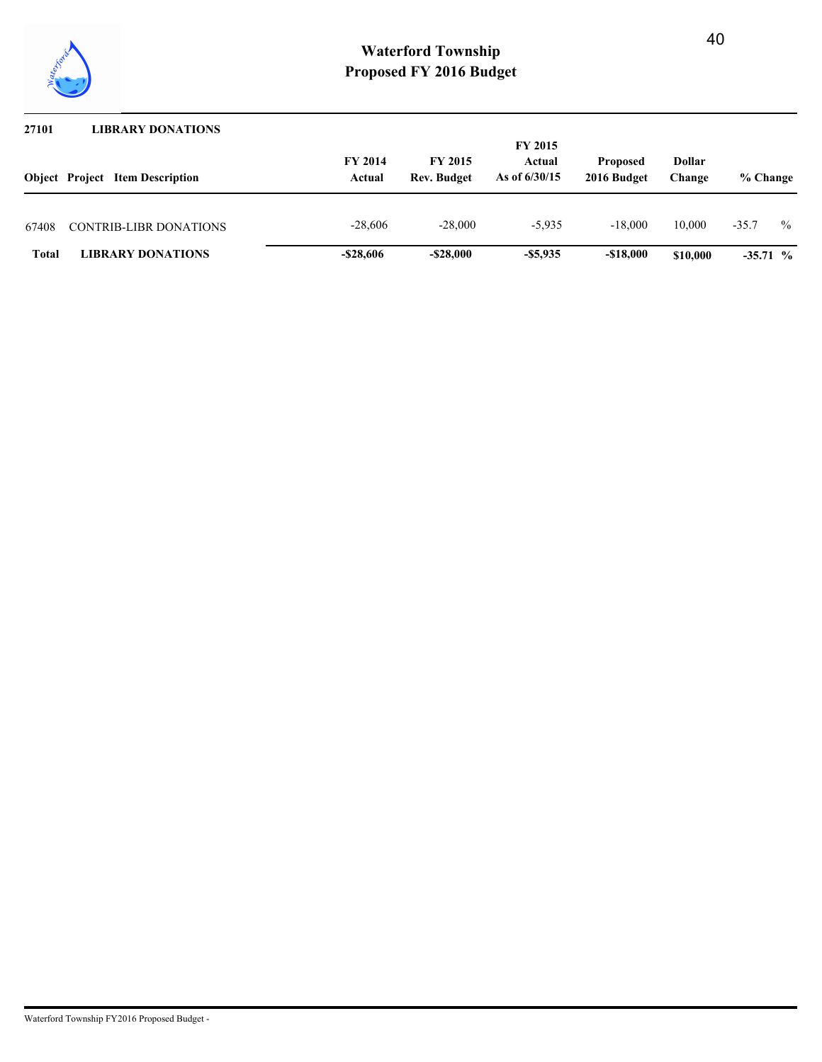# Waterford Township
# Proposed FY 2016 Budget

**27101 LIBRARY DONATIONS**

| Object | Project | Item Description | FY 2014 Actual | FY 2015 Rev. Budget | FY 2015 Actual As of 6/30/15 | Proposed 2016 Budget | Dollar Change | % Change |
|---|---|---|---|---|---|---|---|---|
| 67408 | | CONTRIB-LIBR DONATIONS | -28,606 | -28,000 | -5,935 | -18,000 | 10,000 | -35.7 % |
| **Total** | | **LIBRARY DONATIONS** | **-$28,606** | **-$28,000** | **-$5,935** | **-$18,000** | **$10,000** | **-35.71 %** |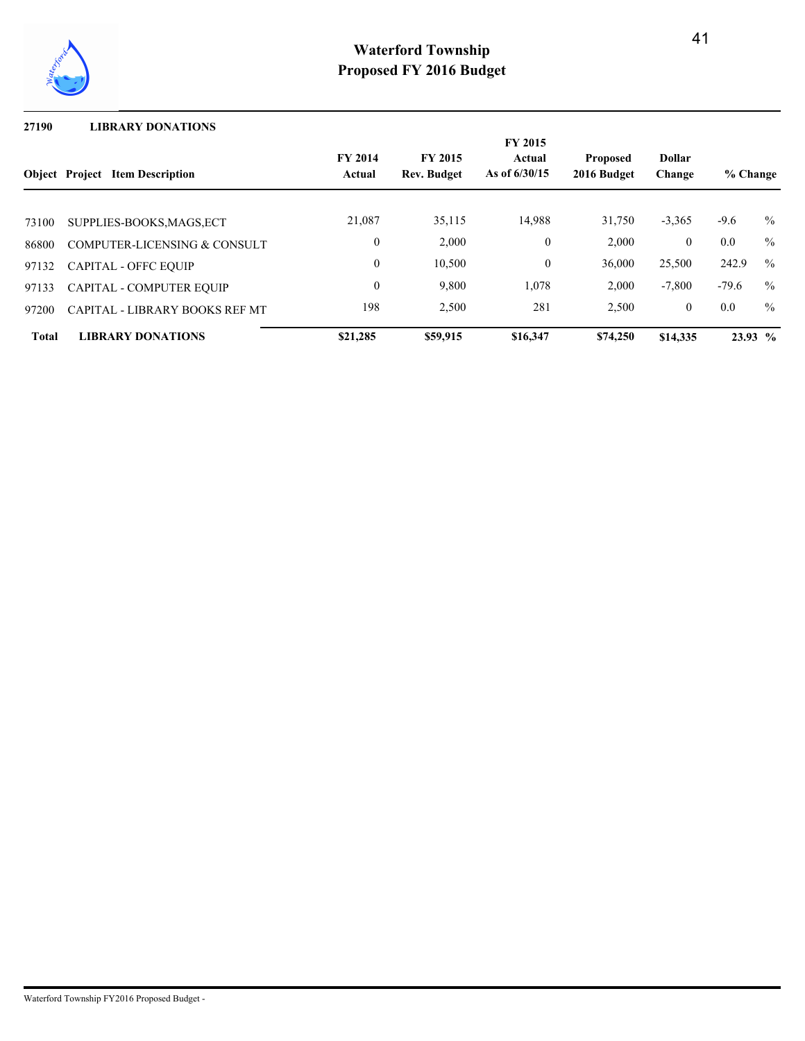# Waterford Township
## Proposed FY 2016 Budget

**27190 LIBRARY DONATIONS**

| Object | Project | Item Description | FY 2014 Actual | FY 2015 Rev. Budget | FY 2015 Actual As of 6/30/15 | Proposed 2016 Budget | Dollar Change | % Change |
|---|---|---|---|---|---|---|---|---|
| 73100 | | SUPPLIES-BOOKS,MAGS,ECT | 21,087 | 35,115 | 14,988 | 31,750 | -3,365 | -9.6 % |
| 86800 | | COMPUTER-LICENSING & CONSULT | 0 | 2,000 | 0 | 2,000 | 0 | 0.0 % |
| 97132 | | CAPITAL - OFFC EQUIP | 0 | 10,500 | 0 | 36,000 | 25,500 | 242.9 % |
| 97133 | | CAPITAL - COMPUTER EQUIP | 0 | 9,800 | 1,078 | 2,000 | -7,800 | -79.6 % |
| 97200 | | CAPITAL - LIBRARY BOOKS REF MT | 198 | 2,500 | 281 | 2,500 | 0 | 0.0 % |
| **Total** | | **LIBRARY DONATIONS** | **$21,285** | **$59,915** | **$16,347** | **$74,250** | **$14,335** | **23.93 %** |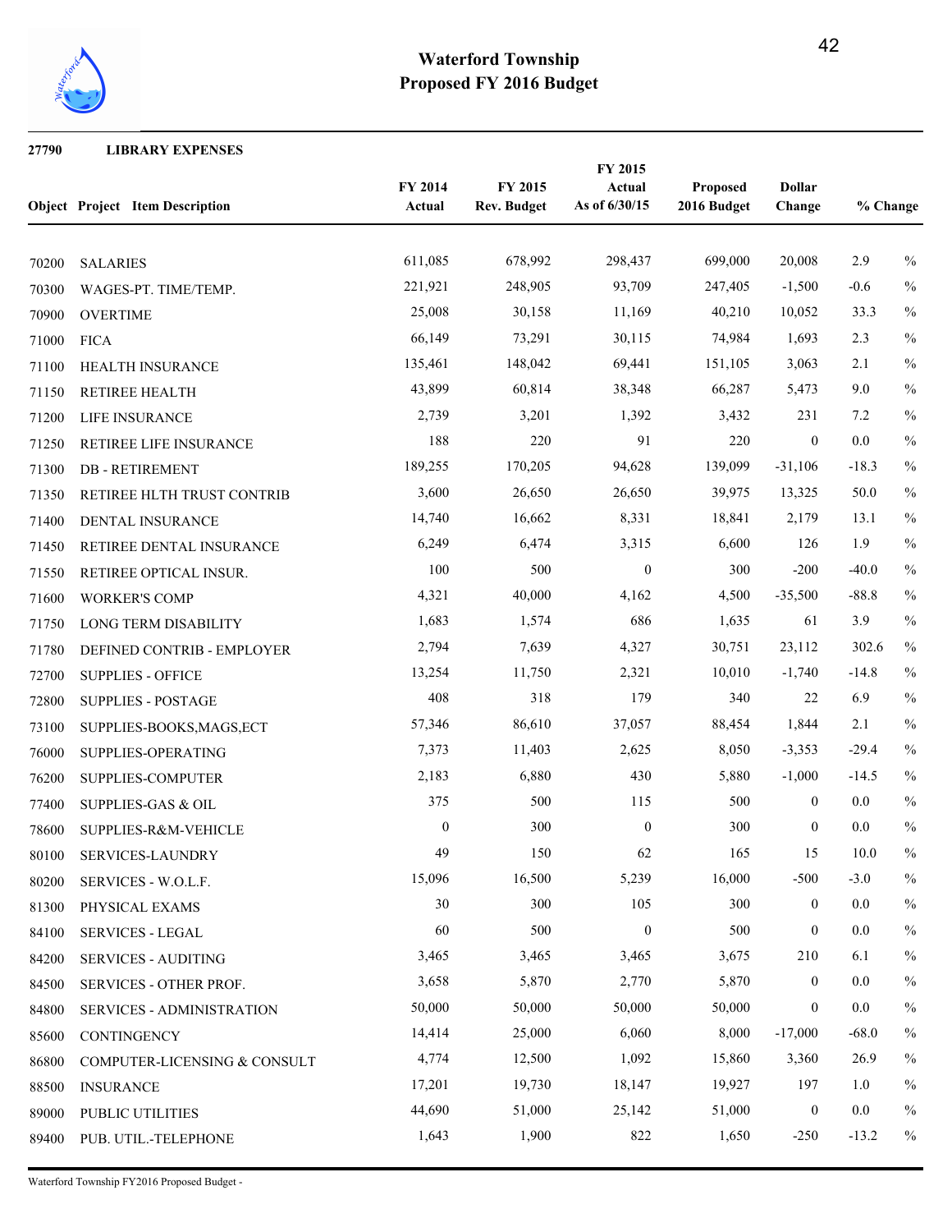# Waterford Township
## Proposed FY 2016 Budget

**27790 LIBRARY EXPENSES**

| Object | Project | Item Description | FY 2014 Actual | FY 2015 Rev. Budget | FY 2015 Actual As of 6/30/15 | Proposed 2016 Budget | Dollar Change | % Change |
|---|---|---|---|---|---|---|---|---|
| 70200 | | SALARIES | 611,085 | 678,992 | 298,437 | 699,000 | 20,008 | 2.9 % |
| 70300 | | WAGES-PT. TIME/TEMP. | 221,921 | 248,905 | 93,709 | 247,405 | -1,500 | -0.6 % |
| 70900 | | OVERTIME | 25,008 | 30,158 | 11,169 | 40,210 | 10,052 | 33.3 % |
| 71000 | | FICA | 66,149 | 73,291 | 30,115 | 74,984 | 1,693 | 2.3 % |
| 71100 | | HEALTH INSURANCE | 135,461 | 148,042 | 69,441 | 151,105 | 3,063 | 2.1 % |
| 71150 | | RETIREE HEALTH | 43,899 | 60,814 | 38,348 | 66,287 | 5,473 | 9.0 % |
| 71200 | | LIFE INSURANCE | 2,739 | 3,201 | 1,392 | 3,432 | 231 | 7.2 % |
| 71250 | | RETIREE LIFE INSURANCE | 188 | 220 | 91 | 220 | 0 | 0.0 % |
| 71300 | | DB - RETIREMENT | 189,255 | 170,205 | 94,628 | 139,099 | -31,106 | -18.3 % |
| 71350 | | RETIREE HLTH TRUST CONTRIB | 3,600 | 26,650 | 26,650 | 39,975 | 13,325 | 50.0 % |
| 71400 | | DENTAL INSURANCE | 14,740 | 16,662 | 8,331 | 18,841 | 2,179 | 13.1 % |
| 71450 | | RETIREE DENTAL INSURANCE | 6,249 | 6,474 | 3,315 | 6,600 | 126 | 1.9 % |
| 71550 | | RETIREE OPTICAL INSUR. | 100 | 500 | 0 | 300 | -200 | -40.0 % |
| 71600 | | WORKER'S COMP | 4,321 | 40,000 | 4,162 | 4,500 | -35,500 | -88.8 % |
| 71750 | | LONG TERM DISABILITY | 1,683 | 1,574 | 686 | 1,635 | 61 | 3.9 % |
| 71780 | | DEFINED CONTRIB - EMPLOYER | 2,794 | 7,639 | 4,327 | 30,751 | 23,112 | 302.6 % |
| 72700 | | SUPPLIES - OFFICE | 13,254 | 11,750 | 2,321 | 10,010 | -1,740 | -14.8 % |
| 72800 | | SUPPLIES - POSTAGE | 408 | 318 | 179 | 340 | 22 | 6.9 % |
| 73100 | | SUPPLIES-BOOKS,MAGS,ECT | 57,346 | 86,610 | 37,057 | 88,454 | 1,844 | 2.1 % |
| 76000 | | SUPPLIES-OPERATING | 7,373 | 11,403 | 2,625 | 8,050 | -3,353 | -29.4 % |
| 76200 | | SUPPLIES-COMPUTER | 2,183 | 6,880 | 430 | 5,880 | -1,000 | -14.5 % |
| 77400 | | SUPPLIES-GAS & OIL | 375 | 500 | 115 | 500 | 0 | 0.0 % |
| 78600 | | SUPPLIES-R&M-VEHICLE | 0 | 300 | 0 | 300 | 0 | 0.0 % |
| 80100 | | SERVICES-LAUNDRY | 49 | 150 | 62 | 165 | 15 | 10.0 % |
| 80200 | | SERVICES - W.O.L.F. | 15,096 | 16,500 | 5,239 | 16,000 | -500 | -3.0 % |
| 81300 | | PHYSICAL EXAMS | 30 | 300 | 105 | 300 | 0 | 0.0 % |
| 84100 | | SERVICES - LEGAL | 60 | 500 | 0 | 500 | 0 | 0.0 % |
| 84200 | | SERVICES - AUDITING | 3,465 | 3,465 | 3,465 | 3,675 | 210 | 6.1 % |
| 84500 | | SERVICES - OTHER PROF. | 3,658 | 5,870 | 2,770 | 5,870 | 0 | 0.0 % |
| 84800 | | SERVICES - ADMINISTRATION | 50,000 | 50,000 | 50,000 | 50,000 | 0 | 0.0 % |
| 85600 | | CONTINGENCY | 14,414 | 25,000 | 6,060 | 8,000 | -17,000 | -68.0 % |
| 86800 | | COMPUTER-LICENSING & CONSULT | 4,774 | 12,500 | 1,092 | 15,860 | 3,360 | 26.9 % |
| 88500 | | INSURANCE | 17,201 | 19,730 | 18,147 | 19,927 | 197 | 1.0 % |
| 89000 | | PUBLIC UTILITIES | 44,690 | 51,000 | 25,142 | 51,000 | 0 | 0.0 % |
| 89400 | | PUB. UTIL.-TELEPHONE | 1,643 | 1,900 | 822 | 1,650 | -250 | -13.2 % |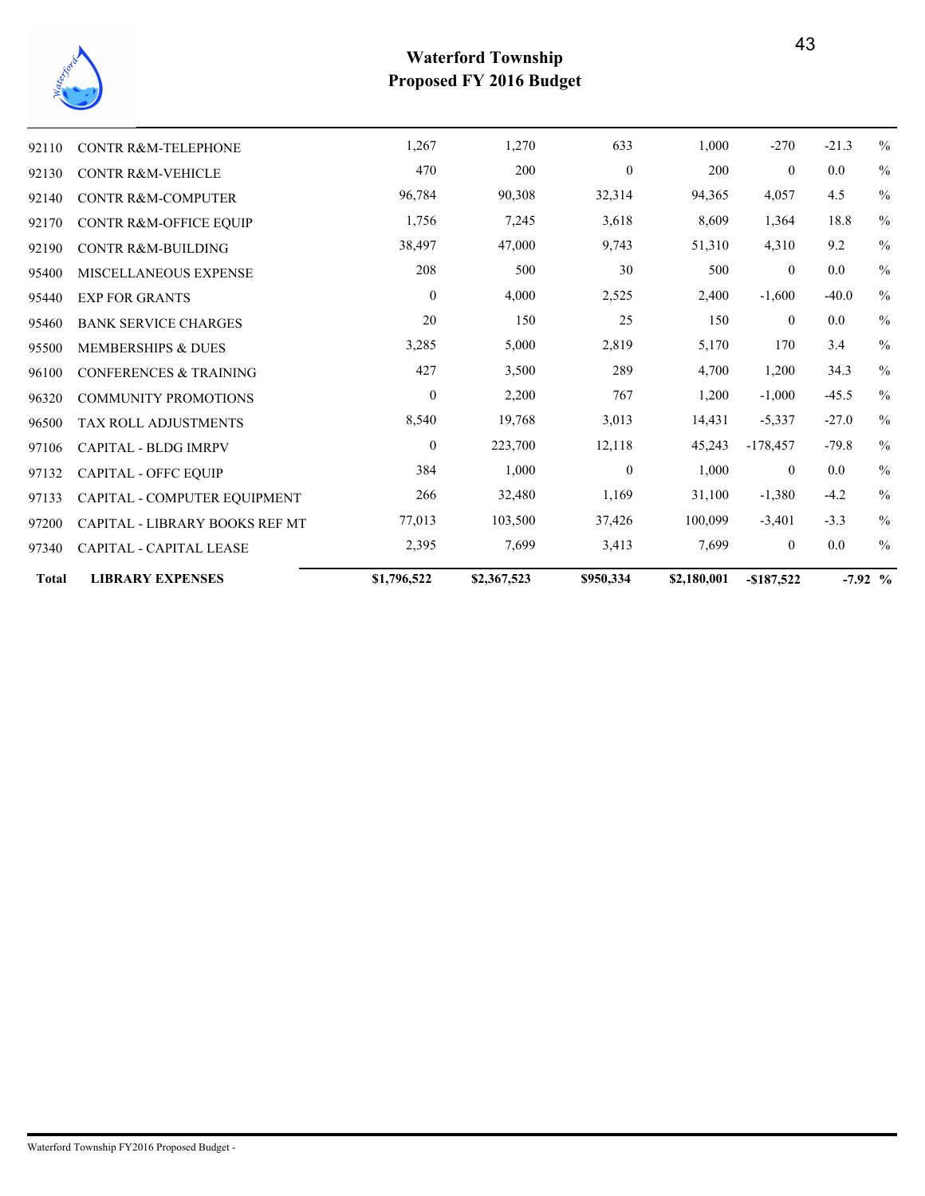# Waterford Township
## Proposed FY 2016 Budget

| | | | | | | | |
|---|---|---|---|---|---|---|---|
| 92110 | CONTR R&M-TELEPHONE | 1,267 | 1,270 | 633 | 1,000 | -270 | -21.3 % |
| 92130 | CONTR R&M-VEHICLE | 470 | 200 | 0 | 200 | 0 | 0.0 % |
| 92140 | CONTR R&M-COMPUTER | 96,784 | 90,308 | 32,314 | 94,365 | 4,057 | 4.5 % |
| 92170 | CONTR R&M-OFFICE EQUIP | 1,756 | 7,245 | 3,618 | 8,609 | 1,364 | 18.8 % |
| 92190 | CONTR R&M-BUILDING | 38,497 | 47,000 | 9,743 | 51,310 | 4,310 | 9.2 % |
| 95400 | MISCELLANEOUS EXPENSE | 208 | 500 | 30 | 500 | 0 | 0.0 % |
| 95440 | EXP FOR GRANTS | 0 | 4,000 | 2,525 | 2,400 | -1,600 | -40.0 % |
| 95460 | BANK SERVICE CHARGES | 20 | 150 | 25 | 150 | 0 | 0.0 % |
| 95500 | MEMBERSHIPS & DUES | 3,285 | 5,000 | 2,819 | 5,170 | 170 | 3.4 % |
| 96100 | CONFERENCES & TRAINING | 427 | 3,500 | 289 | 4,700 | 1,200 | 34.3 % |
| 96320 | COMMUNITY PROMOTIONS | 0 | 2,200 | 767 | 1,200 | -1,000 | -45.5 % |
| 96500 | TAX ROLL ADJUSTMENTS | 8,540 | 19,768 | 3,013 | 14,431 | -5,337 | -27.0 % |
| 97106 | CAPITAL - BLDG IMRPV | 0 | 223,700 | 12,118 | 45,243 | -178,457 | -79.8 % |
| 97132 | CAPITAL - OFFC EQUIP | 384 | 1,000 | 0 | 1,000 | 0 | 0.0 % |
| 97133 | CAPITAL - COMPUTER EQUIPMENT | 266 | 32,480 | 1,169 | 31,100 | -1,380 | -4.2 % |
| 97200 | CAPITAL - LIBRARY BOOKS REF MT | 77,013 | 103,500 | 37,426 | 100,099 | -3,401 | -3.3 % |
| 97340 | CAPITAL - CAPITAL LEASE | 2,395 | 7,699 | 3,413 | 7,699 | 0 | 0.0 % |
| **Total** | **LIBRARY EXPENSES** | **$1,796,522** | **$2,367,523** | **$950,334** | **$2,180,001** | **-$187,522** | **-7.92 %** |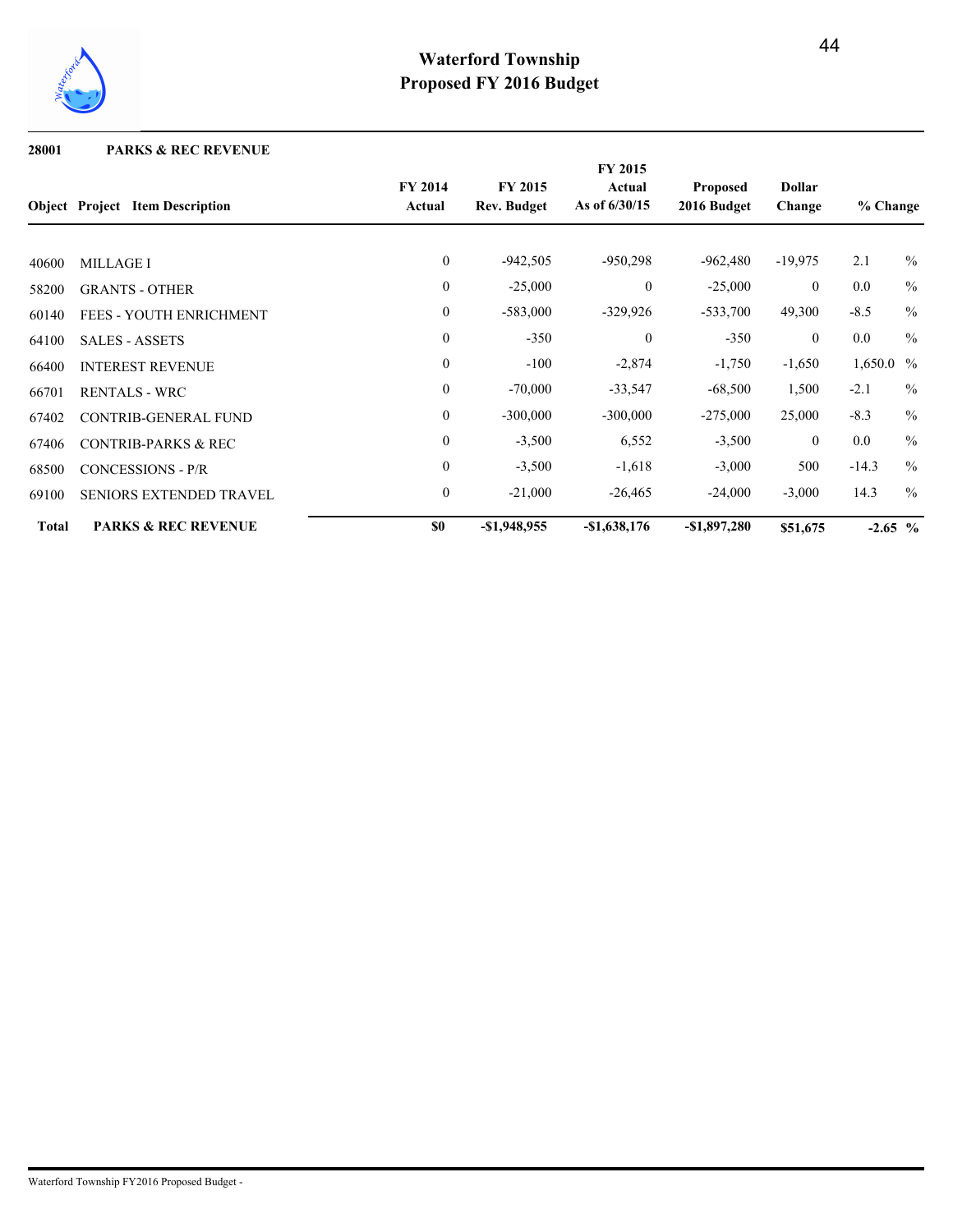# Waterford Township
## Proposed FY 2016 Budget

**28001 PARKS & REC REVENUE**

| Object | Project | Item Description | FY 2014 Actual | FY 2015 Rev. Budget | FY 2015 Actual As of 6/30/15 | Proposed 2016 Budget | Dollar Change | % Change |
|---|---|---|---|---|---|---|---|---|
| 40600 | | MILLAGE I | 0 | -942,505 | -950,298 | -962,480 | -19,975 | 2.1 % |
| 58200 | | GRANTS - OTHER | 0 | -25,000 | 0 | -25,000 | 0 | 0.0 % |
| 60140 | | FEES - YOUTH ENRICHMENT | 0 | -583,000 | -329,926 | -533,700 | 49,300 | -8.5 % |
| 64100 | | SALES - ASSETS | 0 | -350 | 0 | -350 | 0 | 0.0 % |
| 66400 | | INTEREST REVENUE | 0 | -100 | -2,874 | -1,750 | -1,650 | 1,650.0 % |
| 66701 | | RENTALS - WRC | 0 | -70,000 | -33,547 | -68,500 | 1,500 | -2.1 % |
| 67402 | | CONTRIB-GENERAL FUND | 0 | -300,000 | -300,000 | -275,000 | 25,000 | -8.3 % |
| 67406 | | CONTRIB-PARKS & REC | 0 | -3,500 | 6,552 | -3,500 | 0 | 0.0 % |
| 68500 | | CONCESSIONS - P/R | 0 | -3,500 | -1,618 | -3,000 | 500 | -14.3 % |
| 69100 | | SENIORS EXTENDED TRAVEL | 0 | -21,000 | -26,465 | -24,000 | -3,000 | 14.3 % |
| **Total** | | **PARKS & REC REVENUE** | **$0** | **-$1,948,955** | **-$1,638,176** | **-$1,897,280** | **$51,675** | **-2.65 %** |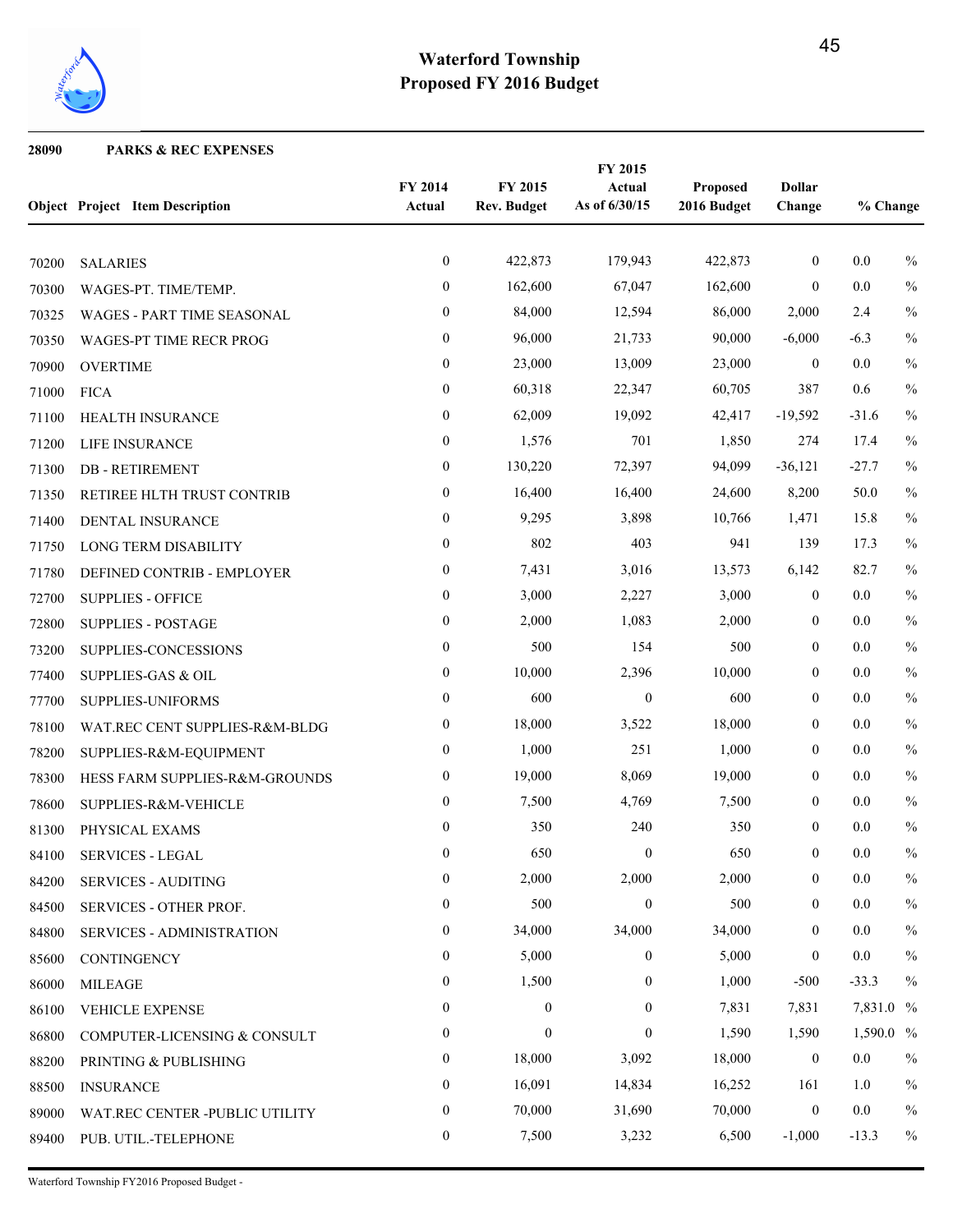# Waterford Township
## Proposed FY 2016 Budget

**28090 PARKS & REC EXPENSES**

| Object | Project | Item Description | FY 2014 Actual | FY 2015 Rev. Budget | FY 2015 Actual As of 6/30/15 | Proposed 2016 Budget | Dollar Change | % Change |
|---|---|---|---|---|---|---|---|---|
| 70200 | | SALARIES | 0 | 422,873 | 179,943 | 422,873 | 0 | 0.0 % |
| 70300 | | WAGES-PT. TIME/TEMP. | 0 | 162,600 | 67,047 | 162,600 | 0 | 0.0 % |
| 70325 | | WAGES - PART TIME SEASONAL | 0 | 84,000 | 12,594 | 86,000 | 2,000 | 2.4 % |
| 70350 | | WAGES-PT TIME RECR PROG | 0 | 96,000 | 21,733 | 90,000 | -6,000 | -6.3 % |
| 70900 | | OVERTIME | 0 | 23,000 | 13,009 | 23,000 | 0 | 0.0 % |
| 71000 | | FICA | 0 | 60,318 | 22,347 | 60,705 | 387 | 0.6 % |
| 71100 | | HEALTH INSURANCE | 0 | 62,009 | 19,092 | 42,417 | -19,592 | -31.6 % |
| 71200 | | LIFE INSURANCE | 0 | 1,576 | 701 | 1,850 | 274 | 17.4 % |
| 71300 | | DB - RETIREMENT | 0 | 130,220 | 72,397 | 94,099 | -36,121 | -27.7 % |
| 71350 | | RETIREE HLTH TRUST CONTRIB | 0 | 16,400 | 16,400 | 24,600 | 8,200 | 50.0 % |
| 71400 | | DENTAL INSURANCE | 0 | 9,295 | 3,898 | 10,766 | 1,471 | 15.8 % |
| 71750 | | LONG TERM DISABILITY | 0 | 802 | 403 | 941 | 139 | 17.3 % |
| 71780 | | DEFINED CONTRIB - EMPLOYER | 0 | 7,431 | 3,016 | 13,573 | 6,142 | 82.7 % |
| 72700 | | SUPPLIES - OFFICE | 0 | 3,000 | 2,227 | 3,000 | 0 | 0.0 % |
| 72800 | | SUPPLIES - POSTAGE | 0 | 2,000 | 1,083 | 2,000 | 0 | 0.0 % |
| 73200 | | SUPPLIES-CONCESSIONS | 0 | 500 | 154 | 500 | 0 | 0.0 % |
| 77400 | | SUPPLIES-GAS & OIL | 0 | 10,000 | 2,396 | 10,000 | 0 | 0.0 % |
| 77700 | | SUPPLIES-UNIFORMS | 0 | 600 | 0 | 600 | 0 | 0.0 % |
| 78100 | | WAT.REC CENT SUPPLIES-R&M-BLDG | 0 | 18,000 | 3,522 | 18,000 | 0 | 0.0 % |
| 78200 | | SUPPLIES-R&M-EQUIPMENT | 0 | 1,000 | 251 | 1,000 | 0 | 0.0 % |
| 78300 | | HESS FARM SUPPLIES-R&M-GROUNDS | 0 | 19,000 | 8,069 | 19,000 | 0 | 0.0 % |
| 78600 | | SUPPLIES-R&M-VEHICLE | 0 | 7,500 | 4,769 | 7,500 | 0 | 0.0 % |
| 81300 | | PHYSICAL EXAMS | 0 | 350 | 240 | 350 | 0 | 0.0 % |
| 84100 | | SERVICES - LEGAL | 0 | 650 | 0 | 650 | 0 | 0.0 % |
| 84200 | | SERVICES - AUDITING | 0 | 2,000 | 2,000 | 2,000 | 0 | 0.0 % |
| 84500 | | SERVICES - OTHER PROF. | 0 | 500 | 0 | 500 | 0 | 0.0 % |
| 84800 | | SERVICES - ADMINISTRATION | 0 | 34,000 | 34,000 | 34,000 | 0 | 0.0 % |
| 85600 | | CONTINGENCY | 0 | 5,000 | 0 | 5,000 | 0 | 0.0 % |
| 86000 | | MILEAGE | 0 | 1,500 | 0 | 1,000 | -500 | -33.3 % |
| 86100 | | VEHICLE EXPENSE | 0 | 0 | 0 | 7,831 | 7,831 | 7,831.0 % |
| 86800 | | COMPUTER-LICENSING & CONSULT | 0 | 0 | 0 | 1,590 | 1,590 | 1,590.0 % |
| 88200 | | PRINTING & PUBLISHING | 0 | 18,000 | 3,092 | 18,000 | 0 | 0.0 % |
| 88500 | | INSURANCE | 0 | 16,091 | 14,834 | 16,252 | 161 | 1.0 % |
| 89000 | | WAT.REC CENTER -PUBLIC UTILITY | 0 | 70,000 | 31,690 | 70,000 | 0 | 0.0 % |
| 89400 | | PUB. UTIL.-TELEPHONE | 0 | 7,500 | 3,232 | 6,500 | -1,000 | -13.3 % |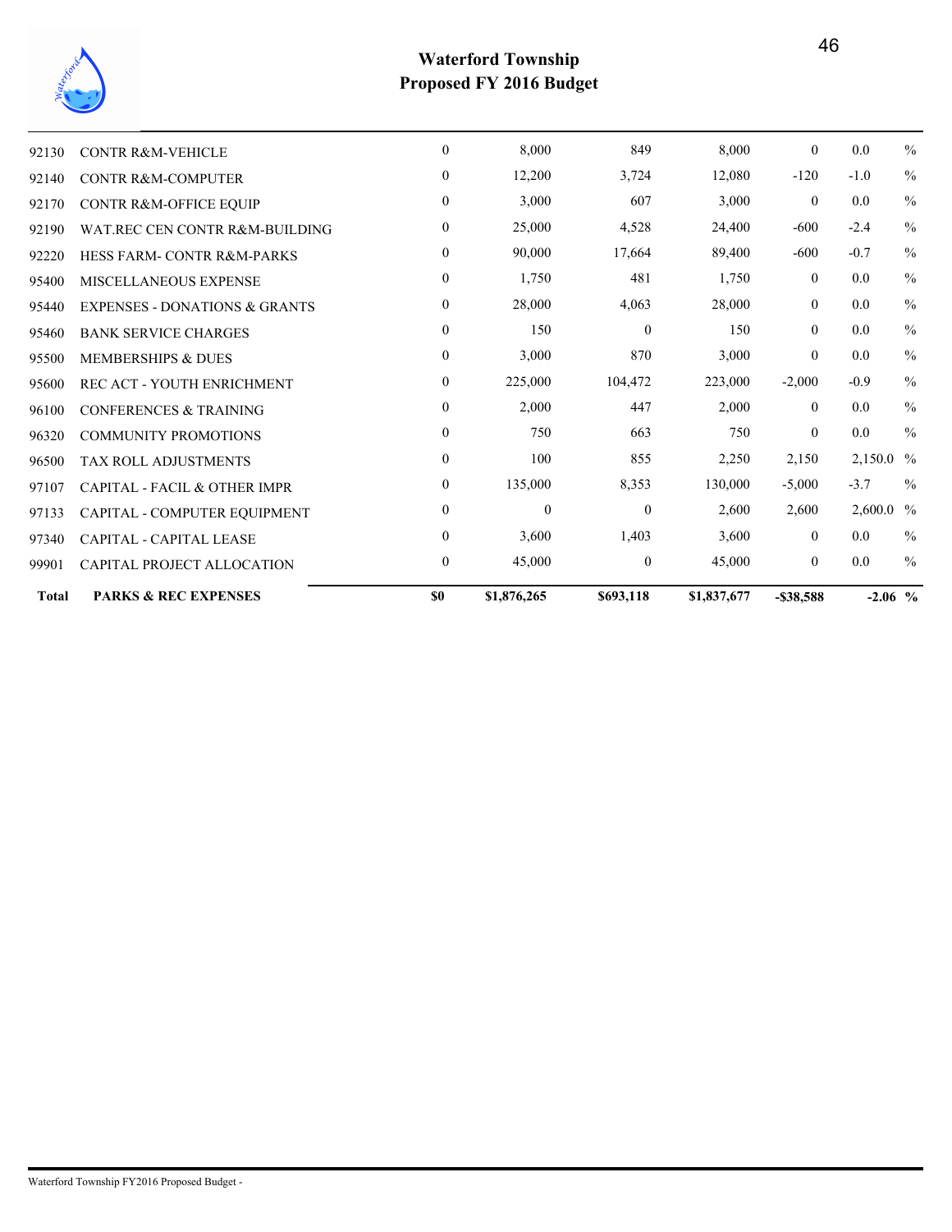**Waterford Township**
**Proposed FY 2016 Budget**

| | | | | | | | |
|---|---|---|---|---|---|---|---|
| 92130 | CONTR R&M-VEHICLE | 0 | 8,000 | 849 | 8,000 | 0 | 0.0 % |
| 92140 | CONTR R&M-COMPUTER | 0 | 12,200 | 3,724 | 12,080 | -120 | -1.0 % |
| 92170 | CONTR R&M-OFFICE EQUIP | 0 | 3,000 | 607 | 3,000 | 0 | 0.0 % |
| 92190 | WAT.REC CEN CONTR R&M-BUILDING | 0 | 25,000 | 4,528 | 24,400 | -600 | -2.4 % |
| 92220 | HESS FARM- CONTR R&M-PARKS | 0 | 90,000 | 17,664 | 89,400 | -600 | -0.7 % |
| 95400 | MISCELLANEOUS EXPENSE | 0 | 1,750 | 481 | 1,750 | 0 | 0.0 % |
| 95440 | EXPENSES - DONATIONS & GRANTS | 0 | 28,000 | 4,063 | 28,000 | 0 | 0.0 % |
| 95460 | BANK SERVICE CHARGES | 0 | 150 | 0 | 150 | 0 | 0.0 % |
| 95500 | MEMBERSHIPS & DUES | 0 | 3,000 | 870 | 3,000 | 0 | 0.0 % |
| 95600 | REC ACT - YOUTH ENRICHMENT | 0 | 225,000 | 104,472 | 223,000 | -2,000 | -0.9 % |
| 96100 | CONFERENCES & TRAINING | 0 | 2,000 | 447 | 2,000 | 0 | 0.0 % |
| 96320 | COMMUNITY PROMOTIONS | 0 | 750 | 663 | 750 | 0 | 0.0 % |
| 96500 | TAX ROLL ADJUSTMENTS | 0 | 100 | 855 | 2,250 | 2,150 | 2,150.0 % |
| 97107 | CAPITAL - FACIL & OTHER IMPR | 0 | 135,000 | 8,353 | 130,000 | -5,000 | -3.7 % |
| 97133 | CAPITAL - COMPUTER EQUIPMENT | 0 | 0 | 0 | 2,600 | 2,600 | 2,600.0 % |
| 97340 | CAPITAL - CAPITAL LEASE | 0 | 3,600 | 1,403 | 3,600 | 0 | 0.0 % |
| 99901 | CAPITAL PROJECT ALLOCATION | 0 | 45,000 | 0 | 45,000 | 0 | 0.0 % |
| **Total** | **PARKS & REC EXPENSES** | **$0** | **$1,876,265** | **$693,118** | **$1,837,677** | **-$38,588** | **-2.06 %** |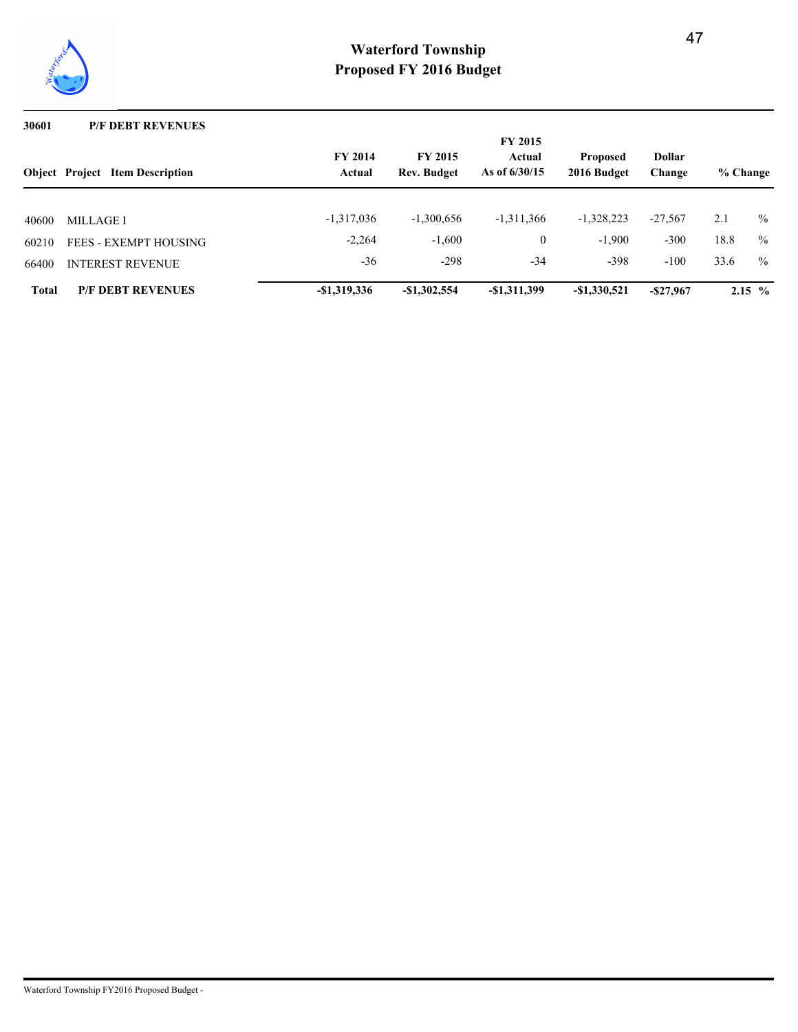# Waterford Township
## Proposed FY 2016 Budget

**30601 P/F DEBT REVENUES**

| Object | Project | Item Description | FY 2014 Actual | FY 2015 Rev. Budget | FY 2015 Actual As of 6/30/15 | Proposed 2016 Budget | Dollar Change | % Change |
|---|---|---|---|---|---|---|---|---|
| 40600 | | MILLAGE I | -1,317,036 | -1,300,656 | -1,311,366 | -1,328,223 | -27,567 | 2.1 % |
| 60210 | | FEES - EXEMPT HOUSING | -2,264 | -1,600 | 0 | -1,900 | -300 | 18.8 % |
| 66400 | | INTEREST REVENUE | -36 | -298 | -34 | -398 | -100 | 33.6 % |
| **Total** | | **P/F DEBT REVENUES** | **-$1,319,336** | **-$1,302,554** | **-$1,311,399** | **-$1,330,521** | **-$27,967** | **2.15 %** |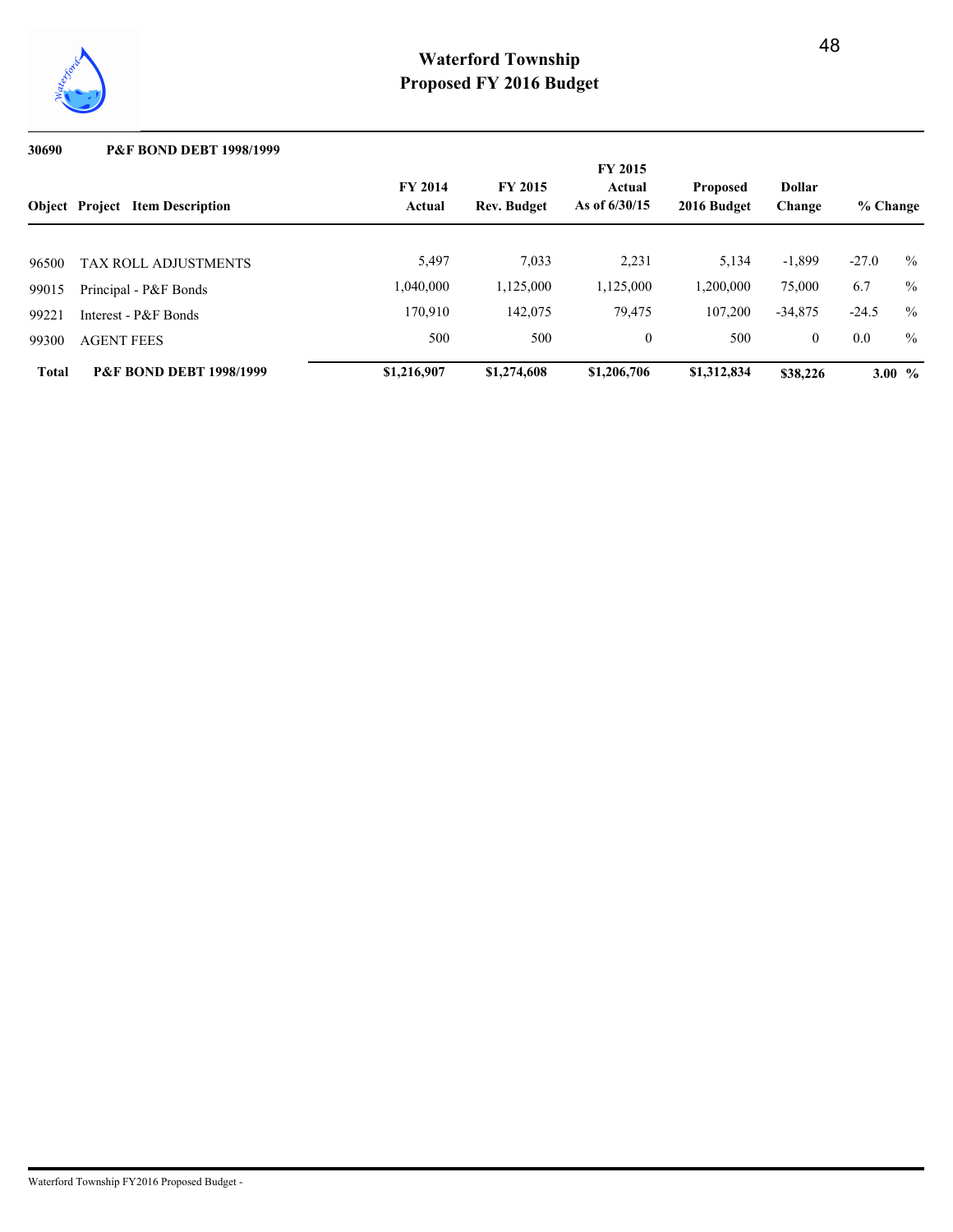# Waterford Township
## Proposed FY 2016 Budget

**30690 P&F BOND DEBT 1998/1999**

| Object | Project | Item Description | FY 2014 Actual | FY 2015 Rev. Budget | FY 2015 Actual As of 6/30/15 | Proposed 2016 Budget | Dollar Change | % Change |
|---|---|---|---|---|---|---|---|---|
| 96500 | | TAX ROLL ADJUSTMENTS | 5,497 | 7,033 | 2,231 | 5,134 | -1,899 | -27.0 % |
| 99015 | | Principal - P&F Bonds | 1,040,000 | 1,125,000 | 1,125,000 | 1,200,000 | 75,000 | 6.7 % |
| 99221 | | Interest - P&F Bonds | 170,910 | 142,075 | 79,475 | 107,200 | -34,875 | -24.5 % |
| 99300 | | AGENT FEES | 500 | 500 | 0 | 500 | 0 | 0.0 % |
| **Total** | | **P&F BOND DEBT 1998/1999** | **$1,216,907** | **$1,274,608** | **$1,206,706** | **$1,312,834** | **$38,226** | **3.00 %** |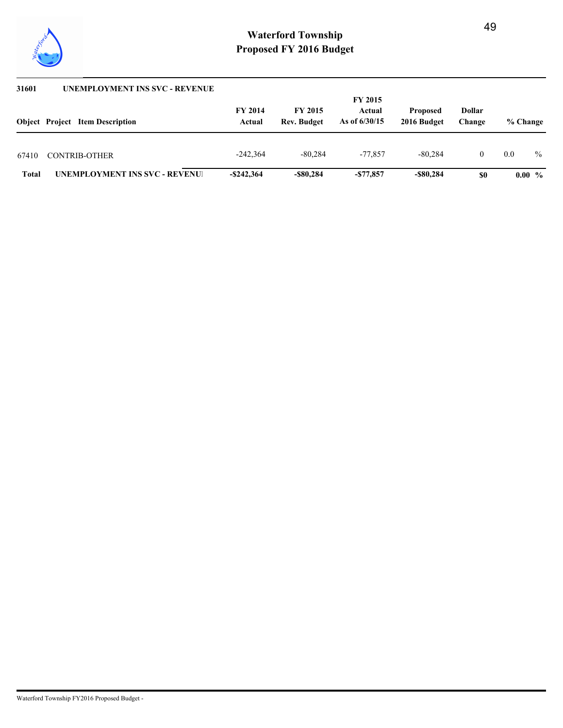# Waterford Township
## Proposed FY 2016 Budget

### 31601 UNEMPLOYMENT INS SVC - REVENUE

| Object | Project | Item Description | FY 2014 Actual | FY 2015 Rev. Budget | FY 2015 Actual As of 6/30/15 | Proposed 2016 Budget | Dollar Change | % Change |
|---|---|---|---|---|---|---|---|---|
| 67410 | | CONTRIB-OTHER | -242,364 | -80,284 | -77,857 | -80,284 | 0 | 0.0 % |
| **Total** | | **UNEMPLOYMENT INS SVC - REVENUI** | **-$242,364** | **-$80,284** | **-$77,857** | **-$80,284** | **$0** | **0.00 %** |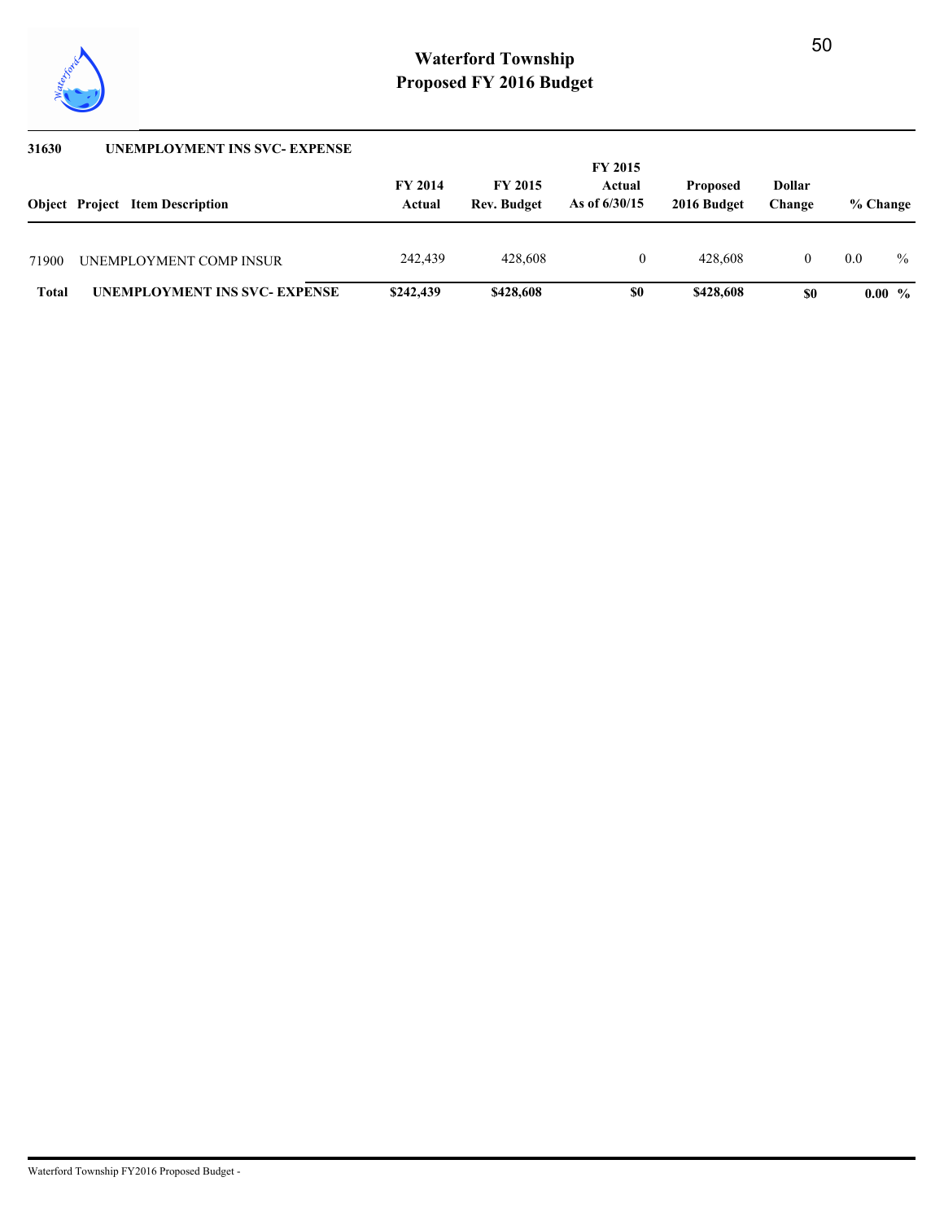## 31630 UNEMPLOYMENT INS SVC- EXPENSE

| Object | Project | Item Description | FY 2014 Actual | FY 2015 Rev. Budget | FY 2015 Actual As of 6/30/15 | Proposed 2016 Budget | Dollar Change | % Change |
|---|---|---|---|---|---|---|---|---|
| 71900 | | UNEMPLOYMENT COMP INSUR | 242,439 | 428,608 | 0 | 428,608 | 0 | 0.0 % |
| **Total** | | **UNEMPLOYMENT INS SVC- EXPENSE** | **$242,439** | **$428,608** | **$0** | **$428,608** | **$0** | **0.00 %** |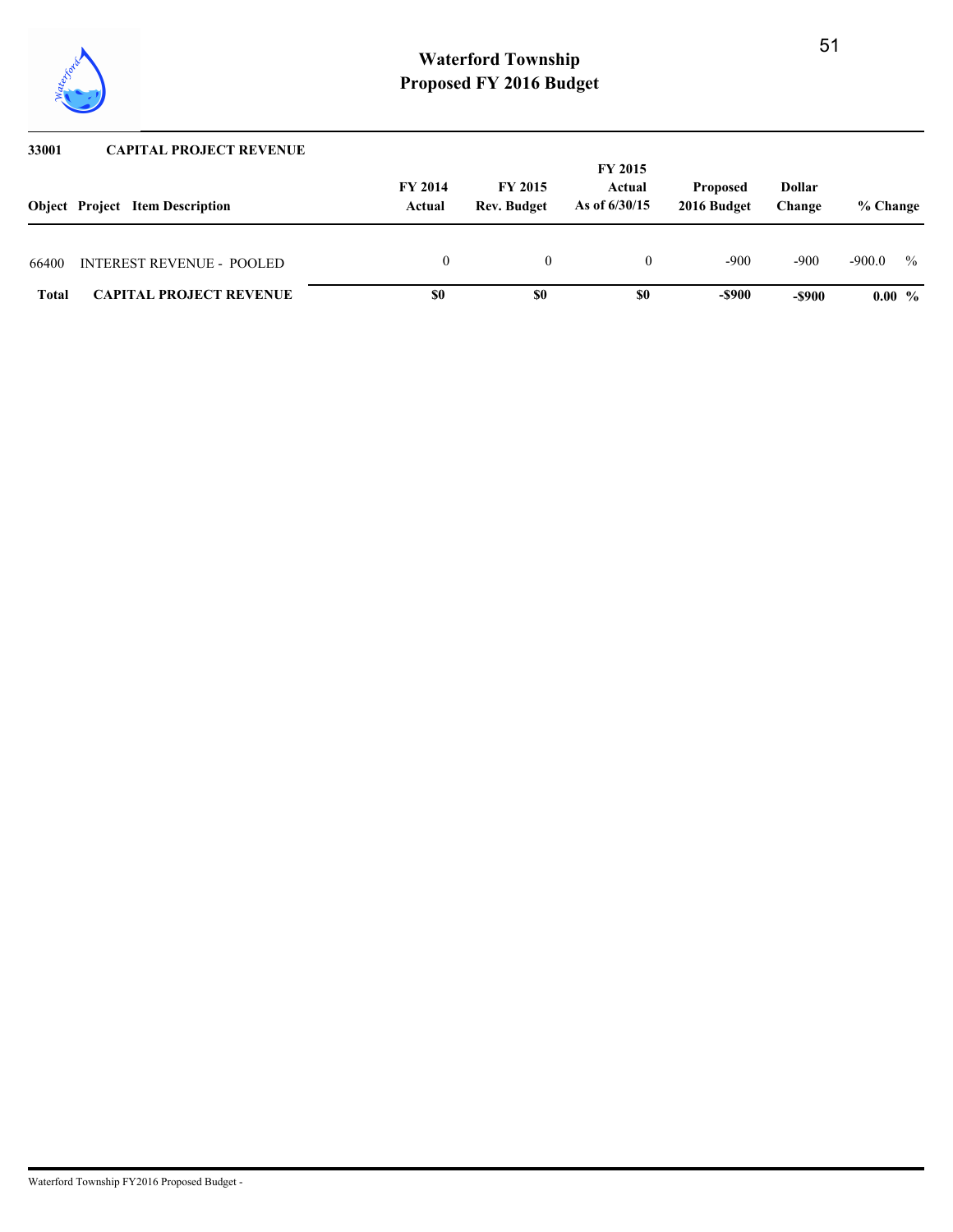# Waterford Township
## Proposed FY 2016 Budget

**33001 CAPITAL PROJECT REVENUE**

| Object | Project | Item Description | FY 2014 Actual | FY 2015 Rev. Budget | FY 2015 Actual As of 6/30/15 | Proposed 2016 Budget | Dollar Change | % Change |
|---|---|---|---|---|---|---|---|---|
| 66400 | | INTEREST REVENUE - POOLED | 0 | 0 | 0 | -900 | -900 | -900.0 % |
| **Total** | | **CAPITAL PROJECT REVENUE** | **$0** | **$0** | **$0** | **-$900** | **-$900** | **0.00 %** |

Waterford Township FY2016 Proposed Budget -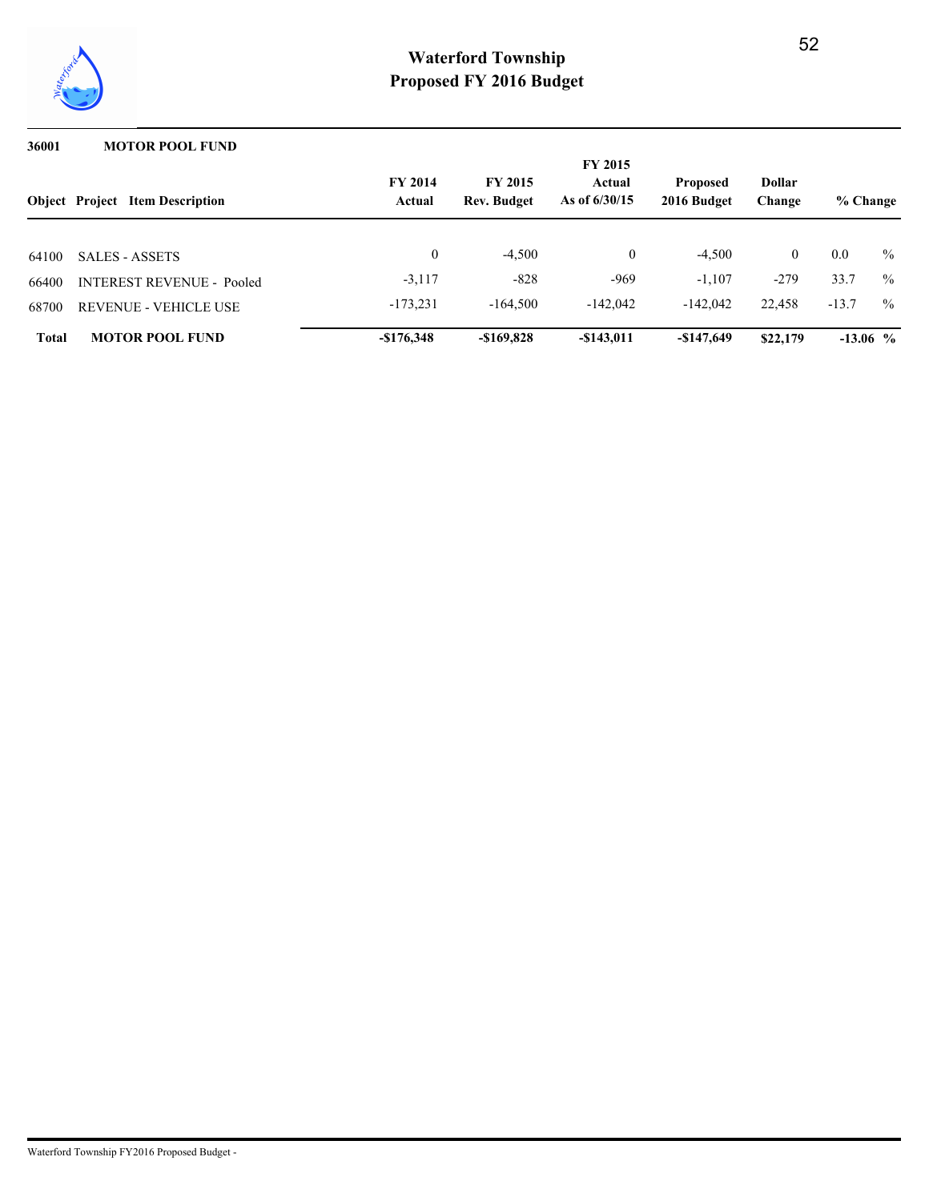# Waterford Township
## Proposed FY 2016 Budget

**36001 MOTOR POOL FUND**

| Object | Project | Item Description | FY 2014 Actual | FY 2015 Rev. Budget | FY 2015 Actual As of 6/30/15 | Proposed 2016 Budget | Dollar Change | % Change |
|---|---|---|---|---|---|---|---|---|
| 64100 | | SALES - ASSETS | 0 | -4,500 | 0 | -4,500 | 0 | 0.0 % |
| 66400 | | INTEREST REVENUE - Pooled | -3,117 | -828 | -969 | -1,107 | -279 | 33.7 % |
| 68700 | | REVENUE - VEHICLE USE | -173,231 | -164,500 | -142,042 | -142,042 | 22,458 | -13.7 % |
| **Total** | | **MOTOR POOL FUND** | **-$176,348** | **-$169,828** | **-$143,011** | **-$147,649** | **$22,179** | **-13.06 %** |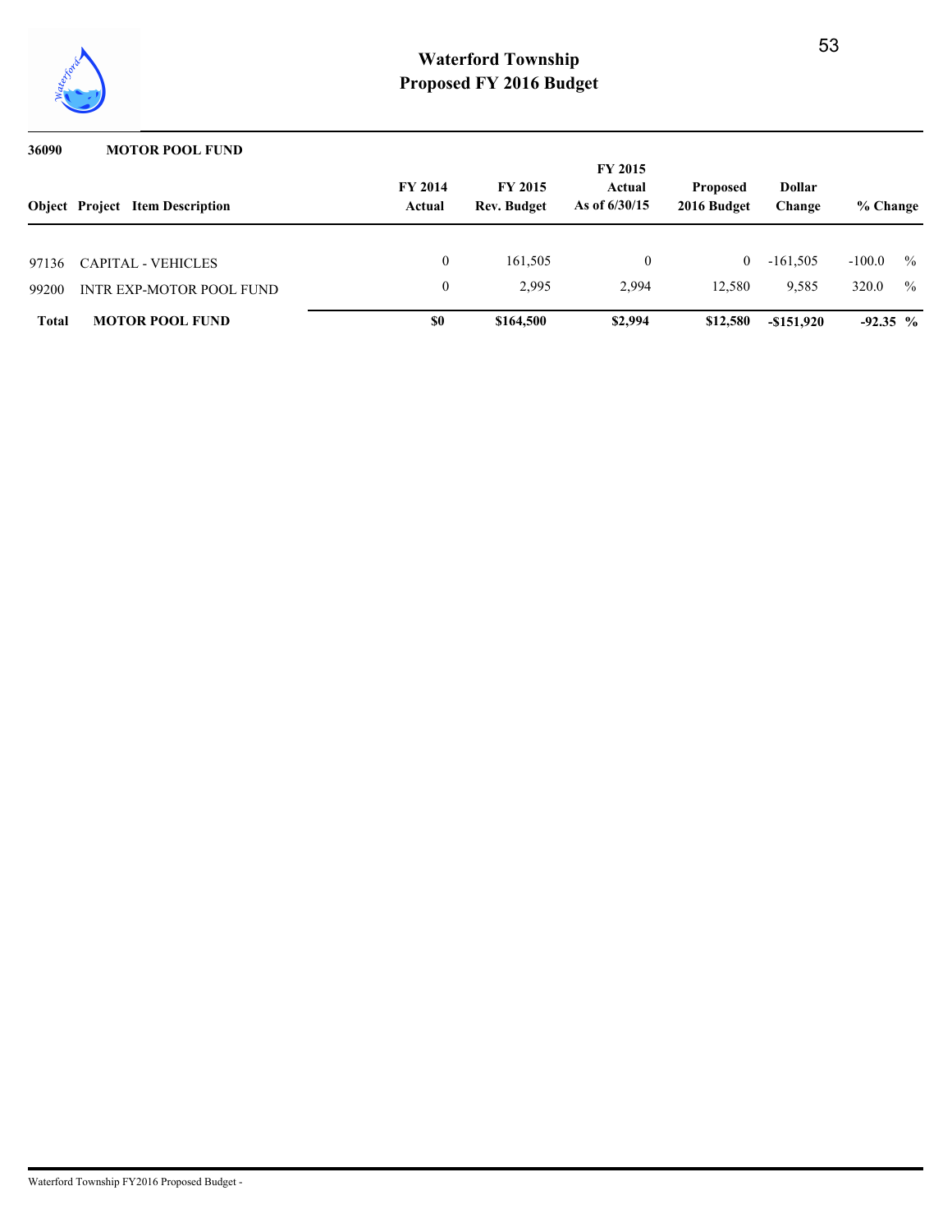# Waterford Township
## Proposed FY 2016 Budget

**36090 MOTOR POOL FUND**

| Object | Project Item Description | FY 2014 Actual | FY 2015 Rev. Budget | FY 2015 Actual As of 6/30/15 | Proposed 2016 Budget | Dollar Change | % Change |
|---|---|---|---|---|---|---|---|
| 97136 | CAPITAL - VEHICLES | 0 | 161,505 | 0 | 0 | -161,505 | -100.0 % |
| 99200 | INTR EXP-MOTOR POOL FUND | 0 | 2,995 | 2,994 | 12,580 | 9,585 | 320.0 % |
| **Total** | **MOTOR POOL FUND** | **$0** | **$164,500** | **$2,994** | **$12,580** | **-$151,920** | **-92.35 %** |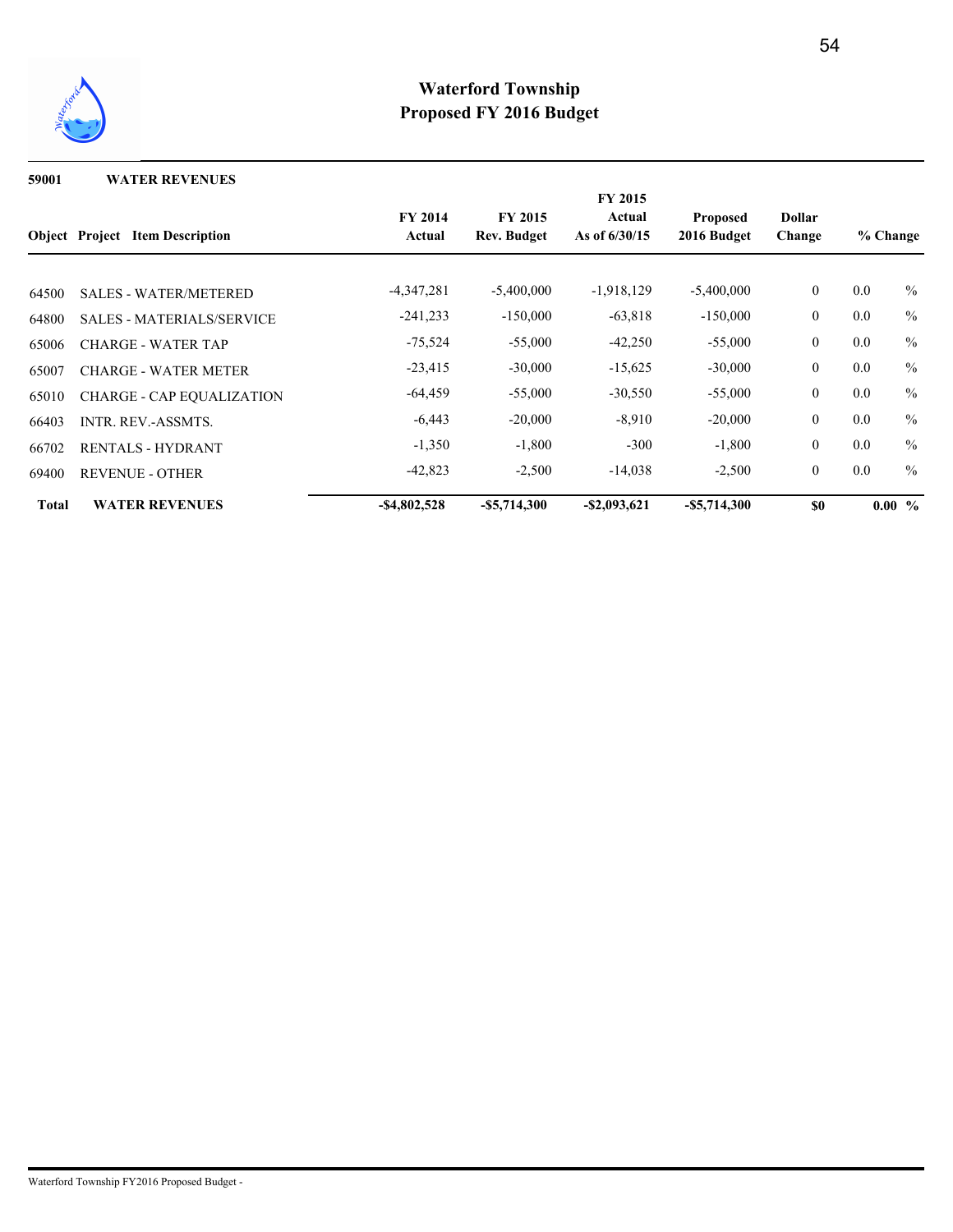# Waterford Township
## Proposed FY 2016 Budget

**59001 WATER REVENUES**

| Object | Project | Item Description | FY 2014 Actual | FY 2015 Rev. Budget | FY 2015 Actual As of 6/30/15 | Proposed 2016 Budget | Dollar Change | % Change |
|---|---|---|---|---|---|---|---|---|
| 64500 | | SALES - WATER/METERED | -4,347,281 | -5,400,000 | -1,918,129 | -5,400,000 | 0 | 0.0 % |
| 64800 | | SALES - MATERIALS/SERVICE | -241,233 | -150,000 | -63,818 | -150,000 | 0 | 0.0 % |
| 65006 | | CHARGE - WATER TAP | -75,524 | -55,000 | -42,250 | -55,000 | 0 | 0.0 % |
| 65007 | | CHARGE - WATER METER | -23,415 | -30,000 | -15,625 | -30,000 | 0 | 0.0 % |
| 65010 | | CHARGE - CAP EQUALIZATION | -64,459 | -55,000 | -30,550 | -55,000 | 0 | 0.0 % |
| 66403 | | INTR. REV.-ASSMTS. | -6,443 | -20,000 | -8,910 | -20,000 | 0 | 0.0 % |
| 66702 | | RENTALS - HYDRANT | -1,350 | -1,800 | -300 | -1,800 | 0 | 0.0 % |
| 69400 | | REVENUE - OTHER | -42,823 | -2,500 | -14,038 | -2,500 | 0 | 0.0 % |
| **Total** | | **WATER REVENUES** | **-$4,802,528** | **-$5,714,300** | **-$2,093,621** | **-$5,714,300** | **$0** | **0.00 %** |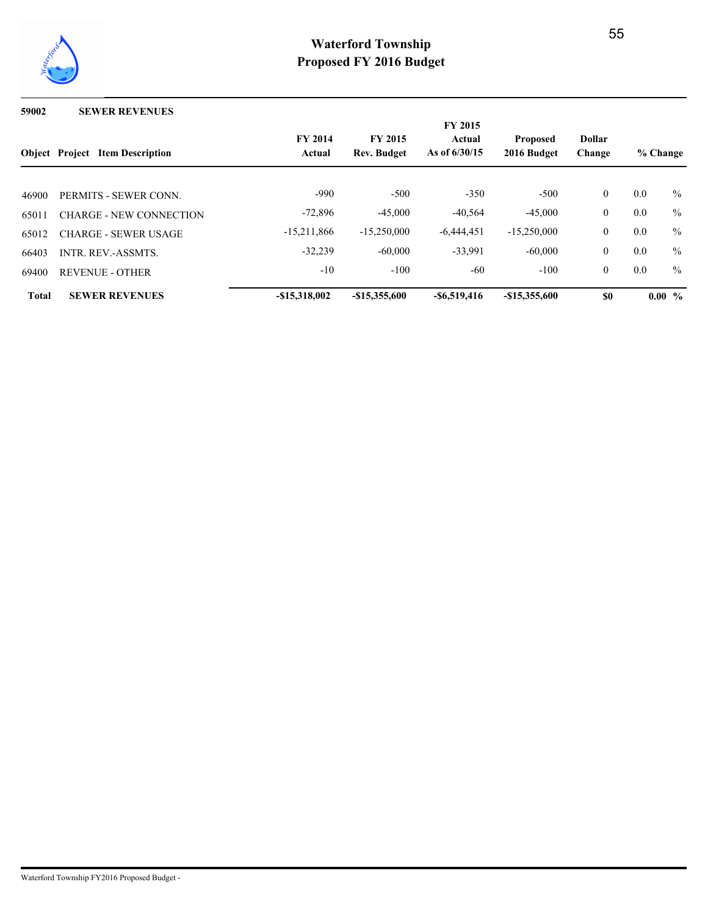# Waterford Township
## Proposed FY 2016 Budget

**59002 SEWER REVENUES**

| Object | Project Item Description | FY 2014 Actual | FY 2015 Rev. Budget | FY 2015 Actual As of 6/30/15 | Proposed 2016 Budget | Dollar Change | % Change |
|---|---|---|---|---|---|---|---|
| 46900 | PERMITS - SEWER CONN. | -990 | -500 | -350 | -500 | 0 | 0.0 % |
| 65011 | CHARGE - NEW CONNECTION | -72,896 | -45,000 | -40,564 | -45,000 | 0 | 0.0 % |
| 65012 | CHARGE - SEWER USAGE | -15,211,866 | -15,250,000 | -6,444,451 | -15,250,000 | 0 | 0.0 % |
| 66403 | INTR. REV.-ASSMTS. | -32,239 | -60,000 | -33,991 | -60,000 | 0 | 0.0 % |
| 69400 | REVENUE - OTHER | -10 | -100 | -60 | -100 | 0 | 0.0 % |
| **Total** | **SEWER REVENUES** | **-$15,318,002** | **-$15,355,600** | **-$6,519,416** | **-$15,355,600** | **$0** | **0.00 %** |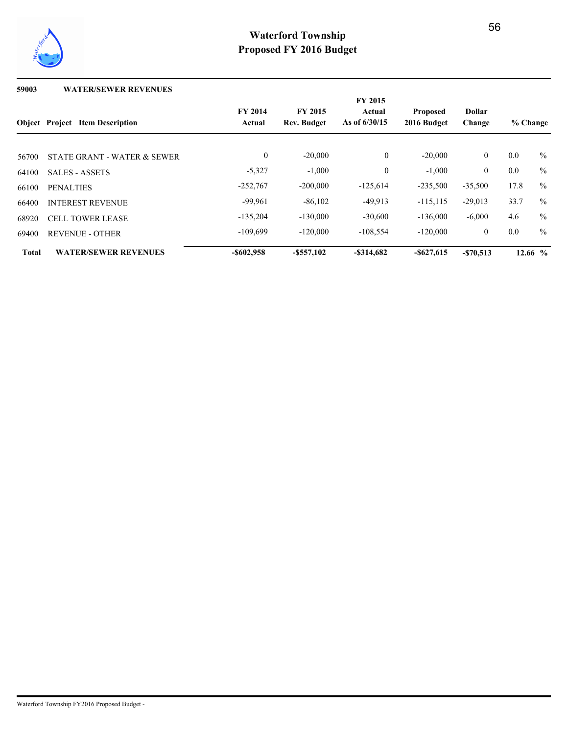# Waterford Township
## Proposed FY 2016 Budget

**59003 WATER/SEWER REVENUES**

| Object | Project | Item Description | FY 2014 Actual | FY 2015 Rev. Budget | FY 2015 Actual As of 6/30/15 | Proposed 2016 Budget | Dollar Change | % Change |
|---|---|---|---|---|---|---|---|---|
| 56700 | | STATE GRANT - WATER & SEWER | 0 | -20,000 | 0 | -20,000 | 0 | 0.0 % |
| 64100 | | SALES - ASSETS | -5,327 | -1,000 | 0 | -1,000 | 0 | 0.0 % |
| 66100 | | PENALTIES | -252,767 | -200,000 | -125,614 | -235,500 | -35,500 | 17.8 % |
| 66400 | | INTEREST REVENUE | -99,961 | -86,102 | -49,913 | -115,115 | -29,013 | 33.7 % |
| 68920 | | CELL TOWER LEASE | -135,204 | -130,000 | -30,600 | -136,000 | -6,000 | 4.6 % |
| 69400 | | REVENUE - OTHER | -109,699 | -120,000 | -108,554 | -120,000 | 0 | 0.0 % |
| **Total** | | **WATER/SEWER REVENUES** | **-$602,958** | **-$557,102** | **-$314,682** | **-$627,615** | **-$70,513** | **12.66 %** |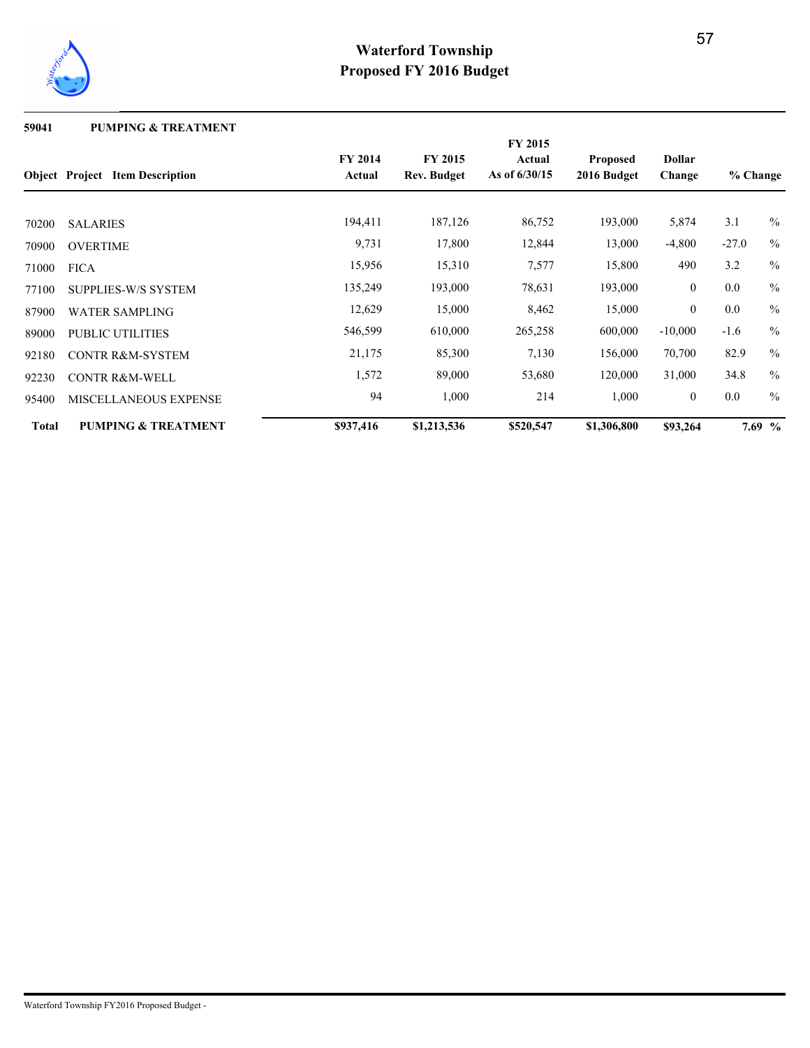# Waterford Township
## Proposed FY 2016 Budget

**59041 PUMPING & TREATMENT**

| Object | Project | Item Description | FY 2014 Actual | FY 2015 Rev. Budget | FY 2015 Actual As of 6/30/15 | Proposed 2016 Budget | Dollar Change | % Change |
|---|---|---|---|---|---|---|---|---|
| 70200 | | SALARIES | 194,411 | 187,126 | 86,752 | 193,000 | 5,874 | 3.1 % |
| 70900 | | OVERTIME | 9,731 | 17,800 | 12,844 | 13,000 | -4,800 | -27.0 % |
| 71000 | | FICA | 15,956 | 15,310 | 7,577 | 15,800 | 490 | 3.2 % |
| 77100 | | SUPPLIES-W/S SYSTEM | 135,249 | 193,000 | 78,631 | 193,000 | 0 | 0.0 % |
| 87900 | | WATER SAMPLING | 12,629 | 15,000 | 8,462 | 15,000 | 0 | 0.0 % |
| 89000 | | PUBLIC UTILITIES | 546,599 | 610,000 | 265,258 | 600,000 | -10,000 | -1.6 % |
| 92180 | | CONTR R&M-SYSTEM | 21,175 | 85,300 | 7,130 | 156,000 | 70,700 | 82.9 % |
| 92230 | | CONTR R&M-WELL | 1,572 | 89,000 | 53,680 | 120,000 | 31,000 | 34.8 % |
| 95400 | | MISCELLANEOUS EXPENSE | 94 | 1,000 | 214 | 1,000 | 0 | 0.0 % |
| **Total** | | **PUMPING & TREATMENT** | **$937,416** | **$1,213,536** | **$520,547** | **$1,306,800** | **$93,264** | **7.69 %** |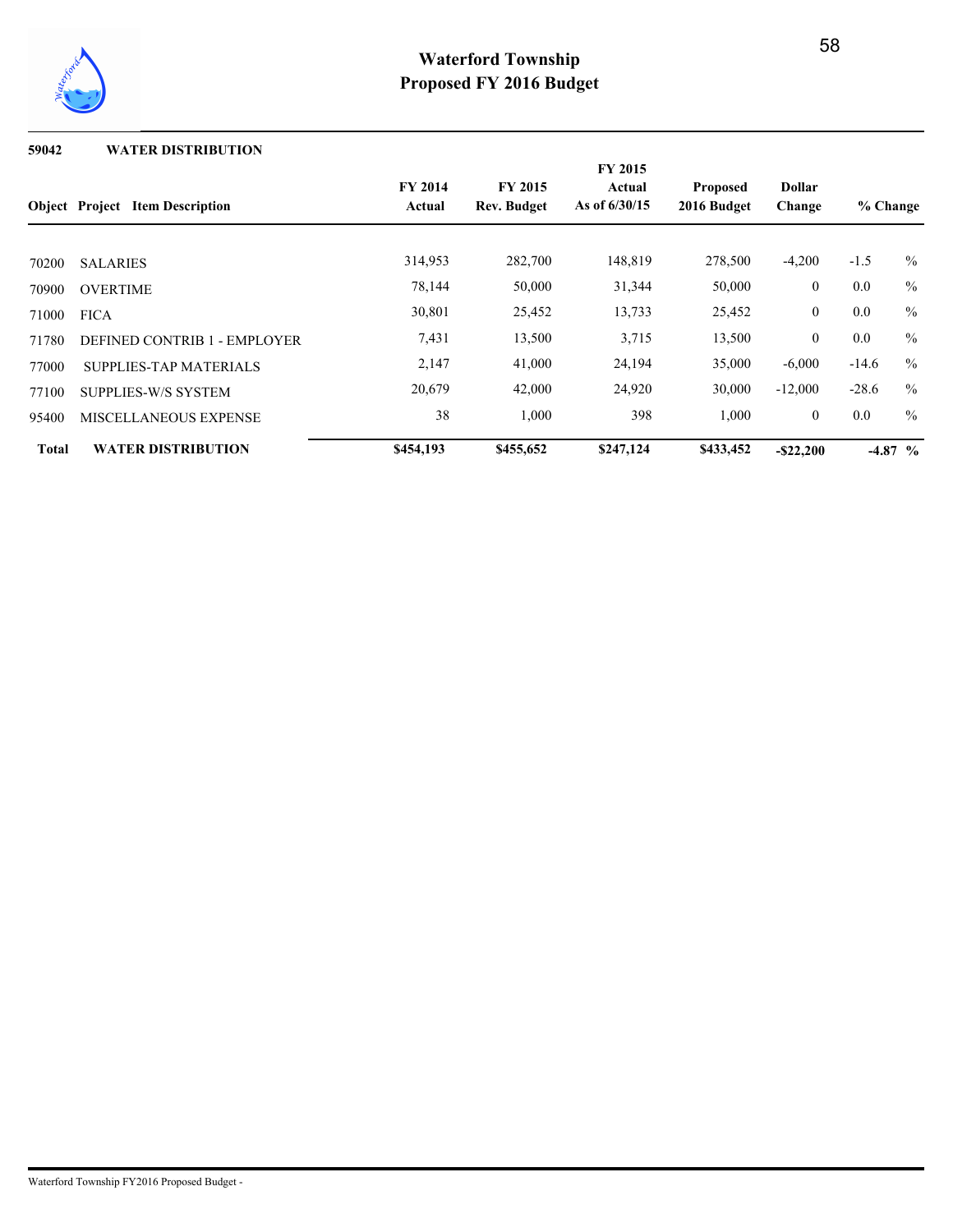# Waterford Township
## Proposed FY 2016 Budget

**59042 WATER DISTRIBUTION**

| Object | Project | Item Description | FY 2014 Actual | FY 2015 Rev. Budget | FY 2015 Actual As of 6/30/15 | Proposed 2016 Budget | Dollar Change | % Change |
|---|---|---|---|---|---|---|---|---|
| 70200 | | SALARIES | 314,953 | 282,700 | 148,819 | 278,500 | -4,200 | -1.5 % |
| 70900 | | OVERTIME | 78,144 | 50,000 | 31,344 | 50,000 | 0 | 0.0 % |
| 71000 | | FICA | 30,801 | 25,452 | 13,733 | 25,452 | 0 | 0.0 % |
| 71780 | | DEFINED CONTRIB 1 - EMPLOYER | 7,431 | 13,500 | 3,715 | 13,500 | 0 | 0.0 % |
| 77000 | | SUPPLIES-TAP MATERIALS | 2,147 | 41,000 | 24,194 | 35,000 | -6,000 | -14.6 % |
| 77100 | | SUPPLIES-W/S SYSTEM | 20,679 | 42,000 | 24,920 | 30,000 | -12,000 | -28.6 % |
| 95400 | | MISCELLANEOUS EXPENSE | 38 | 1,000 | 398 | 1,000 | 0 | 0.0 % |
| **Total** | | **WATER DISTRIBUTION** | **$454,193** | **$455,652** | **$247,124** | **$433,452** | **-$22,200** | **-4.87 %** |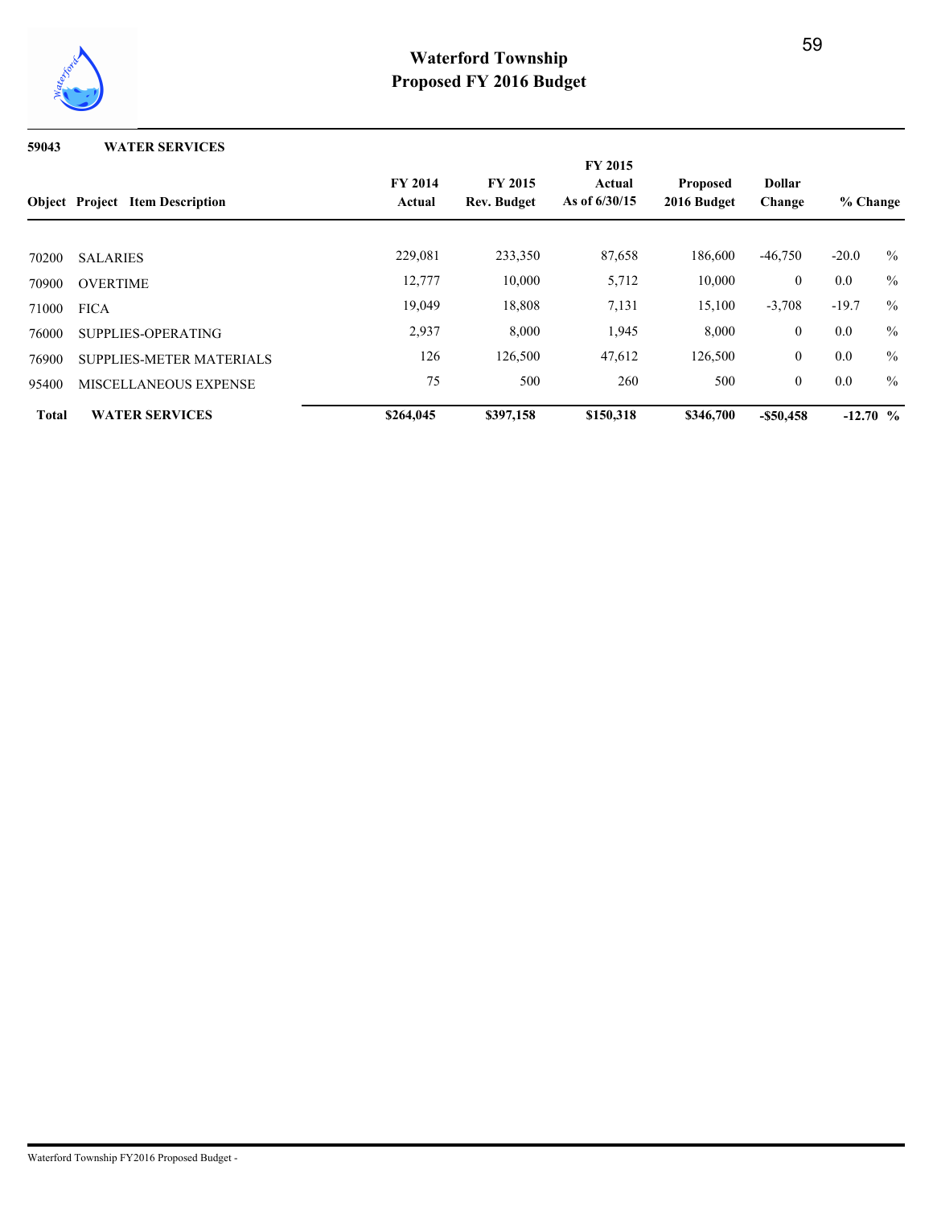## 59043 WATER SERVICES

| Object | Project | Item Description | FY 2014 Actual | FY 2015 Rev. Budget | FY 2015 Actual As of 6/30/15 | Proposed 2016 Budget | Dollar Change | % Change |
|---|---|---|---|---|---|---|---|---|
| 70200 | | SALARIES | 229,081 | 233,350 | 87,658 | 186,600 | -46,750 | -20.0 % |
| 70900 | | OVERTIME | 12,777 | 10,000 | 5,712 | 10,000 | 0 | 0.0 % |
| 71000 | | FICA | 19,049 | 18,808 | 7,131 | 15,100 | -3,708 | -19.7 % |
| 76000 | | SUPPLIES-OPERATING | 2,937 | 8,000 | 1,945 | 8,000 | 0 | 0.0 % |
| 76900 | | SUPPLIES-METER MATERIALS | 126 | 126,500 | 47,612 | 126,500 | 0 | 0.0 % |
| 95400 | | MISCELLANEOUS EXPENSE | 75 | 500 | 260 | 500 | 0 | 0.0 % |
| **Total** | | **WATER SERVICES** | **$264,045** | **$397,158** | **$150,318** | **$346,700** | **-$50,458** | **-12.70 %** |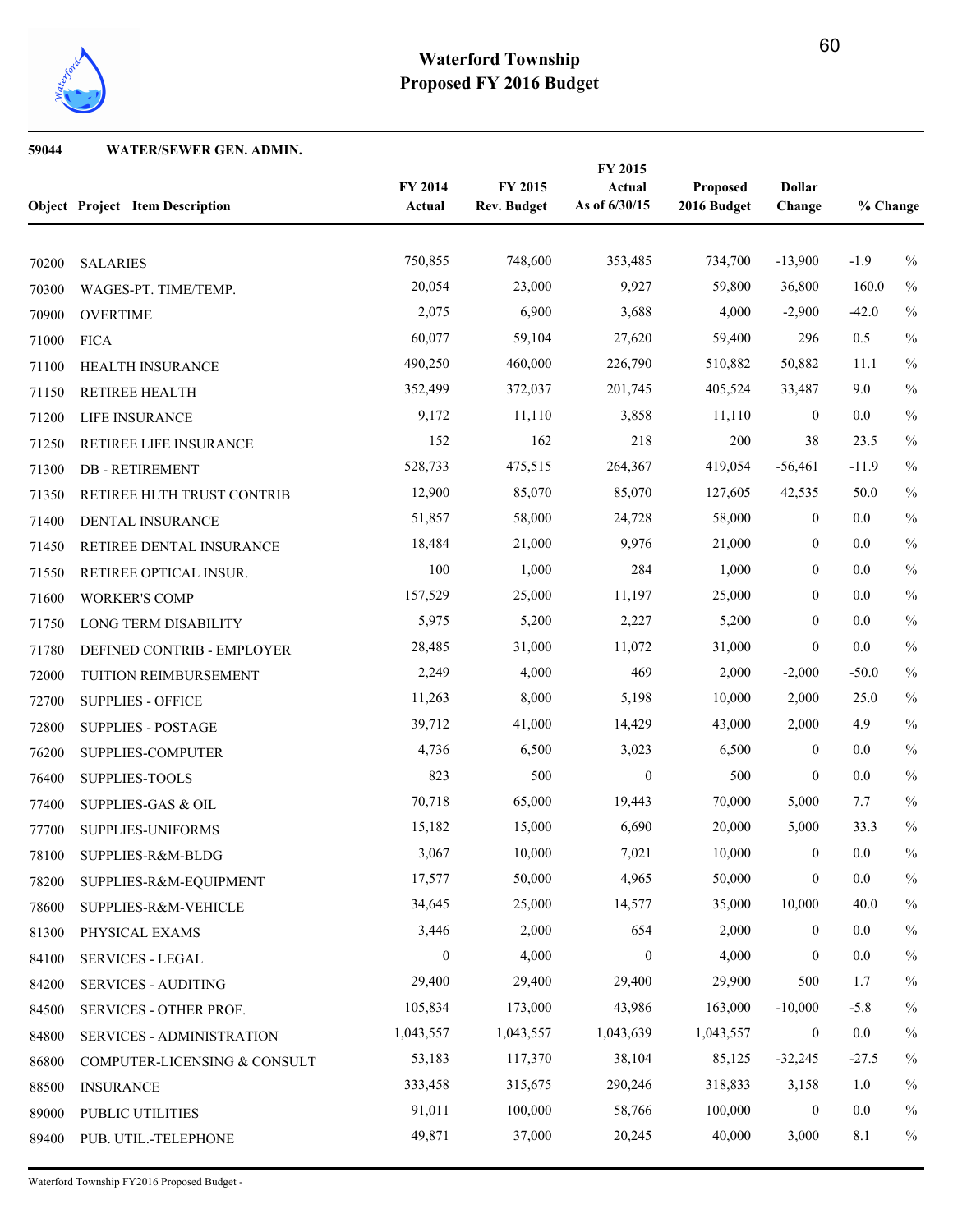# Waterford Township
## Proposed FY 2016 Budget

**59044 WATER/SEWER GEN. ADMIN.**

| Object | Project Item Description | FY 2014 Actual | FY 2015 Rev. Budget | FY 2015 Actual As of 6/30/15 | Proposed 2016 Budget | Dollar Change | % Change |
|---|---|---|---|---|---|---|---|
| 70200 | SALARIES | 750,855 | 748,600 | 353,485 | 734,700 | -13,900 | -1.9 % |
| 70300 | WAGES-PT. TIME/TEMP. | 20,054 | 23,000 | 9,927 | 59,800 | 36,800 | 160.0 % |
| 70900 | OVERTIME | 2,075 | 6,900 | 3,688 | 4,000 | -2,900 | -42.0 % |
| 71000 | FICA | 60,077 | 59,104 | 27,620 | 59,400 | 296 | 0.5 % |
| 71100 | HEALTH INSURANCE | 490,250 | 460,000 | 226,790 | 510,882 | 50,882 | 11.1 % |
| 71150 | RETIREE HEALTH | 352,499 | 372,037 | 201,745 | 405,524 | 33,487 | 9.0 % |
| 71200 | LIFE INSURANCE | 9,172 | 11,110 | 3,858 | 11,110 | 0 | 0.0 % |
| 71250 | RETIREE LIFE INSURANCE | 152 | 162 | 218 | 200 | 38 | 23.5 % |
| 71300 | DB - RETIREMENT | 528,733 | 475,515 | 264,367 | 419,054 | -56,461 | -11.9 % |
| 71350 | RETIREE HLTH TRUST CONTRIB | 12,900 | 85,070 | 85,070 | 127,605 | 42,535 | 50.0 % |
| 71400 | DENTAL INSURANCE | 51,857 | 58,000 | 24,728 | 58,000 | 0 | 0.0 % |
| 71450 | RETIREE DENTAL INSURANCE | 18,484 | 21,000 | 9,976 | 21,000 | 0 | 0.0 % |
| 71550 | RETIREE OPTICAL INSUR. | 100 | 1,000 | 284 | 1,000 | 0 | 0.0 % |
| 71600 | WORKER'S COMP | 157,529 | 25,000 | 11,197 | 25,000 | 0 | 0.0 % |
| 71750 | LONG TERM DISABILITY | 5,975 | 5,200 | 2,227 | 5,200 | 0 | 0.0 % |
| 71780 | DEFINED CONTRIB - EMPLOYER | 28,485 | 31,000 | 11,072 | 31,000 | 0 | 0.0 % |
| 72000 | TUITION REIMBURSEMENT | 2,249 | 4,000 | 469 | 2,000 | -2,000 | -50.0 % |
| 72700 | SUPPLIES - OFFICE | 11,263 | 8,000 | 5,198 | 10,000 | 2,000 | 25.0 % |
| 72800 | SUPPLIES - POSTAGE | 39,712 | 41,000 | 14,429 | 43,000 | 2,000 | 4.9 % |
| 76200 | SUPPLIES-COMPUTER | 4,736 | 6,500 | 3,023 | 6,500 | 0 | 0.0 % |
| 76400 | SUPPLIES-TOOLS | 823 | 500 | 0 | 500 | 0 | 0.0 % |
| 77400 | SUPPLIES-GAS & OIL | 70,718 | 65,000 | 19,443 | 70,000 | 5,000 | 7.7 % |
| 77700 | SUPPLIES-UNIFORMS | 15,182 | 15,000 | 6,690 | 20,000 | 5,000 | 33.3 % |
| 78100 | SUPPLIES-R&M-BLDG | 3,067 | 10,000 | 7,021 | 10,000 | 0 | 0.0 % |
| 78200 | SUPPLIES-R&M-EQUIPMENT | 17,577 | 50,000 | 4,965 | 50,000 | 0 | 0.0 % |
| 78600 | SUPPLIES-R&M-VEHICLE | 34,645 | 25,000 | 14,577 | 35,000 | 10,000 | 40.0 % |
| 81300 | PHYSICAL EXAMS | 3,446 | 2,000 | 654 | 2,000 | 0 | 0.0 % |
| 84100 | SERVICES - LEGAL | 0 | 4,000 | 0 | 4,000 | 0 | 0.0 % |
| 84200 | SERVICES - AUDITING | 29,400 | 29,400 | 29,400 | 29,900 | 500 | 1.7 % |
| 84500 | SERVICES - OTHER PROF. | 105,834 | 173,000 | 43,986 | 163,000 | -10,000 | -5.8 % |
| 84800 | SERVICES - ADMINISTRATION | 1,043,557 | 1,043,557 | 1,043,639 | 1,043,557 | 0 | 0.0 % |
| 86800 | COMPUTER-LICENSING & CONSULT | 53,183 | 117,370 | 38,104 | 85,125 | -32,245 | -27.5 % |
| 88500 | INSURANCE | 333,458 | 315,675 | 290,246 | 318,833 | 3,158 | 1.0 % |
| 89000 | PUBLIC UTILITIES | 91,011 | 100,000 | 58,766 | 100,000 | 0 | 0.0 % |
| 89400 | PUB. UTIL.-TELEPHONE | 49,871 | 37,000 | 20,245 | 40,000 | 3,000 | 8.1 % |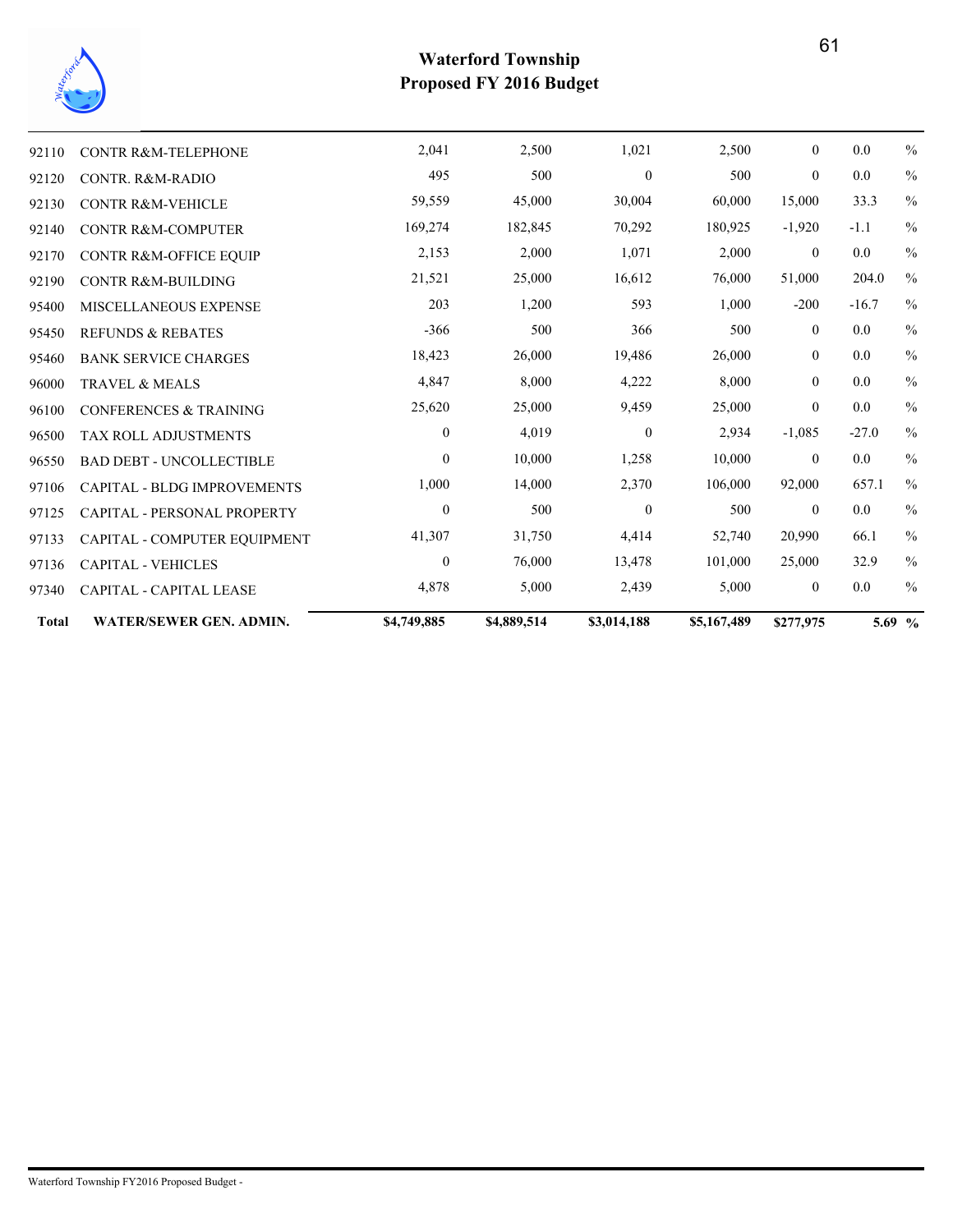# Waterford Township
## Proposed FY 2016 Budget

| | | | | | | | | |
|---|---|---|---|---|---|---|---|---|
| 92110 | CONTR R&M-TELEPHONE | 2,041 | 2,500 | 1,021 | 2,500 | 0 | 0.0 | % |
| 92120 | CONTR. R&M-RADIO | 495 | 500 | 0 | 500 | 0 | 0.0 | % |
| 92130 | CONTR R&M-VEHICLE | 59,559 | 45,000 | 30,004 | 60,000 | 15,000 | 33.3 | % |
| 92140 | CONTR R&M-COMPUTER | 169,274 | 182,845 | 70,292 | 180,925 | -1,920 | -1.1 | % |
| 92170 | CONTR R&M-OFFICE EQUIP | 2,153 | 2,000 | 1,071 | 2,000 | 0 | 0.0 | % |
| 92190 | CONTR R&M-BUILDING | 21,521 | 25,000 | 16,612 | 76,000 | 51,000 | 204.0 | % |
| 95400 | MISCELLANEOUS EXPENSE | 203 | 1,200 | 593 | 1,000 | -200 | -16.7 | % |
| 95450 | REFUNDS & REBATES | -366 | 500 | 366 | 500 | 0 | 0.0 | % |
| 95460 | BANK SERVICE CHARGES | 18,423 | 26,000 | 19,486 | 26,000 | 0 | 0.0 | % |
| 96000 | TRAVEL & MEALS | 4,847 | 8,000 | 4,222 | 8,000 | 0 | 0.0 | % |
| 96100 | CONFERENCES & TRAINING | 25,620 | 25,000 | 9,459 | 25,000 | 0 | 0.0 | % |
| 96500 | TAX ROLL ADJUSTMENTS | 0 | 4,019 | 0 | 2,934 | -1,085 | -27.0 | % |
| 96550 | BAD DEBT - UNCOLLECTIBLE | 0 | 10,000 | 1,258 | 10,000 | 0 | 0.0 | % |
| 97106 | CAPITAL - BLDG IMPROVEMENTS | 1,000 | 14,000 | 2,370 | 106,000 | 92,000 | 657.1 | % |
| 97125 | CAPITAL - PERSONAL PROPERTY | 0 | 500 | 0 | 500 | 0 | 0.0 | % |
| 97133 | CAPITAL - COMPUTER EQUIPMENT | 41,307 | 31,750 | 4,414 | 52,740 | 20,990 | 66.1 | % |
| 97136 | CAPITAL - VEHICLES | 0 | 76,000 | 13,478 | 101,000 | 25,000 | 32.9 | % |
| 97340 | CAPITAL - CAPITAL LEASE | 4,878 | 5,000 | 2,439 | 5,000 | 0 | 0.0 | % |
| **Total** | **WATER/SEWER GEN. ADMIN.** | **$4,749,885** | **$4,889,514** | **$3,014,188** | **$5,167,489** | **$277,975** | **5.69** | **%** |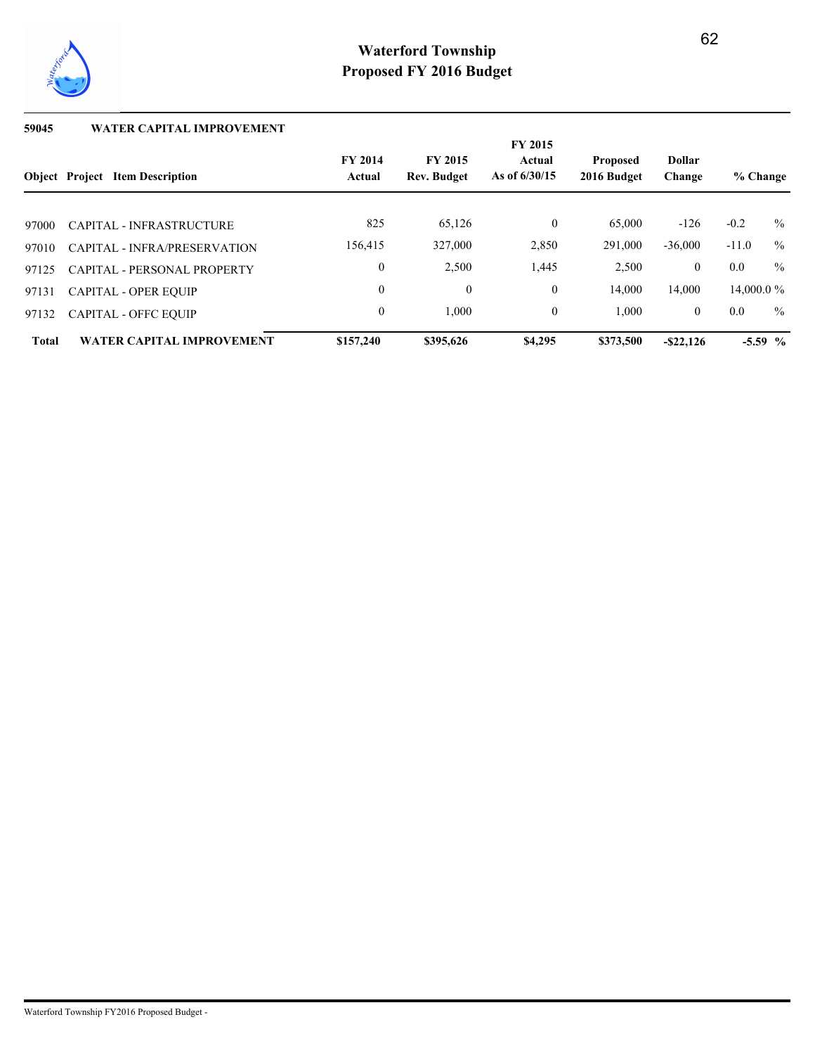# Waterford Township
## Proposed FY 2016 Budget

**59045 WATER CAPITAL IMPROVEMENT**

| Object | Project | Item Description | FY 2014 Actual | FY 2015 Rev. Budget | FY 2015 Actual As of 6/30/15 | Proposed 2016 Budget | Dollar Change | % Change |
|---|---|---|---|---|---|---|---|---|
| 97000 | | CAPITAL - INFRASTRUCTURE | 825 | 65,126 | 0 | 65,000 | -126 | -0.2 % |
| 97010 | | CAPITAL - INFRA/PRESERVATION | 156,415 | 327,000 | 2,850 | 291,000 | -36,000 | -11.0 % |
| 97125 | | CAPITAL - PERSONAL PROPERTY | 0 | 2,500 | 1,445 | 2,500 | 0 | 0.0 % |
| 97131 | | CAPITAL - OPER EQUIP | 0 | 0 | 0 | 14,000 | 14,000 | 14,000.0 % |
| 97132 | | CAPITAL - OFFC EQUIP | 0 | 1,000 | 0 | 1,000 | 0 | 0.0 % |
| **Total** | | **WATER CAPITAL IMPROVEMENT** | **$157,240** | **$395,626** | **$4,295** | **$373,500** | **-$22,126** | **-5.59 %** |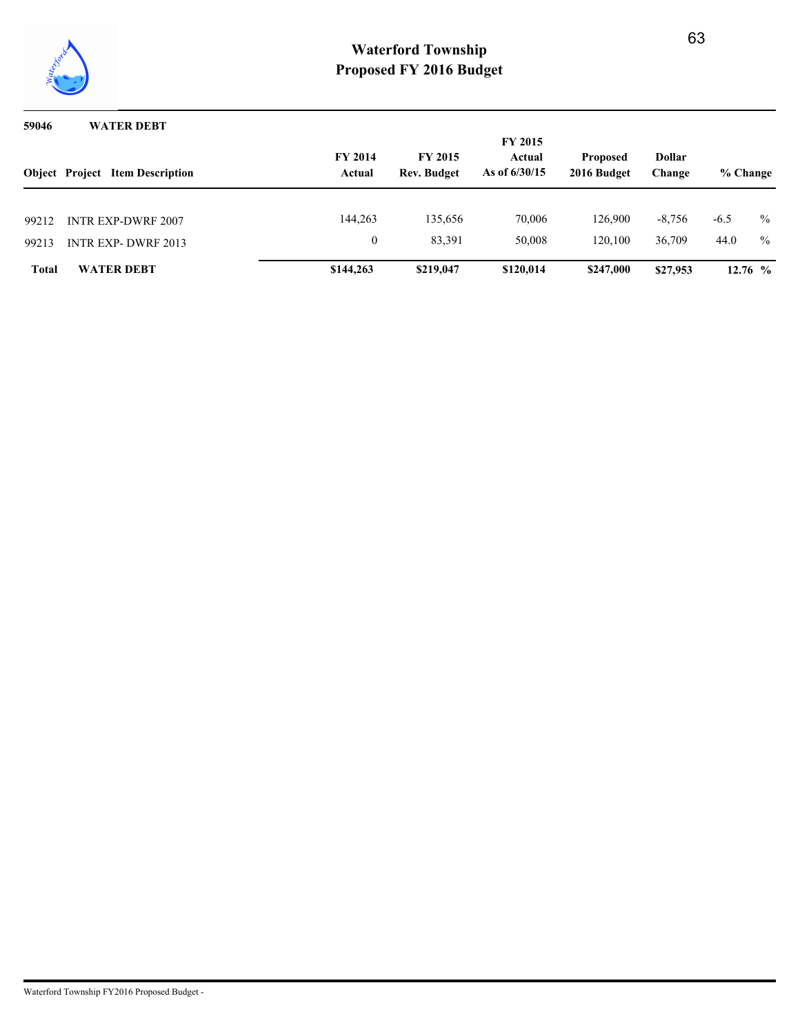# Waterford Township
## Proposed FY 2016 Budget

**59046 WATER DEBT**

| Object | Project | Item Description | FY 2014 Actual | FY 2015 Rev. Budget | FY 2015 Actual As of 6/30/15 | Proposed 2016 Budget | Dollar Change | % Change |
|---|---|---|---|---|---|---|---|---|
| 99212 | | INTR EXP-DWRF 2007 | 144,263 | 135,656 | 70,006 | 126,900 | -8,756 | -6.5 % |
| 99213 | | INTR EXP- DWRF 2013 | 0 | 83,391 | 50,008 | 120,100 | 36,709 | 44.0 % |
| **Total** | | **WATER DEBT** | **$144,263** | **$219,047** | **$120,014** | **$247,000** | **$27,953** | **12.76 %** |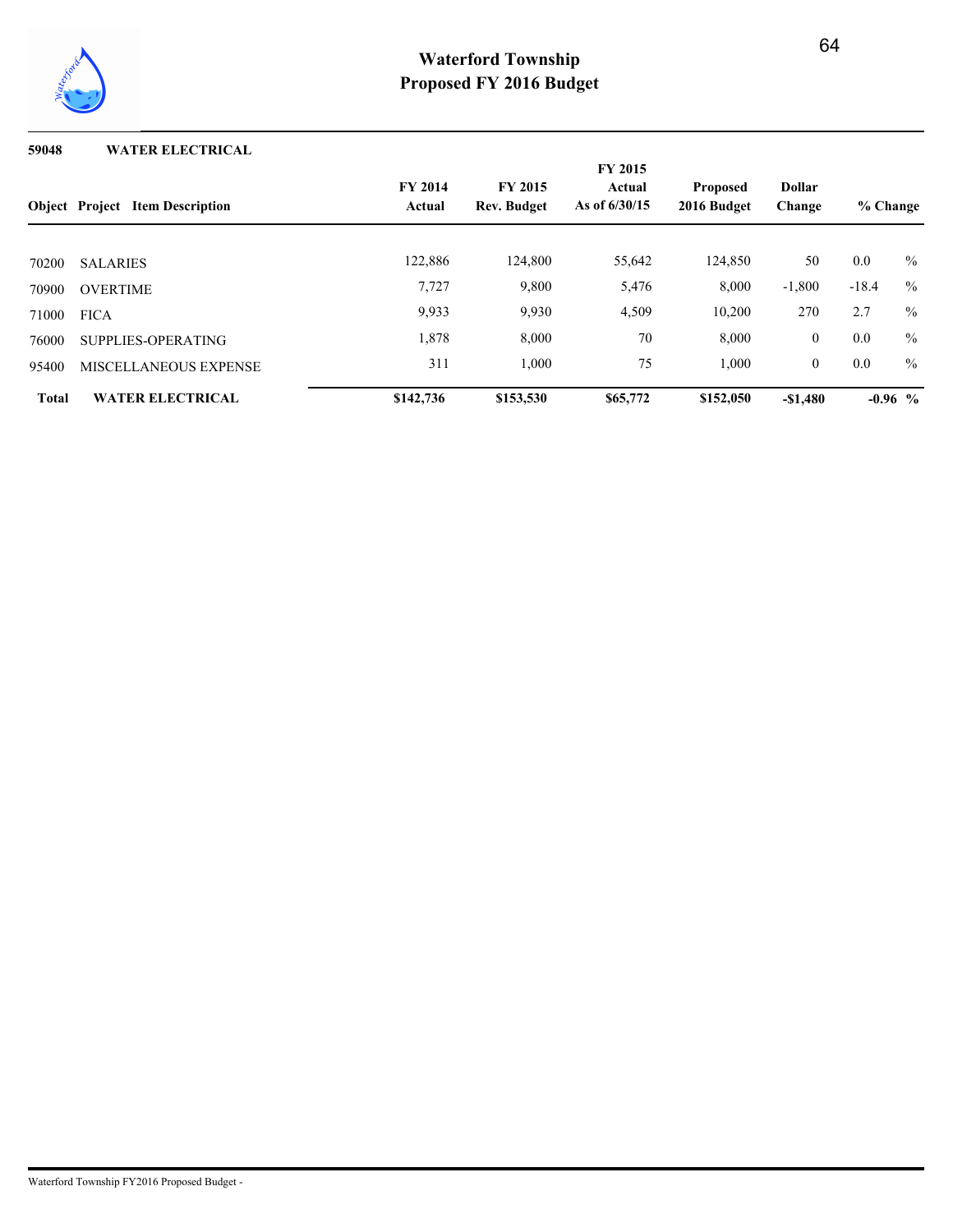# Waterford Township
## Proposed FY 2016 Budget

**59048 WATER ELECTRICAL**

| Object | Project | Item Description | FY 2014 Actual | FY 2015 Rev. Budget | FY 2015 Actual As of 6/30/15 | Proposed 2016 Budget | Dollar Change | % Change |
|---|---|---|---|---|---|---|---|---|
| 70200 | | SALARIES | 122,886 | 124,800 | 55,642 | 124,850 | 50 | 0.0 % |
| 70900 | | OVERTIME | 7,727 | 9,800 | 5,476 | 8,000 | -1,800 | -18.4 % |
| 71000 | | FICA | 9,933 | 9,930 | 4,509 | 10,200 | 270 | 2.7 % |
| 76000 | | SUPPLIES-OPERATING | 1,878 | 8,000 | 70 | 8,000 | 0 | 0.0 % |
| 95400 | | MISCELLANEOUS EXPENSE | 311 | 1,000 | 75 | 1,000 | 0 | 0.0 % |
| **Total** | | **WATER ELECTRICAL** | **$142,736** | **$153,530** | **$65,772** | **$152,050** | **-$1,480** | **-0.96 %** |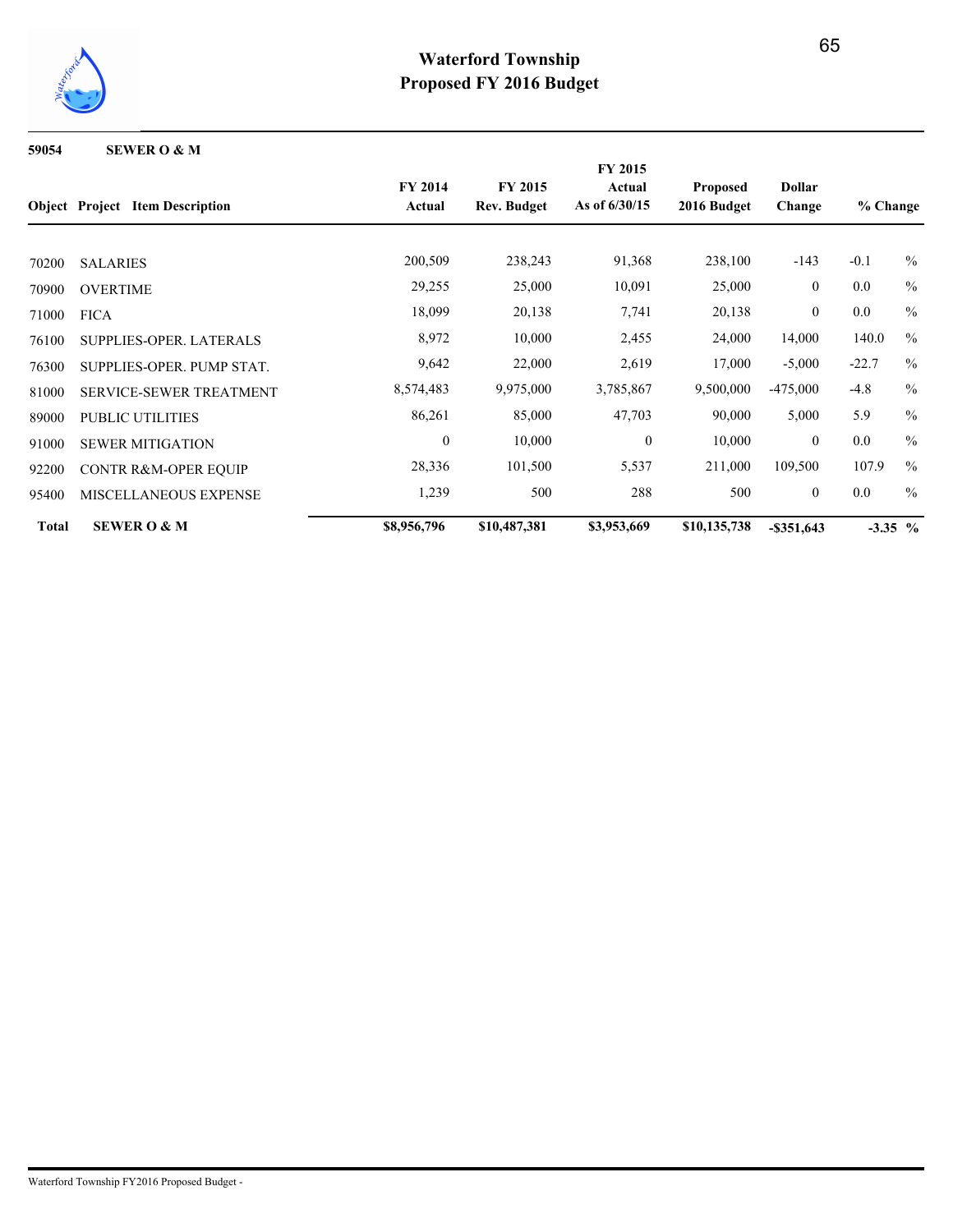# Waterford Township
## Proposed FY 2016 Budget

**59054 SEWER O & M**

| Object | Project Item Description | FY 2014 Actual | FY 2015 Rev. Budget | FY 2015 Actual As of 6/30/15 | Proposed 2016 Budget | Dollar Change | % Change |
|---|---|---|---|---|---|---|---|
| 70200 | SALARIES | 200,509 | 238,243 | 91,368 | 238,100 | -143 | -0.1 % |
| 70900 | OVERTIME | 29,255 | 25,000 | 10,091 | 25,000 | 0 | 0.0 % |
| 71000 | FICA | 18,099 | 20,138 | 7,741 | 20,138 | 0 | 0.0 % |
| 76100 | SUPPLIES-OPER. LATERALS | 8,972 | 10,000 | 2,455 | 24,000 | 14,000 | 140.0 % |
| 76300 | SUPPLIES-OPER. PUMP STAT. | 9,642 | 22,000 | 2,619 | 17,000 | -5,000 | -22.7 % |
| 81000 | SERVICE-SEWER TREATMENT | 8,574,483 | 9,975,000 | 3,785,867 | 9,500,000 | -475,000 | -4.8 % |
| 89000 | PUBLIC UTILITIES | 86,261 | 85,000 | 47,703 | 90,000 | 5,000 | 5.9 % |
| 91000 | SEWER MITIGATION | 0 | 10,000 | 0 | 10,000 | 0 | 0.0 % |
| 92200 | CONTR R&M-OPER EQUIP | 28,336 | 101,500 | 5,537 | 211,000 | 109,500 | 107.9 % |
| 95400 | MISCELLANEOUS EXPENSE | 1,239 | 500 | 288 | 500 | 0 | 0.0 % |
| **Total** | **SEWER O & M** | **$8,956,796** | **$10,487,381** | **$3,953,669** | **$10,135,738** | **-$351,643** | **-3.35 %** |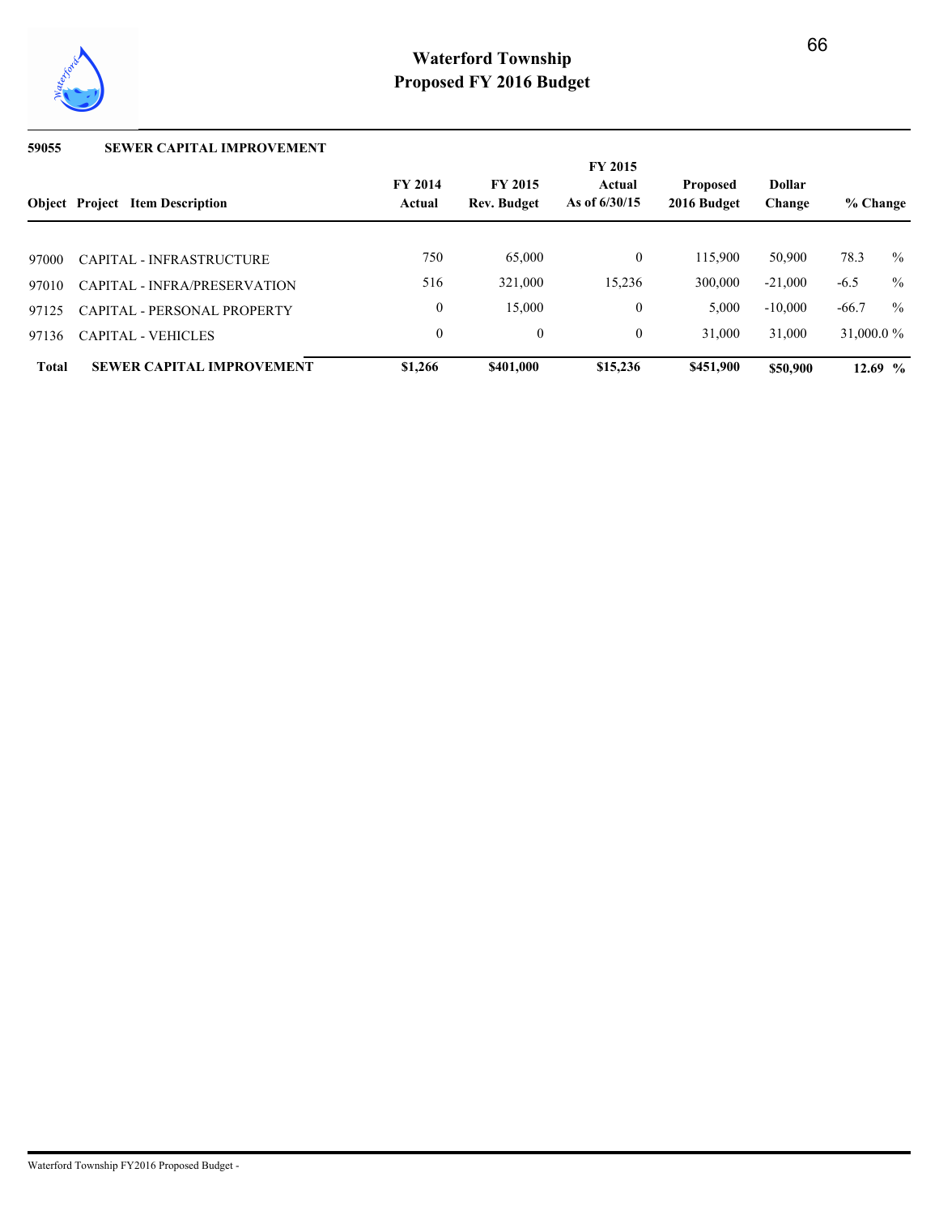# Waterford Township
## Proposed FY 2016 Budget

**59055 SEWER CAPITAL IMPROVEMENT**

| Object | Project Item Description | FY 2014 Actual | FY 2015 Rev. Budget | FY 2015 Actual As of 6/30/15 | Proposed 2016 Budget | Dollar Change | % Change |
|---|---|---|---|---|---|---|---|
| 97000 | CAPITAL - INFRASTRUCTURE | 750 | 65,000 | 0 | 115,900 | 50,900 | 78.3 % |
| 97010 | CAPITAL - INFRA/PRESERVATION | 516 | 321,000 | 15,236 | 300,000 | -21,000 | -6.5 % |
| 97125 | CAPITAL - PERSONAL PROPERTY | 0 | 15,000 | 0 | 5,000 | -10,000 | -66.7 % |
| 97136 | CAPITAL - VEHICLES | 0 | 0 | 0 | 31,000 | 31,000 | 31,000.0 % |
| **Total** | **SEWER CAPITAL IMPROVEMENT** | **$1,266** | **$401,000** | **$15,236** | **$451,900** | **$50,900** | **12.69 %** |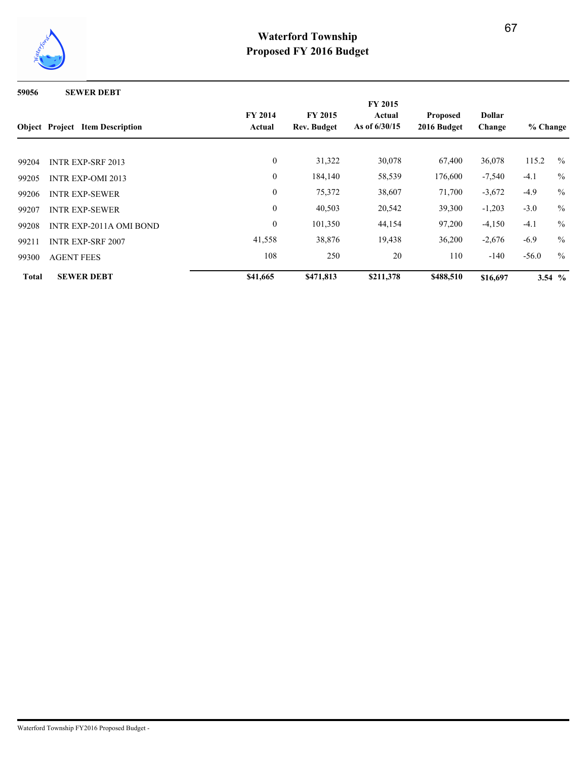# Waterford Township
# Proposed FY 2016 Budget

**59056 SEWER DEBT**

| Object | Project | Item Description | FY 2014 Actual | FY 2015 Rev. Budget | FY 2015 Actual As of 6/30/15 | Proposed 2016 Budget | Dollar Change | % Change |
|---|---|---|---|---|---|---|---|---|
| 99204 | | INTR EXP-SRF 2013 | 0 | 31,322 | 30,078 | 67,400 | 36,078 | 115.2 % |
| 99205 | | INTR EXP-OMI 2013 | 0 | 184,140 | 58,539 | 176,600 | -7,540 | -4.1 % |
| 99206 | | INTR EXP-SEWER | 0 | 75,372 | 38,607 | 71,700 | -3,672 | -4.9 % |
| 99207 | | INTR EXP-SEWER | 0 | 40,503 | 20,542 | 39,300 | -1,203 | -3.0 % |
| 99208 | | INTR EXP-2011A OMI BOND | 0 | 101,350 | 44,154 | 97,200 | -4,150 | -4.1 % |
| 99211 | | INTR EXP-SRF 2007 | 41,558 | 38,876 | 19,438 | 36,200 | -2,676 | -6.9 % |
| 99300 | | AGENT FEES | 108 | 250 | 20 | 110 | -140 | -56.0 % |
| **Total** | | **SEWER DEBT** | **$41,665** | **$471,813** | **$211,378** | **$488,510** | **$16,697** | **3.54 %** |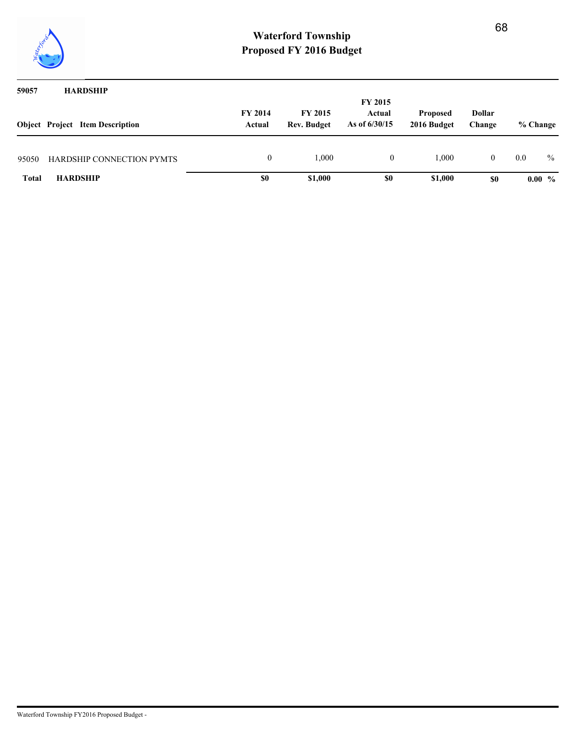# Waterford Township
## Proposed FY 2016 Budget

**59057 HARDSHIP**

| Object | Project | Item Description | FY 2014 Actual | FY 2015 Rev. Budget | FY 2015 Actual As of 6/30/15 | Proposed 2016 Budget | Dollar Change | % Change |
|---|---|---|---|---|---|---|---|---|
| 95050 | | HARDSHIP CONNECTION PYMTS | 0 | 1,000 | 0 | 1,000 | 0 | 0.0 % |
| **Total** | | **HARDSHIP** | **$0** | **$1,000** | **$0** | **$1,000** | **$0** | **0.00 %** |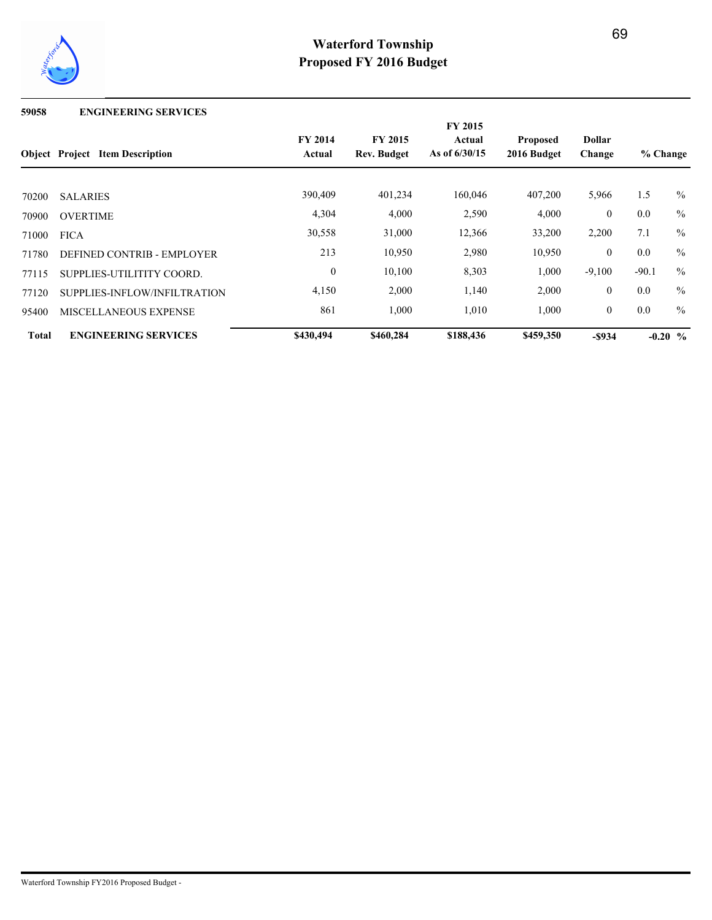# Waterford Township
# Proposed FY 2016 Budget

**59058 ENGINEERING SERVICES**

| Object | Project Item Description | FY 2014 Actual | FY 2015 Rev. Budget | FY 2015 Actual As of 6/30/15 | Proposed 2016 Budget | Dollar Change | % Change |
|---|---|---|---|---|---|---|---|
| 70200 | SALARIES | 390,409 | 401,234 | 160,046 | 407,200 | 5,966 | 1.5 % |
| 70900 | OVERTIME | 4,304 | 4,000 | 2,590 | 4,000 | 0 | 0.0 % |
| 71000 | FICA | 30,558 | 31,000 | 12,366 | 33,200 | 2,200 | 7.1 % |
| 71780 | DEFINED CONTRIB - EMPLOYER | 213 | 10,950 | 2,980 | 10,950 | 0 | 0.0 % |
| 77115 | SUPPLIES-UTILITITY COORD. | 0 | 10,100 | 8,303 | 1,000 | -9,100 | -90.1 % |
| 77120 | SUPPLIES-INFLOW/INFILTRATION | 4,150 | 2,000 | 1,140 | 2,000 | 0 | 0.0 % |
| 95400 | MISCELLANEOUS EXPENSE | 861 | 1,000 | 1,010 | 1,000 | 0 | 0.0 % |
| **Total** | **ENGINEERING SERVICES** | **$430,494** | **$460,284** | **$188,436** | **$459,350** | **-$934** | **-0.20 %** |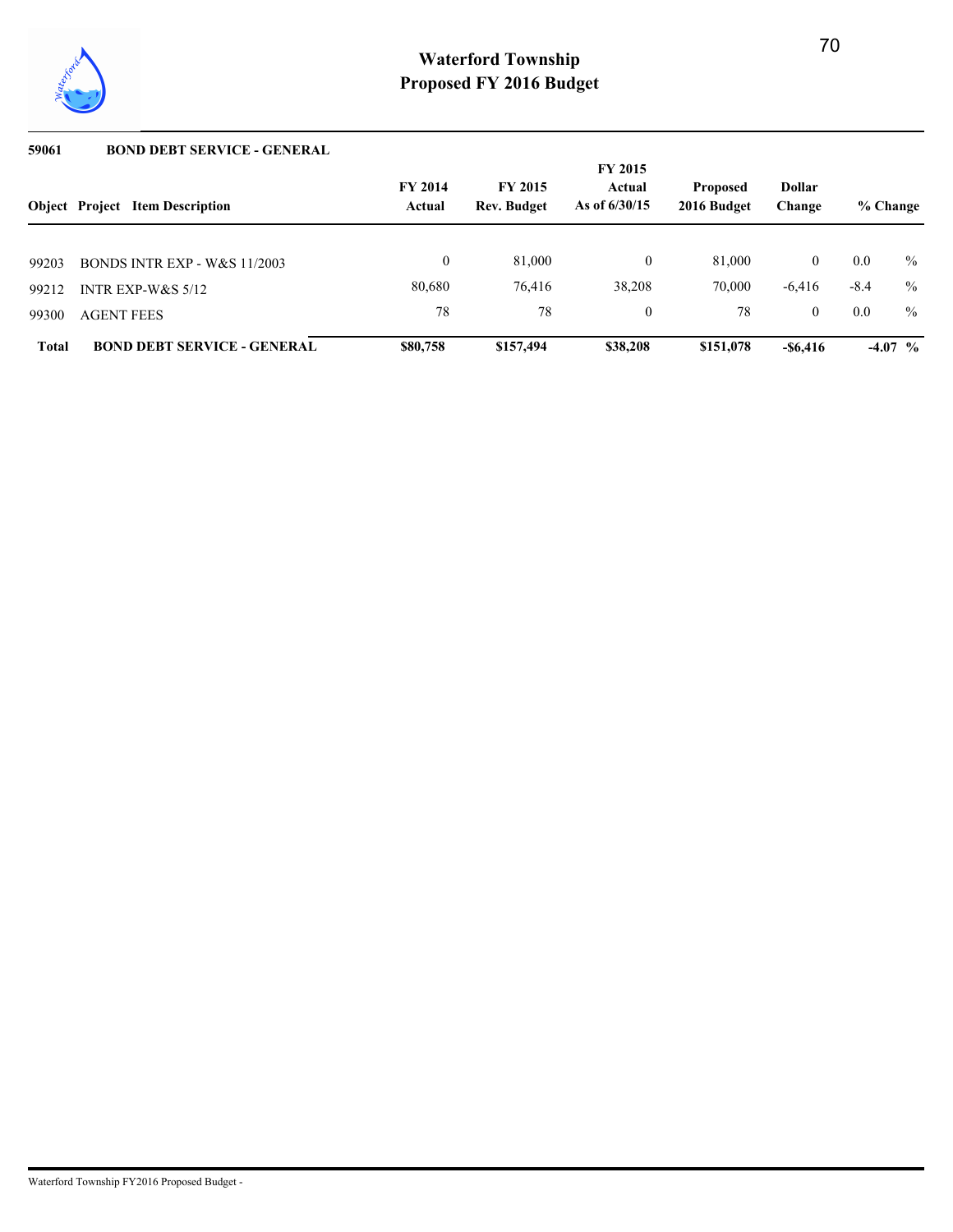### 59061 BOND DEBT SERVICE - GENERAL

| Object | Project | Item Description | FY 2014 Actual | FY 2015 Rev. Budget | FY 2015 Actual As of 6/30/15 | Proposed 2016 Budget | Dollar Change | % Change |
|---|---|---|---|---|---|---|---|---|
| 99203 | | BONDS INTR EXP - W&S 11/2003 | 0 | 81,000 | 0 | 81,000 | 0 | 0.0 % |
| 99212 | | INTR EXP-W&S 5/12 | 80,680 | 76,416 | 38,208 | 70,000 | -6,416 | -8.4 % |
| 99300 | | AGENT FEES | 78 | 78 | 0 | 78 | 0 | 0.0 % |
| **Total** | | **BOND DEBT SERVICE - GENERAL** | **$80,758** | **$157,494** | **$38,208** | **$151,078** | **-$6,416** | **-4.07 %** |